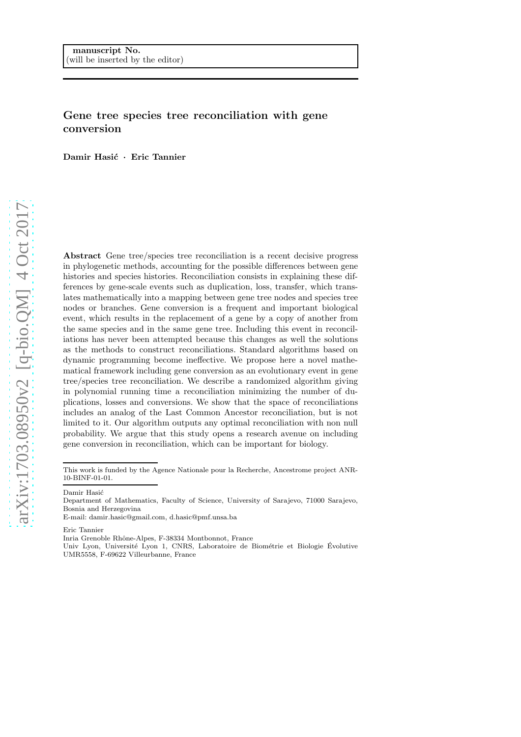manuscript No.
(will be inserted by the editor)

# Gene tree species tree reconciliation with gene conversion

**Damir Hasić · Eric Tannier**

**Abstract** Gene tree/species tree reconciliation is a recent decisive progress in phylogenetic methods, accounting for the possible differences between gene histories and species histories. Reconciliation consists in explaining these differences by gene-scale events such as duplication, loss, transfer, which translates mathematically into a mapping between gene tree nodes and species tree nodes or branches. Gene conversion is a frequent and important biological event, which results in the replacement of a gene by a copy of another from the same species and in the same gene tree. Including this event in reconciliations has never been attempted because this changes as well the solutions as the methods to construct reconciliations. Standard algorithms based on dynamic programming become ineffective. We propose here a novel mathematical framework including gene conversion as an evolutionary event in gene tree/species tree reconciliation. We describe a randomized algorithm giving in polynomial running time a reconciliation minimizing the number of duplications, losses and conversions. We show that the space of reconciliations includes an analog of the Last Common Ancestor reconciliation, but is not limited to it. Our algorithm outputs any optimal reconciliation with non null probability. We argue that this study opens a research avenue on including gene conversion in reconciliation, which can be important for biology.

This work is funded by the Agence Nationale pour la Recherche, Ancestrome project ANR-10-BINF-01-01.

Damir Hasić
Department of Mathematics, Faculty of Science, University of Sarajevo, 71000 Sarajevo, Bosnia and Herzegovina
E-mail: damir.hasic@gmail.com, d.hasic@pmf.unsa.ba

Eric Tannier
Inria Grenoble Rhône-Alpes, F-38334 Montbonnot, France
Univ Lyon, Université Lyon 1, CNRS, Laboratoire de Biométrie et Biologie Évolutive UMR5558, F-69622 Villeurbanne, France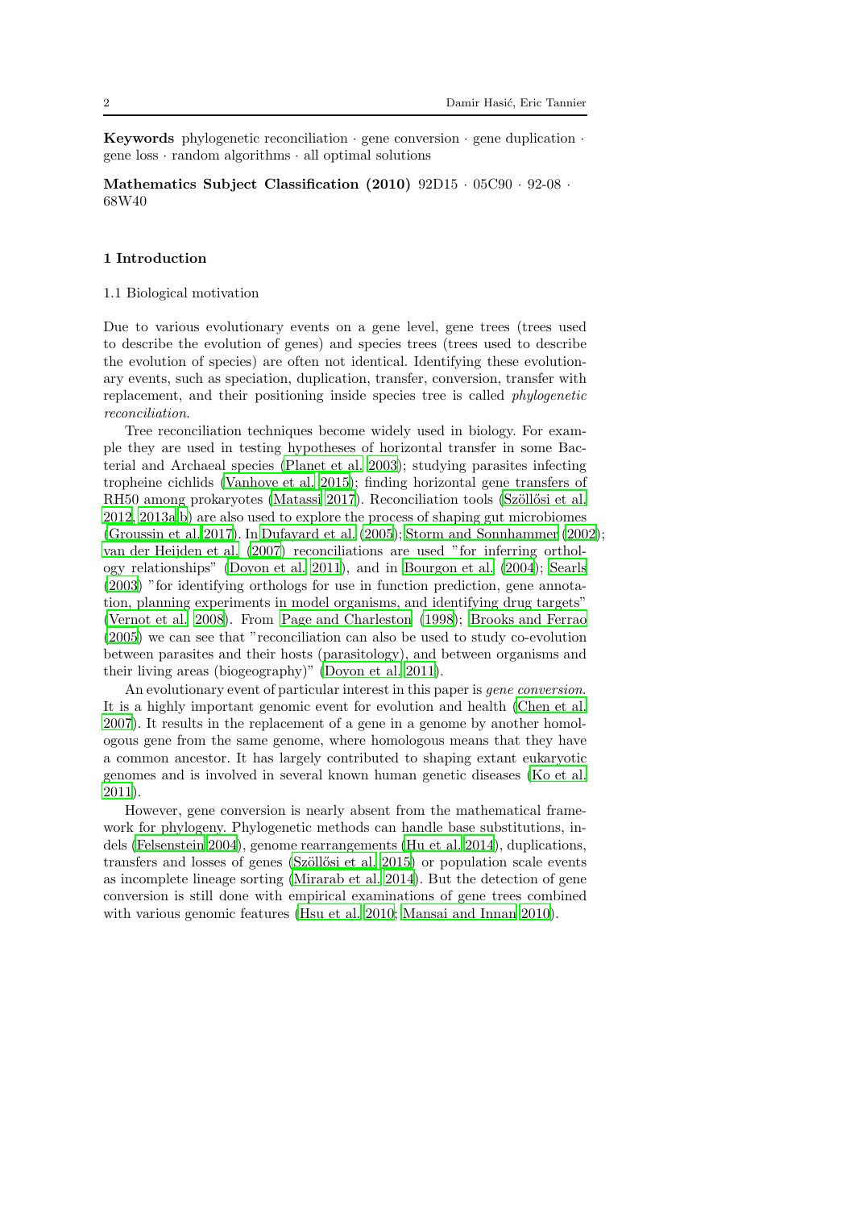**Keywords** phylogenetic reconciliation · gene conversion · gene duplication · gene loss · random algorithms · all optimal solutions

**Mathematics Subject Classification (2010)** 92D15 · 05C90 · 92-08 · 68W40

## 1 Introduction

### 1.1 Biological motivation

Due to various evolutionary events on a gene level, gene trees (trees used to describe the evolution of genes) and species trees (trees used to describe the evolution of species) are often not identical. Identifying these evolutionary events, such as speciation, duplication, transfer, conversion, transfer with replacement, and their positioning inside species tree is called *phylogenetic reconciliation*.

Tree reconciliation techniques become widely used in biology. For example they are used in testing hypotheses of horizontal transfer in some Bacterial and Archaeal species (Planet et al. 2003); studying parasites infecting tropheine cichlids (Vanhove et al. 2015); finding horizontal gene transfers of RH50 among prokaryotes (Matassi 2017). Reconciliation tools (Szöllősi et al. 2012, 2013a,b) are also used to explore the process of shaping gut microbiomes (Groussin et al. 2017). In Dufayard et al. (2005); Storm and Sonnhammer (2002); van der Heijden et al. (2007) reconciliations are used "for inferring orthology relationships" (Doyon et al. 2011), and in Bourgon et al. (2004); Searls (2003) "for identifying orthologs for use in function prediction, gene annotation, planning experiments in model organisms, and identifying drug targets" (Vernot et al. 2008). From Page and Charleston (1998); Brooks and Ferrao (2005) we can see that "reconciliation can also be used to study co-evolution between parasites and their hosts (parasitology), and between organisms and their living areas (biogeography)" (Doyon et al. 2011).

An evolutionary event of particular interest in this paper is *gene conversion*. It is a highly important genomic event for evolution and health (Chen et al. 2007). It results in the replacement of a gene in a genome by another homologous gene from the same genome, where homologous means that they have a common ancestor. It has largely contributed to shaping extant eukaryotic genomes and is involved in several known human genetic diseases (Ko et al. 2011).

However, gene conversion is nearly absent from the mathematical framework for phylogeny. Phylogenetic methods can handle base substitutions, indels (Felsenstein 2004), genome rearrangements (Hu et al. 2014), duplications, transfers and losses of genes (Szöllősi et al. 2015) or population scale events as incomplete lineage sorting (Mirarab et al. 2014). But the detection of gene conversion is still done with empirical examinations of gene trees combined with various genomic features (Hsu et al. 2010; Mansai and Innan 2010).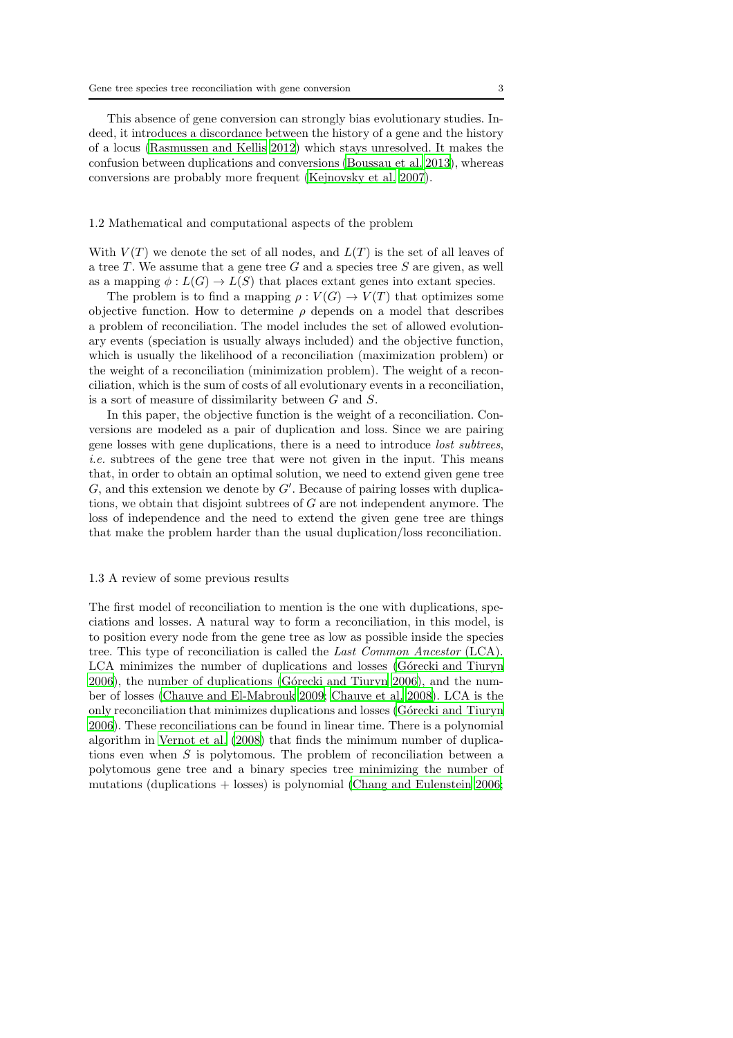This absence of gene conversion can strongly bias evolutionary studies. Indeed, it introduces a discordance between the history of a gene and the history of a locus (Rasmussen and Kellis 2012) which stays unresolved. It makes the confusion between duplications and conversions (Boussau et al. 2013), whereas conversions are probably more frequent (Kejnovsky et al. 2007).

### 1.2 Mathematical and computational aspects of the problem

With $V(T)$ we denote the set of all nodes, and $L(T)$ is the set of all leaves of a tree $T$. We assume that a gene tree $G$ and a species tree $S$ are given, as well as a mapping $\phi : L(G) \rightarrow L(S)$ that places extant genes into extant species.

The problem is to find a mapping $\rho : V(G) \rightarrow V(T)$ that optimizes some objective function. How to determine $\rho$ depends on a model that describes a problem of reconciliation. The model includes the set of allowed evolutionary events (speciation is usually always included) and the objective function, which is usually the likelihood of a reconciliation (maximization problem) or the weight of a reconciliation (minimization problem). The weight of a reconciliation, which is the sum of costs of all evolutionary events in a reconciliation, is a sort of measure of dissimilarity between $G$ and $S$.

In this paper, the objective function is the weight of a reconciliation. Conversions are modeled as a pair of duplication and loss. Since we are pairing gene losses with gene duplications, there is a need to introduce *lost subtrees*, *i.e.* subtrees of the gene tree that were not given in the input. This means that, in order to obtain an optimal solution, we need to extend given gene tree $G$, and this extension we denote by $G'$. Because of pairing losses with duplications, we obtain that disjoint subtrees of $G$ are not independent anymore. The loss of independence and the need to extend the given gene tree are things that make the problem harder than the usual duplication/loss reconciliation.

### 1.3 A review of some previous results

The first model of reconciliation to mention is the one with duplications, speciations and losses. A natural way to form a reconciliation, in this model, is to position every node from the gene tree as low as possible inside the species tree. This type of reconciliation is called the *Last Common Ancestor* (LCA). LCA minimizes the number of duplications and losses (Górecki and Tiuryn 2006), the number of duplications (Górecki and Tiuryn 2006), and the number of losses (Chauve and El-Mabrouk 2009; Chauve et al. 2008). LCA is the only reconciliation that minimizes duplications and losses (Górecki and Tiuryn 2006). These reconciliations can be found in linear time. There is a polynomial algorithm in Vernot et al. (2008) that finds the minimum number of duplications even when $S$ is polytomous. The problem of reconciliation between a polytomous gene tree and a binary species tree minimizing the number of mutations (duplications + losses) is polynomial (Chang and Eulenstein 2006;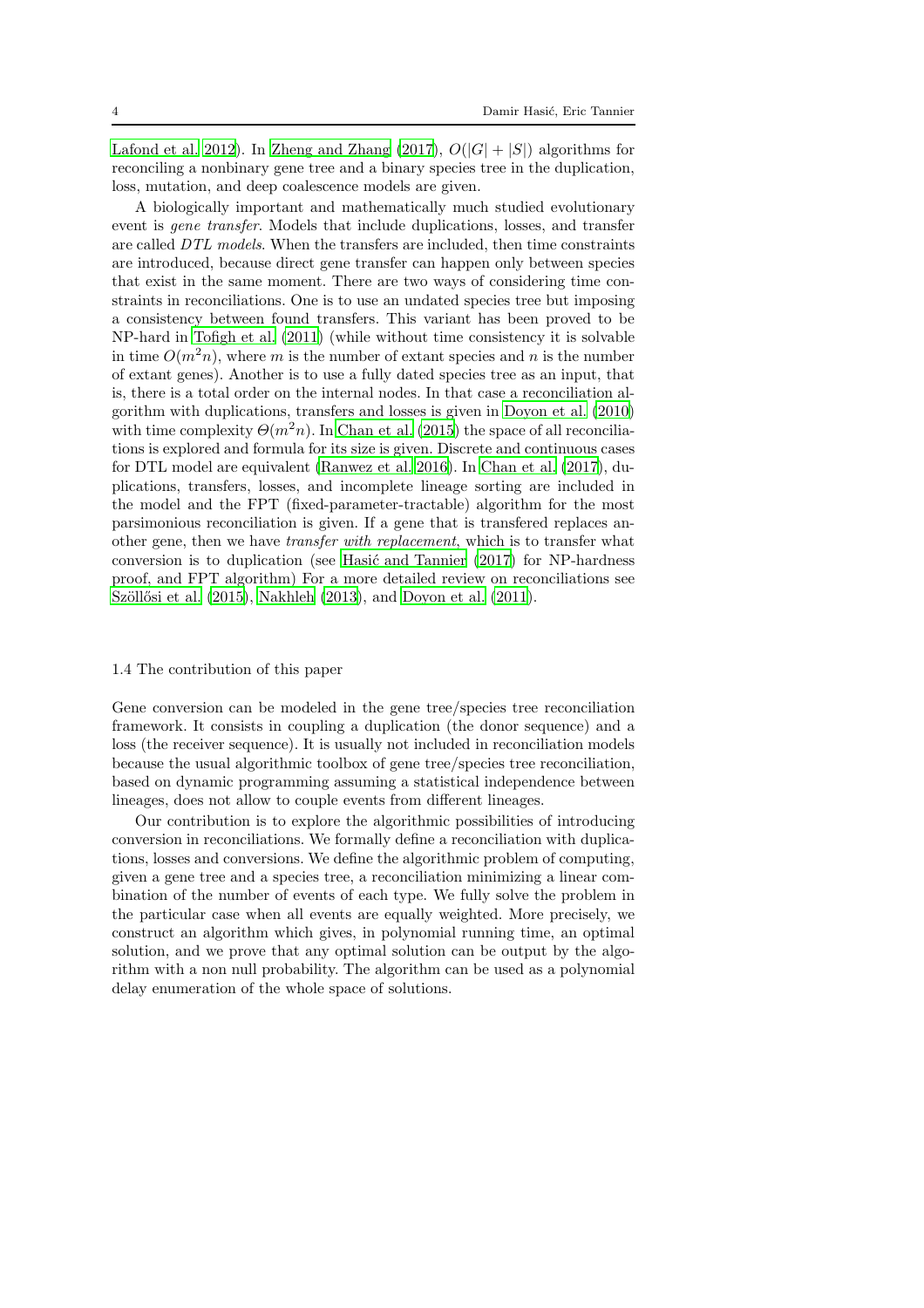Lafond et al. 2012). In Zheng and Zhang (2017), $O(|G| + |S|)$ algorithms for reconciling a nonbinary gene tree and a binary species tree in the duplication, loss, mutation, and deep coalescence models are given.

A biologically important and mathematically much studied evolutionary event is *gene transfer*. Models that include duplications, losses, and transfer are called *DTL models*. When the transfers are included, then time constraints are introduced, because direct gene transfer can happen only between species that exist in the same moment. There are two ways of considering time constraints in reconciliations. One is to use an undated species tree but imposing a consistency between found transfers. This variant has been proved to be NP-hard in Tofigh et al. (2011) (while without time consistency it is solvable in time $O(m^2 n)$, where $m$ is the number of extant species and $n$ is the number of extant genes). Another is to use a fully dated species tree as an input, that is, there is a total order on the internal nodes. In that case a reconciliation algorithm with duplications, transfers and losses is given in Doyon et al. (2010) with time complexity $\Theta(m^2 n)$. In Chan et al. (2015) the space of all reconciliations is explored and formula for its size is given. Discrete and continuous cases for DTL model are equivalent (Ranwez et al. 2016). In Chan et al. (2017), duplications, transfers, losses, and incomplete lineage sorting are included in the model and the FPT (fixed-parameter-tractable) algorithm for the most parsimonious reconciliation is given. If a gene that is transfered replaces another gene, then we have *transfer with replacement*, which is to transfer what conversion is to duplication (see Hasić and Tannier (2017) for NP-hardness proof, and FPT algorithm) For a more detailed review on reconciliations see Szöllősi et al. (2015), Nakhleh (2013), and Doyon et al. (2011).

### 1.4 The contribution of this paper

Gene conversion can be modeled in the gene tree/species tree reconciliation framework. It consists in coupling a duplication (the donor sequence) and a loss (the receiver sequence). It is usually not included in reconciliation models because the usual algorithmic toolbox of gene tree/species tree reconciliation, based on dynamic programming assuming a statistical independence between lineages, does not allow to couple events from different lineages.

Our contribution is to explore the algorithmic possibilities of introducing conversion in reconciliations. We formally define a reconciliation with duplications, losses and conversions. We define the algorithmic problem of computing, given a gene tree and a species tree, a reconciliation minimizing a linear combination of the number of events of each type. We fully solve the problem in the particular case when all events are equally weighted. More precisely, we construct an algorithm which gives, in polynomial running time, an optimal solution, and we prove that any optimal solution can be output by the algorithm with a non null probability. The algorithm can be used as a polynomial delay enumeration of the whole space of solutions.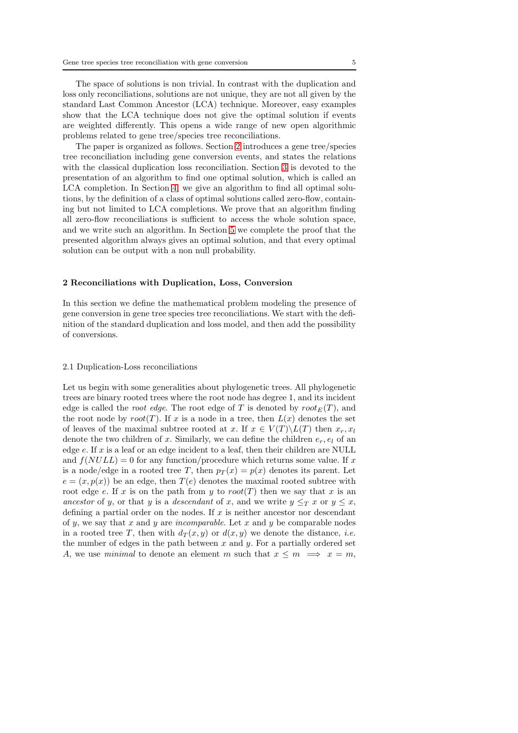The space of solutions is non trivial. In contrast with the duplication and loss only reconciliations, solutions are not unique, they are not all given by the standard Last Common Ancestor (LCA) technique. Moreover, easy examples show that the LCA technique does not give the optimal solution if events are weighted differently. This opens a wide range of new open algorithmic problems related to gene tree/species tree reconciliations.

The paper is organized as follows. Section 2 introduces a gene tree/species tree reconciliation including gene conversion events, and states the relations with the classical duplication loss reconciliation. Section 3 is devoted to the presentation of an algorithm to find one optimal solution, which is called an LCA completion. In Section 4, we give an algorithm to find all optimal solutions, by the definition of a class of optimal solutions called zero-flow, containing but not limited to LCA completions. We prove that an algorithm finding all zero-flow reconciliations is sufficient to access the whole solution space, and we write such an algorithm. In Section 5 we complete the proof that the presented algorithm always gives an optimal solution, and that every optimal solution can be output with a non null probability.

## 2 Reconciliations with Duplication, Loss, Conversion

In this section we define the mathematical problem modeling the presence of gene conversion in gene tree species tree reconciliations. We start with the definition of the standard duplication and loss model, and then add the possibility of conversions.

### 2.1 Duplication-Loss reconciliations

Let us begin with some generalities about phylogenetic trees. All phylogenetic trees are binary rooted trees where the root node has degree 1, and its incident edge is called the *root edge*. The root edge of $T$ is denoted by $root_E(T)$, and the root node by $root(T)$. If $x$ is a node in a tree, then $L(x)$ denotes the set of leaves of the maximal subtree rooted at $x$. If $x \in V(T) \backslash L(T)$ then $x_r, x_l$ denote the two children of $x$. Similarly, we can define the children $e_r, e_l$ of an edge $e$. If $x$ is a leaf or an edge incident to a leaf, then their children are NULL and $f(NULL) = 0$ for any function/procedure which returns some value. If $x$ is a node/edge in a rooted tree $T$, then $p_T(x) = p(x)$ denotes its parent. Let $e = (x, p(x))$ be an edge, then $T(e)$ denotes the maximal rooted subtree with root edge $e$. If $x$ is on the path from $y$ to $root(T)$ then we say that $x$ is an *ancestor* of $y$, or that $y$ is a *descendant* of $x$, and we write $y \leq_T x$ or $y \leq x$, defining a partial order on the nodes. If $x$ is neither ancestor nor descendant of $y$, we say that $x$ and $y$ are *incomparable*. Let $x$ and $y$ be comparable nodes in a rooted tree $T$, then with $d_T(x, y)$ or $d(x, y)$ we denote the distance, *i.e.* the number of edges in the path between $x$ and $y$. For a partially ordered set $A$, we use *minimal* to denote an element $m$ such that $x \leq m \implies x = m$,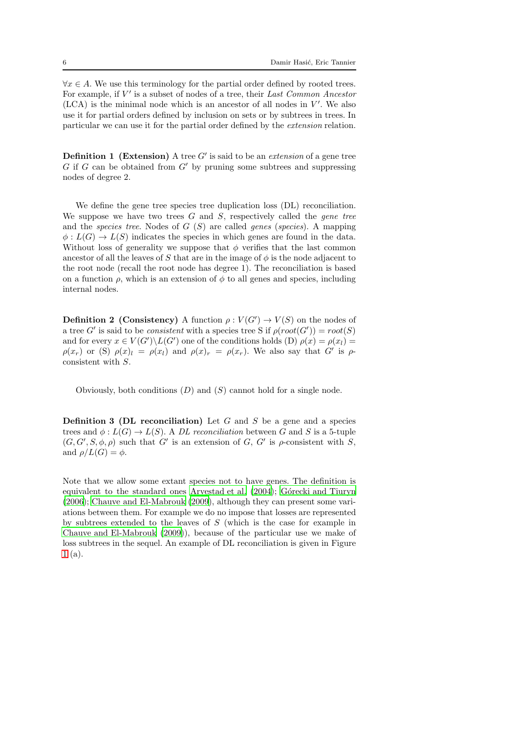$\forall x \in A$. We use this terminology for the partial order defined by rooted trees. For example, if $V'$ is a subset of nodes of a tree, their *Last Common Ancestor* (LCA) is the minimal node which is an ancestor of all nodes in $V'$. We also use it for partial orders defined by inclusion on sets or by subtrees in trees. In particular we can use it for the partial order defined by the *extension* relation.

**Definition 1 (Extension)** A tree $G'$ is said to be an *extension* of a gene tree $G$ if $G$ can be obtained from $G'$ by pruning some subtrees and suppressing nodes of degree 2.

We define the gene tree species tree duplication loss (DL) reconciliation. We suppose we have two trees $G$ and $S$, respectively called the *gene tree* and the *species tree*. Nodes of $G$ ($S$) are called *genes* (*species*). A mapping $\phi : L(G) \to L(S)$ indicates the species in which genes are found in the data. Without loss of generality we suppose that $\phi$ verifies that the last common ancestor of all the leaves of $S$ that are in the image of $\phi$ is the node adjacent to the root node (recall the root node has degree 1). The reconciliation is based on a function $\rho$, which is an extension of $\phi$ to all genes and species, including internal nodes.

**Definition 2 (Consistency)** A function $\rho : V(G') \to V(S)$ on the nodes of a tree $G'$ is said to be *consistent* with a species tree S if $\rho(root(G')) = root(S)$ and for every $x \in V(G')\backslash L(G')$ one of the conditions holds (D) $\rho(x) = \rho(x_l) = \rho(x_r)$ or (S) $\rho(x)_l = \rho(x_l)$ and $\rho(x)_r = \rho(x_r)$. We also say that $G'$ is $\rho$-consistent with $S$.

Obviously, both conditions ($D$) and ($S$) cannot hold for a single node.

**Definition 3 (DL reconciliation)** Let $G$ and $S$ be a gene and a species trees and $\phi : L(G) \to L(S)$. A *DL reconciliation* between $G$ and $S$ is a 5-tuple $(G, G', S, \phi, \rho)$ such that $G'$ is an extension of $G$, $G'$ is $\rho$-consistent with $S$, and $\rho/L(G) = \phi$.

Note that we allow some extant species not to have genes. The definition is equivalent to the standard ones Arvestad et al. (2004); Górecki and Tiuryn (2006); Chauve and El-Mabrouk (2009), although they can present some variations between them. For example we do no impose that losses are represented by subtrees extended to the leaves of $S$ (which is the case for example in Chauve and El-Mabrouk (2009)), because of the particular use we make of loss subtrees in the sequel. An example of DL reconciliation is given in Figure 1 (a).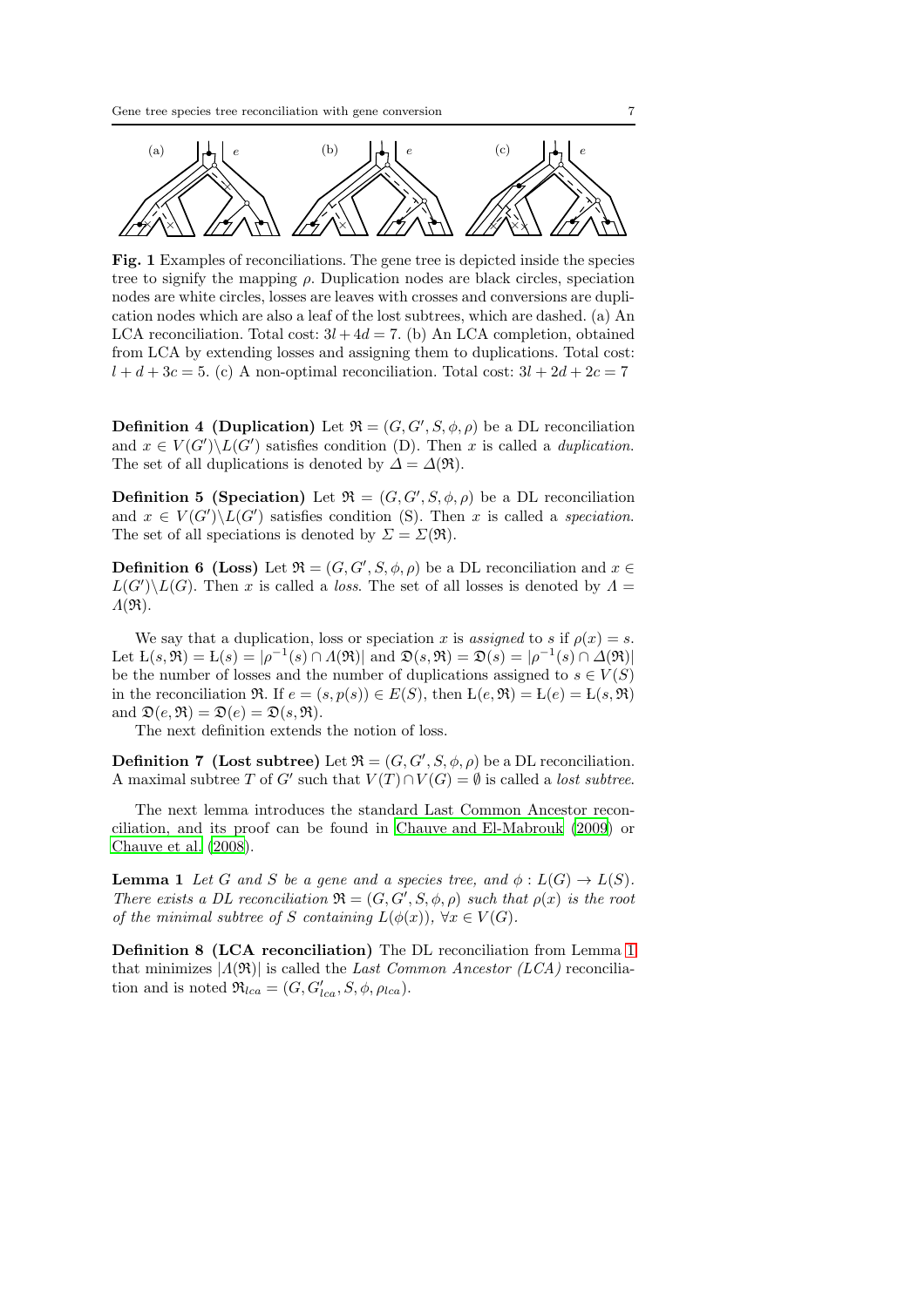**Fig. 1** Examples of reconciliations. The gene tree is depicted inside the species tree to signify the mapping $\rho$. Duplication nodes are black circles, speciation nodes are white circles, losses are leaves with crosses and conversions are duplication nodes which are also a leaf of the lost subtrees, which are dashed. (a) An LCA reconciliation. Total cost: $3l + 4d = 7$. (b) An LCA completion, obtained from LCA by extending losses and assigning them to duplications. Total cost: $l + d + 3c = 5$. (c) A non-optimal reconciliation. Total cost: $3l + 2d + 2c = 7$

**Definition 4 (Duplication)** Let $\mathfrak{R} = (G, G', S, \phi, \rho)$ be a DL reconciliation and $x \in V(G')\backslash L(G')$ satisfies condition (D). Then $x$ is called a *duplication*. The set of all duplications is denoted by $\Delta = \Delta(\mathfrak{R})$.

**Definition 5 (Speciation)** Let $\mathfrak{R} = (G, G', S, \phi, \rho)$ be a DL reconciliation and $x \in V(G')\backslash L(G')$ satisfies condition (S). Then $x$ is called a *speciation*. The set of all speciations is denoted by $\Sigma = \Sigma(\mathfrak{R})$.

**Definition 6 (Loss)** Let $\mathfrak{R} = (G, G', S, \phi, \rho)$ be a DL reconciliation and $x \in L(G')\backslash L(G)$. Then $x$ is called a *loss*. The set of all losses is denoted by $\Lambda = \Lambda(\mathfrak{R})$.

We say that a duplication, loss or speciation $x$ is *assigned* to $s$ if $\rho(x) = s$. Let $\text{Ł}(s, \mathfrak{R}) = \text{Ł}(s) = |\rho^{-1}(s) \cap \Lambda(\mathfrak{R})|$ and $\mathfrak{D}(s, \mathfrak{R}) = \mathfrak{D}(s) = |\rho^{-1}(s) \cap \Delta(\mathfrak{R})|$ be the number of losses and the number of duplications assigned to $s \in V(S)$ in the reconciliation $\mathfrak{R}$. If $e = (s, p(s)) \in E(S)$, then $\text{Ł}(e, \mathfrak{R}) = \text{Ł}(e) = \text{Ł}(s, \mathfrak{R})$ and $\mathfrak{D}(e, \mathfrak{R}) = \mathfrak{D}(e) = \mathfrak{D}(s, \mathfrak{R})$.

The next definition extends the notion of loss.

**Definition 7 (Lost subtree)** Let $\mathfrak{R} = (G, G', S, \phi, \rho)$ be a DL reconciliation. A maximal subtree $T$ of $G'$ such that $V(T) \cap V(G) = \emptyset$ is called a *lost subtree*.

The next lemma introduces the standard Last Common Ancestor reconciliation, and its proof can be found in Chauve and El-Mabrouk (2009) or Chauve et al. (2008).

**Lemma 1** *Let $G$ and $S$ be a gene and a species tree, and $\phi : L(G) \to L(S)$. There exists a DL reconciliation $\mathfrak{R} = (G, G', S, \phi, \rho)$ such that $\rho(x)$ is the root of the minimal subtree of $S$ containing $L(\phi(x))$, $\forall x \in V(G)$.*

**Definition 8 (LCA reconciliation)** The DL reconciliation from Lemma 1 that minimizes $|\Lambda(\mathfrak{R})|$ is called the *Last Common Ancestor (LCA)* reconciliation and is noted $\mathfrak{R}_{lca} = (G, G'_{lca}, S, \phi, \rho_{lca})$.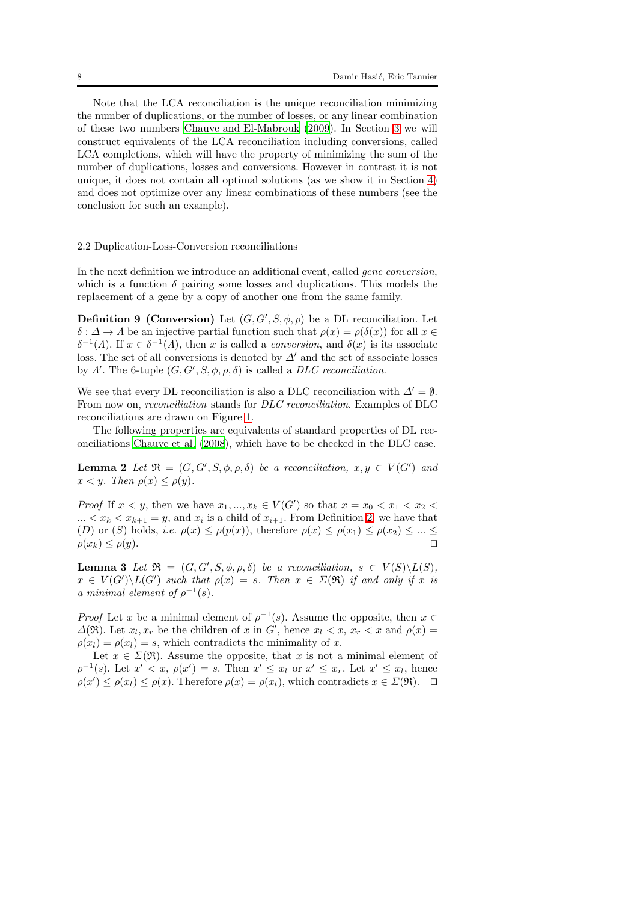Note that the LCA reconciliation is the unique reconciliation minimizing the number of duplications, or the number of losses, or any linear combination of these two numbers Chauve and El-Mabrouk (2009). In Section 3 we will construct equivalents of the LCA reconciliation including conversions, called LCA completions, which will have the property of minimizing the sum of the number of duplications, losses and conversions. However in contrast it is not unique, it does not contain all optimal solutions (as we show it in Section 4) and does not optimize over any linear combinations of these numbers (see the conclusion for such an example).

## 2.2 Duplication-Loss-Conversion reconciliations

In the next definition we introduce an additional event, called *gene conversion*, which is a function $\delta$ pairing some losses and duplications. This models the replacement of a gene by a copy of another one from the same family.

**Definition 9 (Conversion)** Let $(G, G', S, \phi, \rho)$ be a DL reconciliation. Let $\delta : \Delta \rightarrow \Lambda$ be an injective partial function such that $\rho(x) = \rho(\delta(x))$ for all $x \in \delta^{-1}(\Lambda)$. If $x \in \delta^{-1}(\Lambda)$, then $x$ is called a *conversion*, and $\delta(x)$ is its associate loss. The set of all conversions is denoted by $\Delta'$ and the set of associate losses by $\Lambda'$. The 6-tuple $(G, G', S, \phi, \rho, \delta)$ is called a *DLC reconciliation*.

We see that every DL reconciliation is also a DLC reconciliation with $\Delta' = \emptyset$. From now on, *reconciliation* stands for *DLC reconciliation*. Examples of DLC reconciliations are drawn on Figure 1.

The following properties are equivalents of standard properties of DL reconciliations Chauve et al. (2008), which have to be checked in the DLC case.

**Lemma 2** *Let $\mathfrak{R} = (G, G', S, \phi, \rho, \delta)$ be a reconciliation, $x, y \in V(G')$ and $x < y$. Then $\rho(x) \leq \rho(y)$.*

*Proof* If $x < y$, then we have $x_1, ..., x_k \in V(G')$ so that $x = x_0 < x_1 < x_2 < ... < x_k < x_{k+1} = y$, and $x_i$ is a child of $x_{i+1}$. From Definition 2, we have that (D) or (S) holds, *i.e.* $\rho(x) \leq \rho(p(x))$, therefore $\rho(x) \leq \rho(x_1) \leq \rho(x_2) \leq ... \leq \rho(x_k) \leq \rho(y)$. $\square$

**Lemma 3** *Let $\mathfrak{R} = (G, G', S, \phi, \rho, \delta)$ be a reconciliation, $s \in V(S) \backslash L(S)$, $x \in V(G') \backslash L(G')$ such that $\rho(x) = s$. Then $x \in \Sigma(\mathfrak{R})$ if and only if $x$ is a minimal element of $\rho^{-1}(s)$.*

*Proof* Let $x$ be a minimal element of $\rho^{-1}(s)$. Assume the opposite, then $x \in \Delta(\mathfrak{R})$. Let $x_l, x_r$ be the children of $x$ in $G'$, hence $x_l < x$, $x_r < x$ and $\rho(x) = \rho(x_l) = \rho(x_l) = s$, which contradicts the minimality of $x$.

Let $x \in \Sigma(\mathfrak{R})$. Assume the opposite, that $x$ is not a minimal element of $\rho^{-1}(s)$. Let $x' < x$, $\rho(x') = s$. Then $x' \leq x_l$ or $x' \leq x_r$. Let $x' \leq x_l$, hence $\rho(x') \leq \rho(x_l) \leq \rho(x)$. Therefore $\rho(x) = \rho(x_l)$, which contradicts $x \in \Sigma(\mathfrak{R})$. $\square$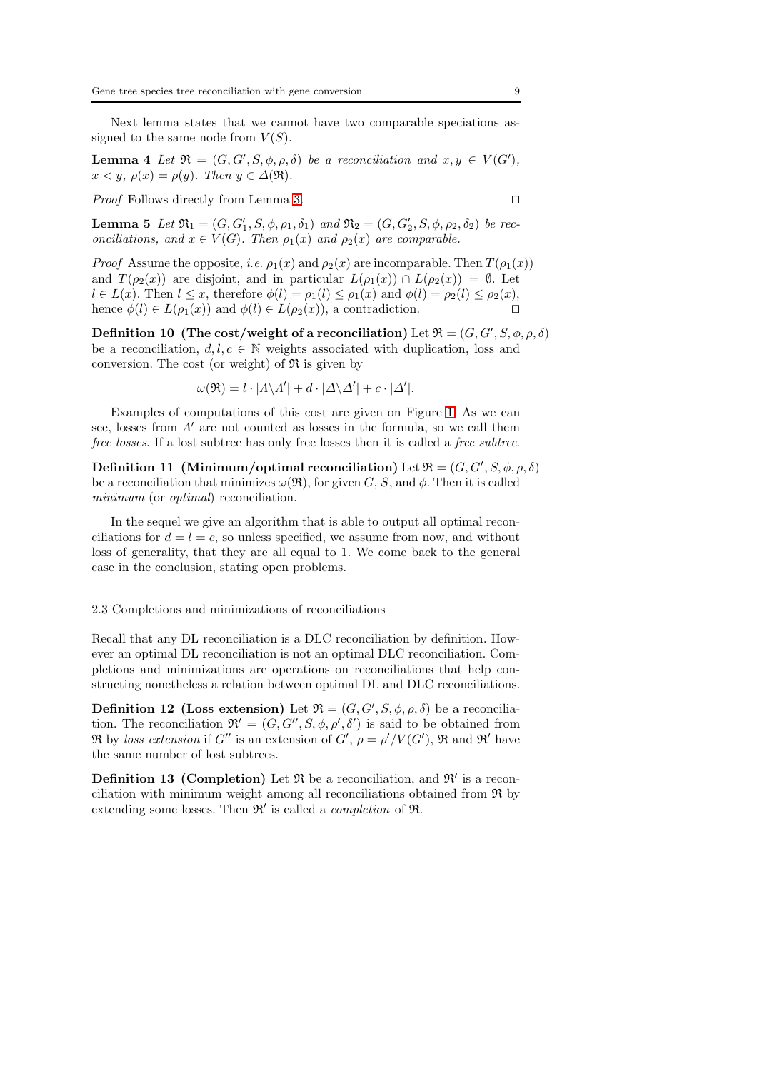Next lemma states that we cannot have two comparable speciations assigned to the same node from $V(S)$.

**Lemma 4** *Let $\mathfrak{R} = (G, G', S, \phi, \rho, \delta)$ be a reconciliation and $x, y \in V(G')$, $x < y$, $\rho(x) = \rho(y)$. Then $y \in \Delta(\mathfrak{R})$.*

*Proof* Follows directly from Lemma 3. □

**Lemma 5** *Let $\mathfrak{R}_1 = (G, G'_1, S, \phi, \rho_1, \delta_1)$ and $\mathfrak{R}_2 = (G, G'_2, S, \phi, \rho_2, \delta_2)$ be reconciliations, and $x \in V(G)$. Then $\rho_1(x)$ and $\rho_2(x)$ are comparable.*

*Proof* Assume the opposite, *i.e.* $\rho_1(x)$ and $\rho_2(x)$ are incomparable. Then $T(\rho_1(x))$ and $T(\rho_2(x))$ are disjoint, and in particular $L(\rho_1(x)) \cap L(\rho_2(x)) = \emptyset$. Let $l \in L(x)$. Then $l \leq x$, therefore $\phi(l) = \rho_1(l) \leq \rho_1(x)$ and $\phi(l) = \rho_2(l) \leq \rho_2(x)$, hence $\phi(l) \in L(\rho_1(x))$ and $\phi(l) \in L(\rho_2(x))$, a contradiction. □

**Definition 10 (The cost/weight of a reconciliation)** Let $\mathfrak{R} = (G, G', S, \phi, \rho, \delta)$ be a reconciliation, $d, l, c \in \mathbb{N}$ weights associated with duplication, loss and conversion. The cost (or weight) of $\mathfrak{R}$ is given by

$$\omega(\mathfrak{R}) = l \cdot |\Lambda \backslash \Lambda'| + d \cdot |\Delta \backslash \Delta'| + c \cdot |\Delta'|.$$

Examples of computations of this cost are given on Figure 1. As we can see, losses from $\Lambda'$ are not counted as losses in the formula, so we call them *free losses*. If a lost subtree has only free losses then it is called a *free subtree*.

**Definition 11 (Minimum/optimal reconciliation)** Let $\mathfrak{R} = (G, G', S, \phi, \rho, \delta)$ be a reconciliation that minimizes $\omega(\mathfrak{R})$, for given $G$, $S$, and $\phi$. Then it is called *minimum* (or *optimal*) reconciliation.

In the sequel we give an algorithm that is able to output all optimal reconciliations for $d = l = c$, so unless specified, we assume from now, and without loss of generality, that they are all equal to 1. We come back to the general case in the conclusion, stating open problems.

## 2.3 Completions and minimizations of reconciliations

Recall that any DL reconciliation is a DLC reconciliation by definition. However an optimal DL reconciliation is not an optimal DLC reconciliation. Completions and minimizations are operations on reconciliations that help constructing nonetheless a relation between optimal DL and DLC reconciliations.

**Definition 12 (Loss extension)** Let $\mathfrak{R} = (G, G', S, \phi, \rho, \delta)$ be a reconciliation. The reconciliation $\mathfrak{R}' = (G, G'', S, \phi, \rho', \delta')$ is said to be obtained from $\mathfrak{R}$ by *loss extension* if $G''$ is an extension of $G'$, $\rho = \rho'/V(G')$, $\mathfrak{R}$ and $\mathfrak{R}'$ have the same number of lost subtrees.

**Definition 13 (Completion)** Let $\mathfrak{R}$ be a reconciliation, and $\mathfrak{R}'$ is a reconciliation with minimum weight among all reconciliations obtained from $\mathfrak{R}$ by extending some losses. Then $\mathfrak{R}'$ is called a *completion* of $\mathfrak{R}$.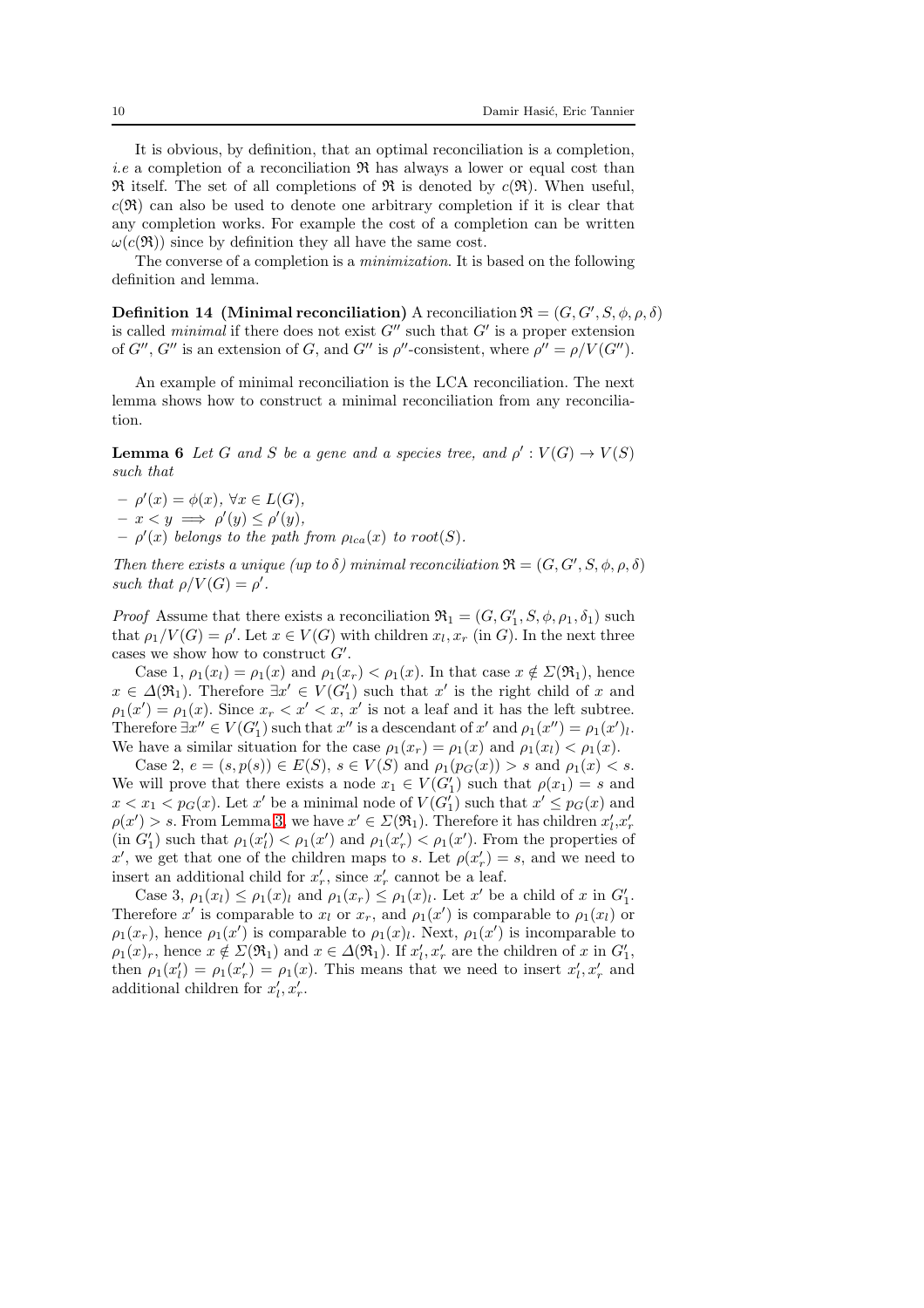It is obvious, by definition, that an optimal reconciliation is a completion, *i.e* a completion of a reconciliation $\mathfrak{R}$ has always a lower or equal cost than $\mathfrak{R}$ itself. The set of all completions of $\mathfrak{R}$ is denoted by $c(\mathfrak{R})$. When useful, $c(\mathfrak{R})$ can also be used to denote one arbitrary completion if it is clear that any completion works. For example the cost of a completion can be written $\omega(c(\mathfrak{R}))$ since by definition they all have the same cost.

The converse of a completion is a *minimization*. It is based on the following definition and lemma.

**Definition 14 (Minimal reconciliation)** A reconciliation $\mathfrak{R} = (G, G', S, \phi, \rho, \delta)$ is called *minimal* if there does not exist $G''$ such that $G'$ is a proper extension of $G''$, $G''$ is an extension of $G$, and $G''$ is $\rho''$-consistent, where $\rho'' = \rho/V(G'')$.

An example of minimal reconciliation is the LCA reconciliation. The next lemma shows how to construct a minimal reconciliation from any reconciliation.

**Lemma 6** *Let $G$ and $S$ be a gene and a species tree, and $\rho' : V(G) \to V(S)$ such that*

- $\rho'(x) = \phi(x)$, $\forall x \in L(G)$,
- $x < y \implies \rho'(y) \leq \rho'(y)$,
- $\rho'(x)$ *belongs to the path from $\rho_{lca}(x)$ to $root(S)$.*

*Then there exists a unique (up to $\delta$) minimal reconciliation $\mathfrak{R} = (G, G', S, \phi, \rho, \delta)$ such that $\rho/V(G) = \rho'$.*

*Proof* Assume that there exists a reconciliation $\mathfrak{R}_1 = (G, G'_1, S, \phi, \rho_1, \delta_1)$ such that $\rho_1/V(G) = \rho'$. Let $x \in V(G)$ with children $x_l, x_r$ (in $G$). In the next three cases we show how to construct $G'$.

Case 1, $\rho_1(x_l) = \rho_1(x)$ and $\rho_1(x_r) < \rho_1(x)$. In that case $x \notin \Sigma(\mathfrak{R}_1)$, hence $x \in \Delta(\mathfrak{R}_1)$. Therefore $\exists x' \in V(G'_1)$ such that $x'$ is the right child of $x$ and $\rho_1(x') = \rho_1(x)$. Since $x_r < x' < x$, $x'$ is not a leaf and it has the left subtree. Therefore $\exists x'' \in V(G'_1)$ such that $x''$ is a descendant of $x'$ and $\rho_1(x'') = \rho_1(x')_l$. We have a similar situation for the case $\rho_1(x_r) = \rho_1(x)$ and $\rho_1(x_l) < \rho_1(x)$.

Case 2, $e = (s, p(s)) \in E(S)$, $s \in V(S)$ and $\rho_1(p_G(x)) > s$ and $\rho_1(x) < s$. We will prove that there exists a node $x_1 \in V(G'_1)$ such that $\rho(x_1) = s$ and $x < x_1 < p_G(x)$. Let $x'$ be a minimal node of $V(G'_1)$ such that $x' \leq p_G(x)$ and $\rho(x') > s$. From Lemma 3, we have $x' \in \Sigma(\mathfrak{R}_1)$. Therefore it has children $x'_l$,$x'_r$ (in $G'_1$) such that $\rho_1(x'_l) < \rho_1(x')$ and $\rho_1(x'_r) < \rho_1(x')$. From the properties of $x'$, we get that one of the children maps to $s$. Let $\rho(x'_r) = s$, and we need to insert an additional child for $x'_r$, since $x'_r$ cannot be a leaf.

Case 3, $\rho_1(x_l) \leq \rho_1(x)_l$ and $\rho_1(x_r) \leq \rho_1(x)_l$. Let $x'$ be a child of $x$ in $G'_1$. Therefore $x'$ is comparable to $x_l$ or $x_r$, and $\rho_1(x')$ is comparable to $\rho_1(x_l)$ or $\rho_1(x_r)$, hence $\rho_1(x')$ is comparable to $\rho_1(x)_l$. Next, $\rho_1(x')$ is incomparable to $\rho_1(x)_r$, hence $x \notin \Sigma(\mathfrak{R}_1)$ and $x \in \Delta(\mathfrak{R}_1)$. If $x'_l, x'_r$ are the children of $x$ in $G'_1$, then $\rho_1(x'_l) = \rho_1(x'_r) = \rho_1(x)$. This means that we need to insert $x'_l, x'_r$ and additional children for $x'_l, x'_r$.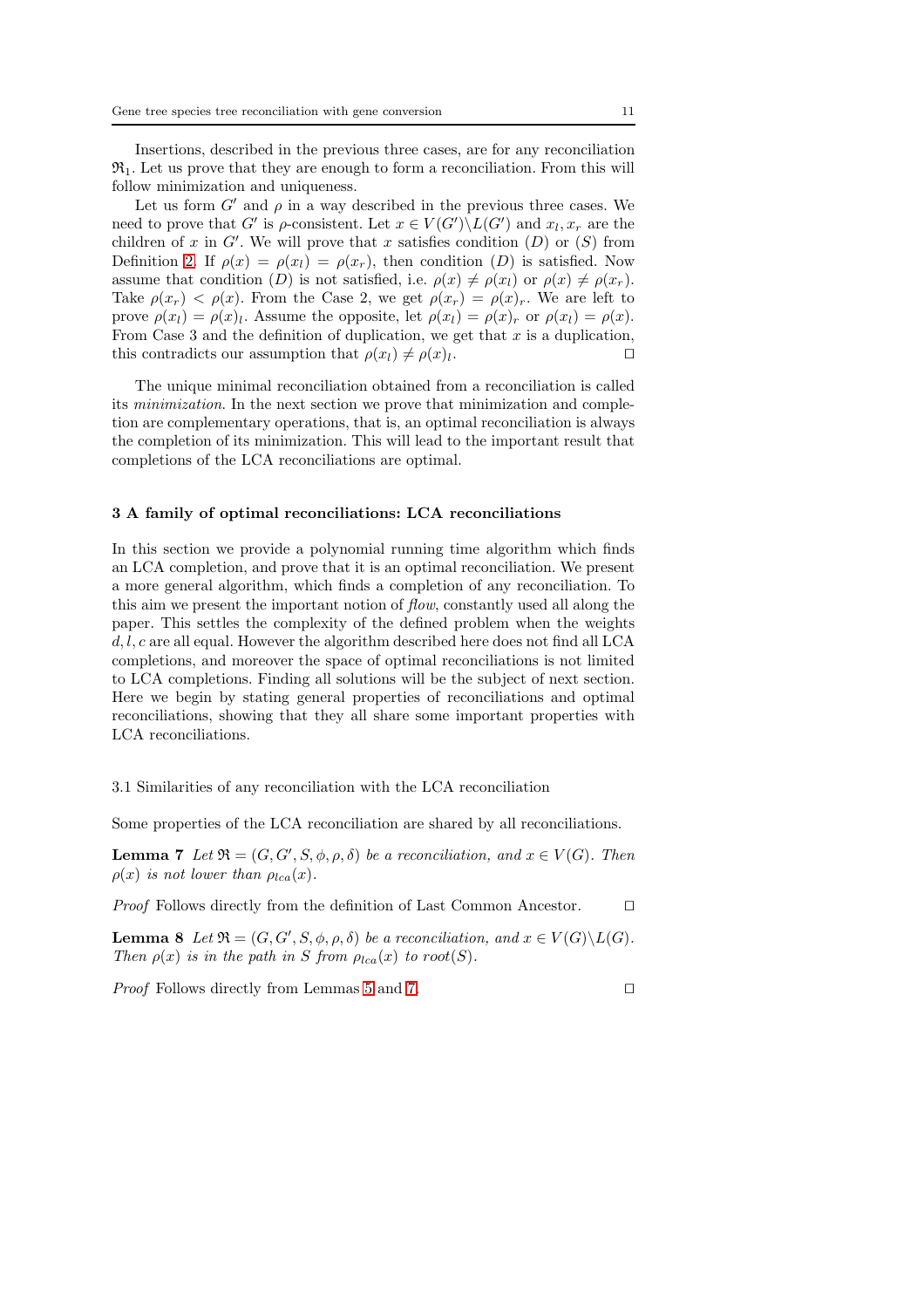Insertions, described in the previous three cases, are for any reconciliation $\mathfrak{R}_1$. Let us prove that they are enough to form a reconciliation. From this will follow minimization and uniqueness.

Let us form $G'$ and $\rho$ in a way described in the previous three cases. We need to prove that $G'$ is $\rho$-consistent. Let $x \in V(G') \backslash L(G')$ and $x_l, x_r$ are the children of $x$ in $G'$. We will prove that $x$ satisfies condition $(D)$ or $(S)$ from Definition 2. If $\rho(x) = \rho(x_l) = \rho(x_r)$, then condition $(D)$ is satisfied. Now assume that condition $(D)$ is not satisfied, i.e. $\rho(x) \neq \rho(x_l)$ or $\rho(x) \neq \rho(x_r)$. Take $\rho(x_r) < \rho(x)$. From the Case 2, we get $\rho(x_r) = \rho(x)_r$. We are left to prove $\rho(x_l) = \rho(x)_l$. Assume the opposite, let $\rho(x_l) = \rho(x)_r$ or $\rho(x_l) = \rho(x)$. From Case 3 and the definition of duplication, we get that $x$ is a duplication, this contradicts our assumption that $\rho(x_l) \neq \rho(x)_l$. □

The unique minimal reconciliation obtained from a reconciliation is called its *minimization*. In the next section we prove that minimization and completion are complementary operations, that is, an optimal reconciliation is always the completion of its minimization. This will lead to the important result that completions of the LCA reconciliations are optimal.

## 3 A family of optimal reconciliations: LCA reconciliations

In this section we provide a polynomial running time algorithm which finds an LCA completion, and prove that it is an optimal reconciliation. We present a more general algorithm, which finds a completion of any reconciliation. To this aim we present the important notion of *flow*, constantly used all along the paper. This settles the complexity of the defined problem when the weights $d, l, c$ are all equal. However the algorithm described here does not find all LCA completions, and moreover the space of optimal reconciliations is not limited to LCA completions. Finding all solutions will be the subject of next section. Here we begin by stating general properties of reconciliations and optimal reconciliations, showing that they all share some important properties with LCA reconciliations.

### 3.1 Similarities of any reconciliation with the LCA reconciliation

Some properties of the LCA reconciliation are shared by all reconciliations.

**Lemma 7** *Let $\mathfrak{R} = (G, G', S, \phi, \rho, \delta)$ be a reconciliation, and $x \in V(G)$. Then $\rho(x)$ is not lower than $\rho_{lca}(x)$.*

*Proof* Follows directly from the definition of Last Common Ancestor. □

**Lemma 8** *Let $\mathfrak{R} = (G, G', S, \phi, \rho, \delta)$ be a reconciliation, and $x \in V(G) \backslash L(G)$. Then $\rho(x)$ is in the path in $S$ from $\rho_{lca}(x)$ to $root(S)$.*

*Proof* Follows directly from Lemmas 5 and 7. □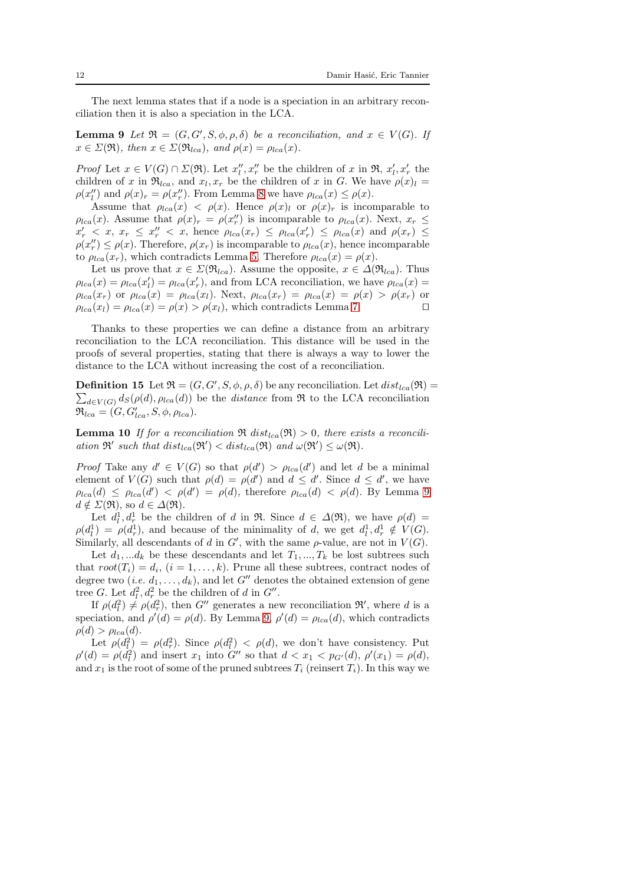The next lemma states that if a node is a speciation in an arbitrary reconciliation then it is also a speciation in the LCA.

**Lemma 9** *Let $\mathfrak{R} = (G, G', S, \phi, \rho, \delta)$ be a reconciliation, and $x \in V(G)$. If $x \in \Sigma(\mathfrak{R})$, then $x \in \Sigma(\mathfrak{R}_{lca})$, and $\rho(x) = \rho_{lca}(x)$.*

*Proof* Let $x \in V(G) \cap \Sigma(\mathfrak{R})$. Let $x''_l, x''_r$ be the children of $x$ in $\mathfrak{R}$, $x'_l, x'_r$ the children of $x$ in $\mathfrak{R}_{lca}$, and $x_l, x_r$ be the children of $x$ in $G$. We have $\rho(x)_l = \rho(x''_l)$ and $\rho(x)_r = \rho(x''_r)$. From Lemma 8 we have $\rho_{lca}(x) \leq \rho(x)$.

Assume that $\rho_{lca}(x) < \rho(x)$. Hence $\rho(x)_l$ or $\rho(x)_r$ is incomparable to $\rho_{lca}(x)$. Assume that $\rho(x)_r = \rho(x''_r)$ is incomparable to $\rho_{lca}(x)$. Next, $x_r \leq x'_r < x$, $x_r \leq x''_r < x$, hence $\rho_{lca}(x_r) \leq \rho_{lca}(x'_r) \leq \rho_{lca}(x)$ and $\rho(x_r) \leq \rho(x''_r) \leq \rho(x)$. Therefore, $\rho(x_r)$ is incomparable to $\rho_{lca}(x)$, hence incomparable to $\rho_{lca}(x_r)$, which contradicts Lemma 5. Therefore $\rho_{lca}(x) = \rho(x)$.

Let us prove that $x \in \Sigma(\mathfrak{R}_{lca})$. Assume the opposite, $x \in \Delta(\mathfrak{R}_{lca})$. Thus $\rho_{lca}(x) = \rho_{lca}(x'_l) = \rho_{lca}(x'_r)$, and from LCA reconciliation, we have $\rho_{lca}(x) = \rho_{lca}(x_r)$ or $\rho_{lca}(x) = \rho_{lca}(x_l)$. Next, $\rho_{lca}(x_r) = \rho_{lca}(x) = \rho(x) > \rho(x_r)$ or $\rho_{lca}(x_l) = \rho_{lca}(x) = \rho(x) > \rho(x_l)$, which contradicts Lemma 7. □

Thanks to these properties we can define a distance from an arbitrary reconciliation to the LCA reconciliation. This distance will be used in the proofs of several properties, stating that there is always a way to lower the distance to the LCA without increasing the cost of a reconciliation.

**Definition 15** Let $\mathfrak{R} = (G, G', S, \phi, \rho, \delta)$ be any reconciliation. Let $dist_{lca}(\mathfrak{R}) = \sum_{d \in V(G)} d_S(\rho(d), \rho_{lca}(d))$ be the *distance* from $\mathfrak{R}$ to the LCA reconciliation $\mathfrak{R}_{lca} = (G, G'_{lca}, S, \phi, \rho_{lca})$.

**Lemma 10** *If for a reconciliation $\mathfrak{R}$ $dist_{lca}(\mathfrak{R}) > 0$, there exists a reconciliation $\mathfrak{R}'$ such that $dist_{lca}(\mathfrak{R}') < dist_{lca}(\mathfrak{R})$ and $\omega(\mathfrak{R}') \leq \omega(\mathfrak{R})$.*

*Proof* Take any $d' \in V(G)$ so that $\rho(d') > \rho_{lca}(d')$ and let $d$ be a minimal element of $V(G)$ such that $\rho(d) = \rho(d')$ and $d \leq d'$. Since $d \leq d'$, we have $\rho_{lca}(d) \leq \rho_{lca}(d') < \rho(d') = \rho(d)$, therefore $\rho_{lca}(d) < \rho(d)$. By Lemma 9 $d \notin \Sigma(\mathfrak{R})$, so $d \in \Delta(\mathfrak{R})$.

Let $d^1_l, d^1_r$ be the children of $d$ in $\mathfrak{R}$. Since $d \in \Delta(\mathfrak{R})$, we have $\rho(d) = \rho(d^1_l) = \rho(d^1_r)$, and because of the minimality of $d$, we get $d^1_l, d^1_r \notin V(G)$. Similarly, all descendants of $d$ in $G'$, with the same $\rho$-value, are not in $V(G)$.

Let $d_1, ...d_k$ be these descendants and let $T_1, ..., T_k$ be lost subtrees such that $root(T_i) = d_i$, $(i = 1, \ldots, k)$. Prune all these subtrees, contract nodes of degree two (*i.e.* $d_1, \ldots, d_k$), and let $G''$ denotes the obtained extension of gene tree $G$. Let $d^2_l, d^2_r$ be the children of $d$ in $G''$.

If $\rho(d^2_l) \neq \rho(d^2_r)$, then $G''$ generates a new reconciliation $\mathfrak{R}'$, where $d$ is a speciation, and $\rho'(d) = \rho(d)$. By Lemma 9, $\rho'(d) = \rho_{lca}(d)$, which contradicts $\rho(d) > \rho_{lca}(d)$.

Let $\rho(d^2_l) = \rho(d^2_r)$. Since $\rho(d^2_l) < \rho(d)$, we don't have consistency. Put $\rho'(d) = \rho(d^2_l)$ and insert $x_1$ into $G''$ so that $d < x_1 < p_{G'}(d)$, $\rho'(x_1) = \rho(d)$, and $x_1$ is the root of some of the pruned subtrees $T_i$ (reinsert $T_i$). In this way we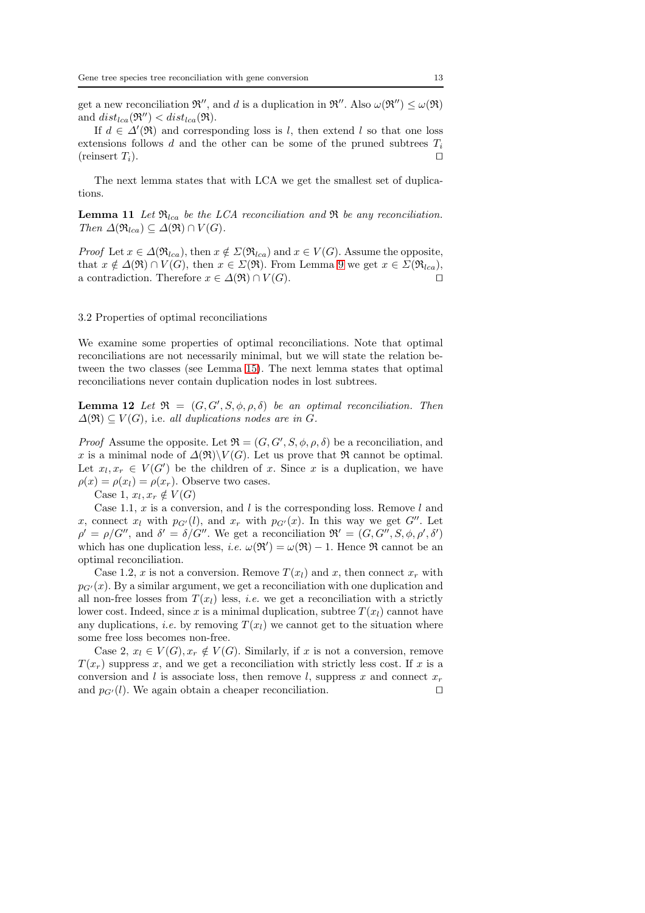get a new reconciliation $\mathfrak{R}''$, and $d$ is a duplication in $\mathfrak{R}''$. Also $\omega(\mathfrak{R}'') \leq \omega(\mathfrak{R})$ and $dist_{lca}(\mathfrak{R}'') < dist_{lca}(\mathfrak{R})$.

If $d \in \Delta'(\mathfrak{R})$ and corresponding loss is $l$, then extend $l$ so that one loss extensions follows $d$ and the other can be some of the pruned subtrees $T_i$ (reinsert $T_i$). $\square$

The next lemma states that with LCA we get the smallest set of duplications.

**Lemma 11** *Let $\mathfrak{R}_{lca}$ be the LCA reconciliation and $\mathfrak{R}$ be any reconciliation. Then $\Delta(\mathfrak{R}_{lca}) \subseteq \Delta(\mathfrak{R}) \cap V(G)$.*

*Proof* Let $x \in \Delta(\mathfrak{R}_{lca})$, then $x \notin \Sigma(\mathfrak{R}_{lca})$ and $x \in V(G)$. Assume the opposite, that $x \notin \Delta(\mathfrak{R}) \cap V(G)$, then $x \in \Sigma(\mathfrak{R})$. From Lemma 9 we get $x \in \Sigma(\mathfrak{R}_{lca})$, a contradiction. Therefore $x \in \Delta(\mathfrak{R}) \cap V(G)$. $\square$

### 3.2 Properties of optimal reconciliations

We examine some properties of optimal reconciliations. Note that optimal reconciliations are not necessarily minimal, but we will state the relation between the two classes (see Lemma 15). The next lemma states that optimal reconciliations never contain duplication nodes in lost subtrees.

**Lemma 12** *Let $\mathfrak{R} = (G, G', S, \phi, \rho, \delta)$ be an optimal reconciliation. Then $\Delta(\mathfrak{R}) \subseteq V(G)$,* i.e. *all duplications nodes are in $G$.*

*Proof* Assume the opposite. Let $\mathfrak{R} = (G, G', S, \phi, \rho, \delta)$ be a reconciliation, and $x$ is a minimal node of $\Delta(\mathfrak{R}) \backslash V(G)$. Let us prove that $\mathfrak{R}$ cannot be optimal. Let $x_l, x_r \in V(G')$ be the children of $x$. Since $x$ is a duplication, we have $\rho(x) = \rho(x_l) = \rho(x_r)$. Observe two cases.

Case 1, $x_l, x_r \notin V(G)$

Case 1.1, $x$ is a conversion, and $l$ is the corresponding loss. Remove $l$ and $x$, connect $x_l$ with $p_{G'}(l)$, and $x_r$ with $p_{G'}(x)$. In this way we get $G''$. Let $\rho' = \rho/G''$, and $\delta' = \delta/G''$. We get a reconciliation $\mathfrak{R}' = (G, G'', S, \phi, \rho', \delta')$ which has one duplication less, *i.e.* $\omega(\mathfrak{R}') = \omega(\mathfrak{R}) - 1$. Hence $\mathfrak{R}$ cannot be an optimal reconciliation.

Case 1.2, $x$ is not a conversion. Remove $T(x_l)$ and $x$, then connect $x_r$ with $p_{G'}(x)$. By a similar argument, we get a reconciliation with one duplication and all non-free losses from $T(x_l)$ less, *i.e.* we get a reconciliation with a strictly lower cost. Indeed, since $x$ is a minimal duplication, subtree $T(x_l)$ cannot have any duplications, *i.e.* by removing $T(x_l)$ we cannot get to the situation where some free loss becomes non-free.

Case 2, $x_l \in V(G), x_r \notin V(G)$. Similarly, if $x$ is not a conversion, remove $T(x_r)$ suppress $x$, and we get a reconciliation with strictly less cost. If $x$ is a conversion and $l$ is associate loss, then remove $l$, suppress $x$ and connect $x_r$ and $p_{G'}(l)$. We again obtain a cheaper reconciliation. $\square$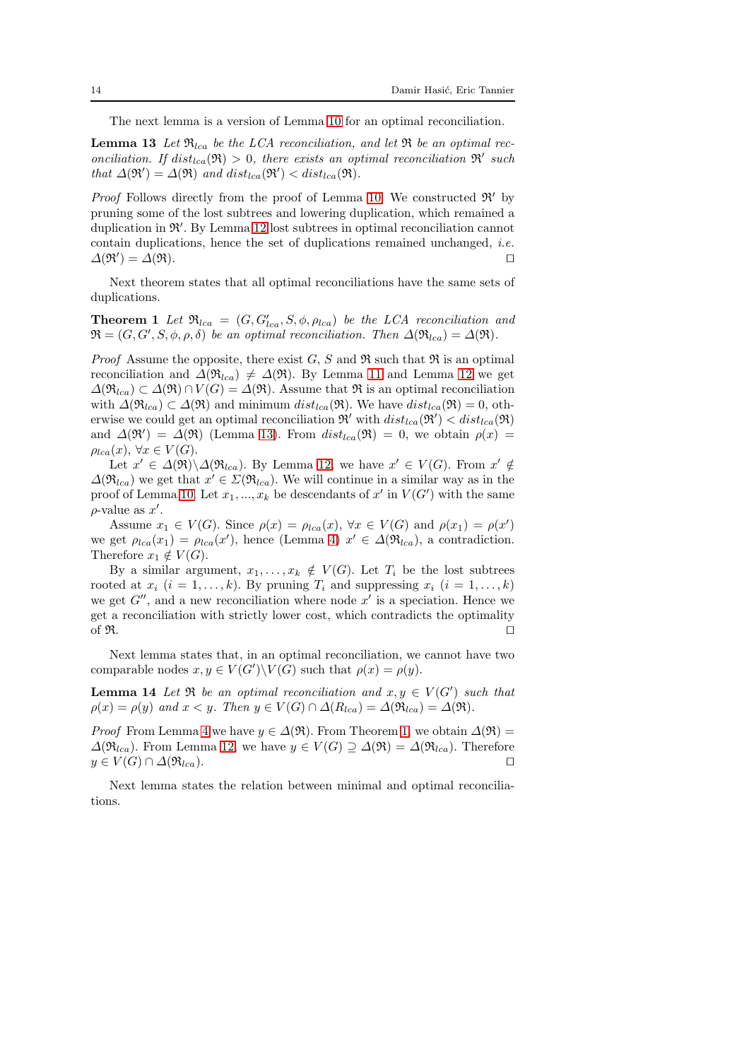The next lemma is a version of Lemma 10 for an optimal reconciliation.

**Lemma 13** *Let $\mathfrak{R}_{lca}$ be the LCA reconciliation, and let $\mathfrak{R}$ be an optimal reconciliation. If $dist_{lca}(\mathfrak{R}) > 0$, there exists an optimal reconciliation $\mathfrak{R}'$ such that $\Delta(\mathfrak{R}') = \Delta(\mathfrak{R})$ and $dist_{lca}(\mathfrak{R}') < dist_{lca}(\mathfrak{R})$.*

*Proof* Follows directly from the proof of Lemma 10. We constructed $\mathfrak{R}'$ by pruning some of the lost subtrees and lowering duplication, which remained a duplication in $\mathfrak{R}'$. By Lemma 12 lost subtrees in optimal reconciliation cannot contain duplications, hence the set of duplications remained unchanged, *i.e.* $\Delta(\mathfrak{R}') = \Delta(\mathfrak{R})$. □

Next theorem states that all optimal reconciliations have the same sets of duplications.

**Theorem 1** *Let $\mathfrak{R}_{lca} = (G, G'_{lca}, S, \phi, \rho_{lca})$ be the LCA reconciliation and $\mathfrak{R} = (G, G', S, \phi, \rho, \delta)$ be an optimal reconciliation. Then $\Delta(\mathfrak{R}_{lca}) = \Delta(\mathfrak{R})$.*

*Proof* Assume the opposite, there exist $G$, $S$ and $\mathfrak{R}$ such that $\mathfrak{R}$ is an optimal reconciliation and $\Delta(\mathfrak{R}_{lca}) \neq \Delta(\mathfrak{R})$. By Lemma 11 and Lemma 12 we get $\Delta(\mathfrak{R}_{lca}) \subset \Delta(\mathfrak{R}) \cap V(G) = \Delta(\mathfrak{R})$. Assume that $\mathfrak{R}$ is an optimal reconciliation with $\Delta(\mathfrak{R}_{lca}) \subset \Delta(\mathfrak{R})$ and minimum $dist_{lca}(\mathfrak{R})$. We have $dist_{lca}(\mathfrak{R}) = 0$, otherwise we could get an optimal reconciliation $\mathfrak{R}'$ with $dist_{lca}(\mathfrak{R}') < dist_{lca}(\mathfrak{R})$ and $\Delta(\mathfrak{R}') = \Delta(\mathfrak{R})$ (Lemma 13). From $dist_{lca}(\mathfrak{R}) = 0$, we obtain $\rho(x) = \rho_{lca}(x)$, $\forall x \in V(G)$.

Let $x' \in \Delta(\mathfrak{R}) \backslash \Delta(\mathfrak{R}_{lca})$. By Lemma 12, we have $x' \in V(G)$. From $x' \notin \Delta(\mathfrak{R}_{lca})$ we get that $x' \in \Sigma(\mathfrak{R}_{lca})$. We will continue in a similar way as in the proof of Lemma 10. Let $x_1, ..., x_k$ be descendants of $x'$ in $V(G')$ with the same $\rho$-value as $x'$.

Assume $x_1 \in V(G)$. Since $\rho(x) = \rho_{lca}(x)$, $\forall x \in V(G)$ and $\rho(x_1) = \rho(x')$ we get $\rho_{lca}(x_1) = \rho_{lca}(x')$, hence (Lemma 4) $x' \in \Delta(\mathfrak{R}_{lca})$, a contradiction. Therefore $x_1 \notin V(G)$.

By a similar argument, $x_1, \ldots, x_k \notin V(G)$. Let $T_i$ be the lost subtrees rooted at $x_i$ $(i = 1, \ldots, k)$. By pruning $T_i$ and suppressing $x_i$ $(i = 1, \ldots, k)$ we get $G''$, and a new reconciliation where node $x'$ is a speciation. Hence we get a reconciliation with strictly lower cost, which contradicts the optimality of $\mathfrak{R}$. □

Next lemma states that, in an optimal reconciliation, we cannot have two comparable nodes $x, y \in V(G') \backslash V(G)$ such that $\rho(x) = \rho(y)$.

**Lemma 14** *Let $\mathfrak{R}$ be an optimal reconciliation and $x, y \in V(G')$ such that $\rho(x) = \rho(y)$ and $x < y$. Then $y \in V(G) \cap \Delta(R_{lca}) = \Delta(\mathfrak{R}_{lca}) = \Delta(\mathfrak{R})$.*

*Proof* From Lemma 4 we have $y \in \Delta(\mathfrak{R})$. From Theorem 1, we obtain $\Delta(\mathfrak{R}) = \Delta(\mathfrak{R}_{lca})$. From Lemma 12, we have $y \in V(G) \supseteq \Delta(\mathfrak{R}) = \Delta(\mathfrak{R}_{lca})$. Therefore $y \in V(G) \cap \Delta(\mathfrak{R}_{lca})$. □

Next lemma states the relation between minimal and optimal reconciliations.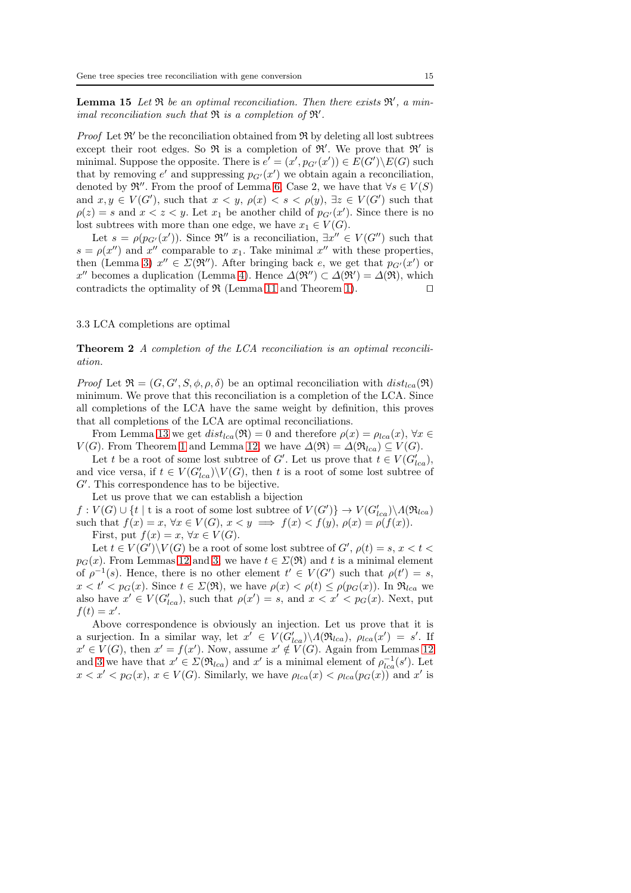**Lemma 15** *Let $\mathfrak{R}$ be an optimal reconciliation. Then there exists $\mathfrak{R}'$, a minimal reconciliation such that $\mathfrak{R}$ is a completion of $\mathfrak{R}'$.*

*Proof* Let $\mathfrak{R}'$ be the reconciliation obtained from $\mathfrak{R}$ by deleting all lost subtrees except their root edges. So $\mathfrak{R}$ is a completion of $\mathfrak{R}'$. We prove that $\mathfrak{R}'$ is minimal. Suppose the opposite. There is $e' = (x', p_{G'}(x')) \in E(G')\backslash E(G)$ such that by removing $e'$ and suppressing $p_{G'}(x')$ we obtain again a reconciliation, denoted by $\mathfrak{R}''$. From the proof of Lemma 6, Case 2, we have that $\forall s \in V(S)$ and $x, y \in V(G')$, such that $x < y$, $\rho(x) < s < \rho(y)$, $\exists z \in V(G')$ such that $\rho(z) = s$ and $x < z < y$. Let $x_1$ be another child of $p_{G'}(x')$. Since there is no lost subtrees with more than one edge, we have $x_1 \in V(G)$.

Let $s = \rho(p_{G'}(x'))$. Since $\mathfrak{R}''$ is a reconciliation, $\exists x'' \in V(G'')$ such that $s = \rho(x'')$ and $x''$ comparable to $x_1$. Take minimal $x''$ with these properties, then (Lemma 3) $x'' \in \Sigma(\mathfrak{R}'')$. After bringing back $e$, we get that $p_{G'}(x')$ or $x''$ becomes a duplication (Lemma 4). Hence $\Delta(\mathfrak{R}'') \subset \Delta(\mathfrak{R}') = \Delta(\mathfrak{R})$, which contradicts the optimality of $\mathfrak{R}$ (Lemma 11 and Theorem 1). $\square$

### 3.3 LCA completions are optimal

**Theorem 2** *A completion of the LCA reconciliation is an optimal reconciliation.*

*Proof* Let $\mathfrak{R} = (G, G', S, \phi, \rho, \delta)$ be an optimal reconciliation with $dist_{lca}(\mathfrak{R})$ minimum. We prove that this reconciliation is a completion of the LCA. Since all completions of the LCA have the same weight by definition, this proves that all completions of the LCA are optimal reconciliations.

From Lemma 13 we get $dist_{lca}(\mathfrak{R}) = 0$ and therefore $\rho(x) = \rho_{lca}(x)$, $\forall x \in V(G)$. From Theorem 1 and Lemma 12, we have $\Delta(\mathfrak{R}) = \Delta(\mathfrak{R}_{lca}) \subseteq V(G)$.

Let $t$ be a root of some lost subtree of $G'$. Let us prove that $t \in V(G'_{lca})$, and vice versa, if $t \in V(G'_{lca})\backslash V(G)$, then $t$ is a root of some lost subtree of $G'$. This correspondence has to be bijective.

Let us prove that we can establish a bijection
$f : V(G) \cup \{t \mid \text{t is a root of some lost subtree of } V(G')\} \to V(G'_{lca})\backslash \Lambda(\mathfrak{R}_{lca})$ such that $f(x) = x$, $\forall x \in V(G)$, $x < y \implies f(x) < f(y)$, $\rho(x) = \rho(f(x))$.

First, put $f(x) = x$, $\forall x \in V(G)$.

Let $t \in V(G')\backslash V(G)$ be a root of some lost subtree of $G'$, $\rho(t) = s$, $x < t < p_G(x)$. From Lemmas 12 and 3, we have $t \in \Sigma(\mathfrak{R})$ and $t$ is a minimal element of $\rho^{-1}(s)$. Hence, there is no other element $t' \in V(G')$ such that $\rho(t') = s$, $x < t' < p_G(x)$. Since $t \in \Sigma(\mathfrak{R})$, we have $\rho(x) < \rho(t) \le \rho(p_G(x))$. In $\mathfrak{R}_{lca}$ we also have $x' \in V(G'_{lca})$, such that $\rho(x') = s$, and $x < x' < p_G(x)$. Next, put $f(t) = x'$.

Above correspondence is obviously an injection. Let us prove that it is a surjection. In a similar way, let $x' \in V(G'_{lca})\backslash \Lambda(\mathfrak{R}_{lca})$, $\rho_{lca}(x') = s'$. If $x' \in V(G)$, then $x' = f(x')$. Now, assume $x' \notin V(G)$. Again from Lemmas 12 and 3 we have that $x' \in \Sigma(\mathfrak{R}_{lca})$ and $x'$ is a minimal element of $\rho^{-1}_{lca}(s')$. Let $x < x' < p_G(x)$, $x \in V(G)$. Similarly, we have $\rho_{lca}(x) < \rho_{lca}(p_G(x))$ and $x'$ is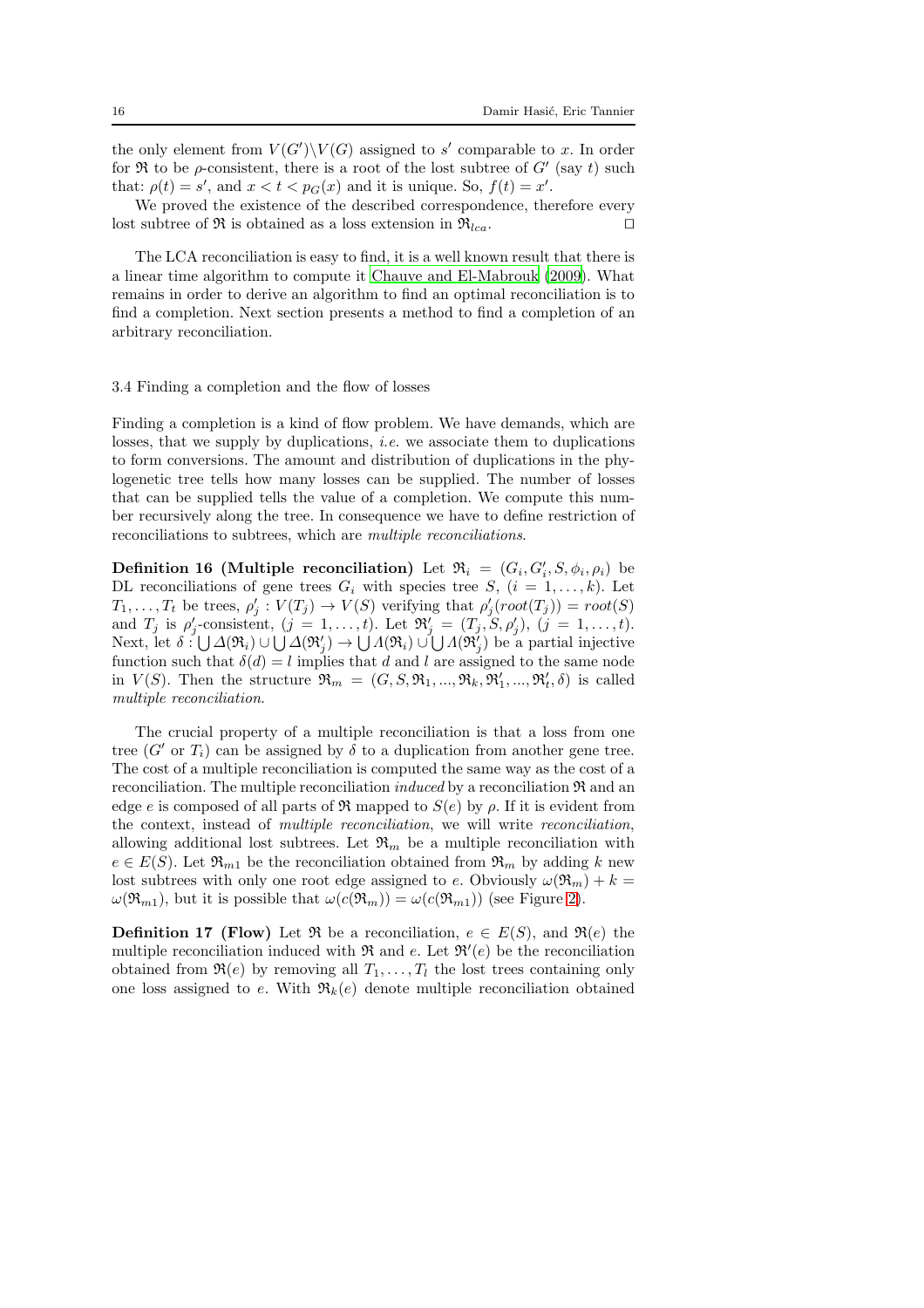the only element from $V(G')\backslash V(G)$ assigned to $s'$ comparable to $x$. In order for $\mathfrak{R}$ to be $\rho$-consistent, there is a root of the lost subtree of $G'$ (say $t$) such that: $\rho(t) = s'$, and $x < t < p_G(x)$ and it is unique. So, $f(t) = x'$.

We proved the existence of the described correspondence, therefore every lost subtree of $\mathfrak{R}$ is obtained as a loss extension in $\mathfrak{R}_{lca}$. □

The LCA reconciliation is easy to find, it is a well known result that there is a linear time algorithm to compute it Chauve and El-Mabrouk (2009). What remains in order to derive an algorithm to find an optimal reconciliation is to find a completion. Next section presents a method to find a completion of an arbitrary reconciliation.

### 3.4 Finding a completion and the flow of losses

Finding a completion is a kind of flow problem. We have demands, which are losses, that we supply by duplications, *i.e.* we associate them to duplications to form conversions. The amount and distribution of duplications in the phylogenetic tree tells how many losses can be supplied. The number of losses that can be supplied tells the value of a completion. We compute this number recursively along the tree. In consequence we have to define restriction of reconciliations to subtrees, which are *multiple reconciliations*.

**Definition 16 (Multiple reconciliation)** Let $\mathfrak{R}_i = (G_i, G'_i, S, \phi_i, \rho_i)$ be DL reconciliations of gene trees $G_i$ with species tree $S$, $(i = 1, \ldots, k)$. Let $T_1, \ldots, T_t$ be trees, $\rho'_j : V(T_j) \to V(S)$ verifying that $\rho'_j(root(T_j)) = root(S)$ and $T_j$ is $\rho'_j$-consistent, $(j = 1, \ldots, t)$. Let $\mathfrak{R}'_j = (T_j, S, \rho'_j)$, $(j = 1, \ldots, t)$. Next, let $\delta : \bigcup \Delta(\mathfrak{R}_i) \cup \bigcup \Delta(\mathfrak{R}'_j) \to \bigcup \Lambda(\mathfrak{R}_i) \cup \bigcup \Lambda(\mathfrak{R}'_j)$ be a partial injective function such that $\delta(d) = l$ implies that $d$ and $l$ are assigned to the same node in $V(S)$. Then the structure $\mathfrak{R}_m = (G, S, \mathfrak{R}_1, ..., \mathfrak{R}_k, \mathfrak{R}'_1, ..., \mathfrak{R}'_t, \delta)$ is called *multiple reconciliation*.

The crucial property of a multiple reconciliation is that a loss from one tree ($G'$ or $T_i$) can be assigned by $\delta$ to a duplication from another gene tree. The cost of a multiple reconciliation is computed the same way as the cost of a reconciliation. The multiple reconciliation *induced* by a reconciliation $\mathfrak{R}$ and an edge $e$ is composed of all parts of $\mathfrak{R}$ mapped to $S(e)$ by $\rho$. If it is evident from the context, instead of *multiple reconciliation*, we will write *reconciliation*, allowing additional lost subtrees. Let $\mathfrak{R}_m$ be a multiple reconciliation with $e \in E(S)$. Let $\mathfrak{R}_{m1}$ be the reconciliation obtained from $\mathfrak{R}_m$ by adding $k$ new lost subtrees with only one root edge assigned to $e$. Obviously $\omega(\mathfrak{R}_m) + k = \omega(\mathfrak{R}_{m1})$, but it is possible that $\omega(c(\mathfrak{R}_m)) = \omega(c(\mathfrak{R}_{m1}))$ (see Figure 2).

**Definition 17 (Flow)** Let $\mathfrak{R}$ be a reconciliation, $e \in E(S)$, and $\mathfrak{R}(e)$ the multiple reconciliation induced with $\mathfrak{R}$ and $e$. Let $\mathfrak{R}'(e)$ be the reconciliation obtained from $\mathfrak{R}(e)$ by removing all $T_1, \ldots, T_l$ the lost trees containing only one loss assigned to $e$. With $\mathfrak{R}_k(e)$ denote multiple reconciliation obtained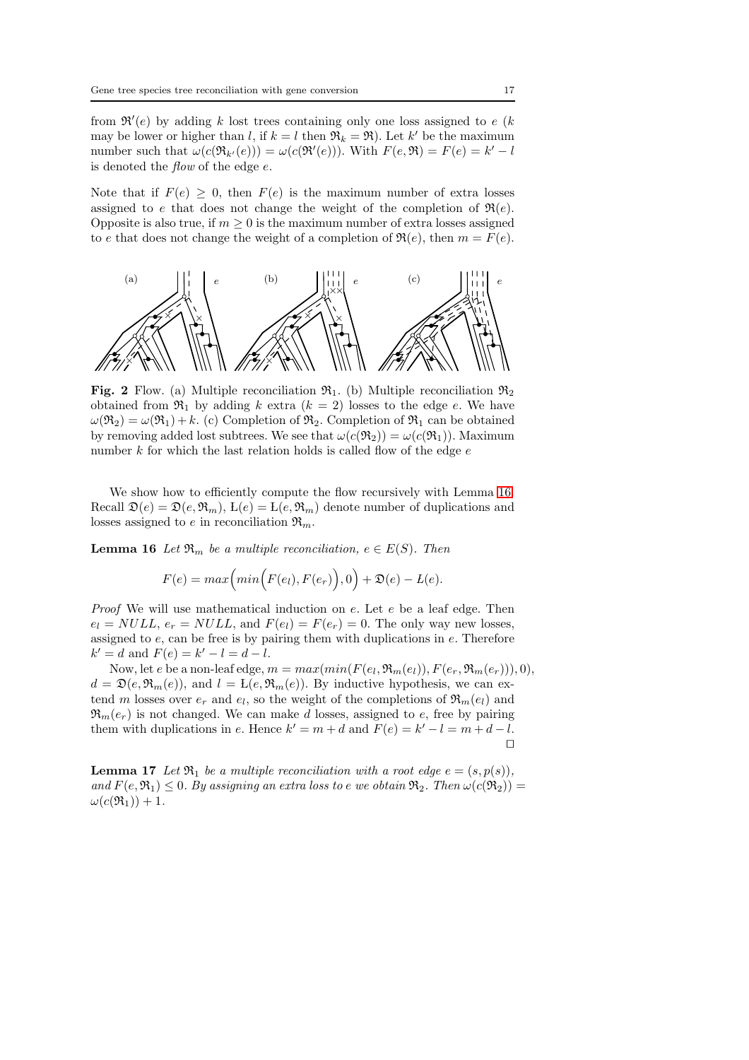from $\mathfrak{R}'(e)$ by adding $k$ lost trees containing only one loss assigned to $e$ ($k$ may be lower or higher than $l$, if $k = l$ then $\mathfrak{R}_k = \mathfrak{R}$). Let $k'$ be the maximum number such that $\omega(c(\mathfrak{R}_{k'}(e))) = \omega(c(\mathfrak{R}'(e)))$. With $F(e, \mathfrak{R}) = F(e) = k' - l$ is denoted the *flow* of the edge $e$.

Note that if $F(e) \geq 0$, then $F(e)$ is the maximum number of extra losses assigned to $e$ that does not change the weight of the completion of $\mathfrak{R}(e)$. Opposite is also true, if $m \geq 0$ is the maximum number of extra losses assigned to $e$ that does not change the weight of a completion of $\mathfrak{R}(e)$, then $m = F(e)$.

**Fig. 2** Flow. (a) Multiple reconciliation $\mathfrak{R}_1$. (b) Multiple reconciliation $\mathfrak{R}_2$ obtained from $\mathfrak{R}_1$ by adding $k$ extra ($k = 2$) losses to the edge $e$. We have $\omega(\mathfrak{R}_2) = \omega(\mathfrak{R}_1) + k$. (c) Completion of $\mathfrak{R}_2$. Completion of $\mathfrak{R}_1$ can be obtained by removing added lost subtrees. We see that $\omega(c(\mathfrak{R}_2)) = \omega(c(\mathfrak{R}_1))$. Maximum number $k$ for which the last relation holds is called flow of the edge $e$

We show how to efficiently compute the flow recursively with Lemma 16. Recall $\mathfrak{D}(e) = \mathfrak{D}(e, \mathfrak{R}_m)$, $\mathrm{L}(e) = \mathrm{L}(e, \mathfrak{R}_m)$ denote number of duplications and losses assigned to $e$ in reconciliation $\mathfrak{R}_m$.

**Lemma 16** *Let $\mathfrak{R}_m$ be a multiple reconciliation, $e \in E(S)$. Then*

$$F(e) = max\Big(min\Big(F(e_l), F(e_r)\Big), 0\Big) + \mathfrak{D}(e) - L(e).$$

*Proof* We will use mathematical induction on $e$. Let $e$ be a leaf edge. Then $e_l = NULL$, $e_r = NULL$, and $F(e_l) = F(e_r) = 0$. The only way new losses, assigned to $e$, can be free is by pairing them with duplications in $e$. Therefore $k' = d$ and $F(e) = k' - l = d - l$.

Now, let $e$ be a non-leaf edge, $m = max(min(F(e_l, \mathfrak{R}_m(e_l)), F(e_r, \mathfrak{R}_m(e_r))), 0)$, $d = \mathfrak{D}(e, \mathfrak{R}_m(e))$, and $l = \mathrm{L}(e, \mathfrak{R}_m(e))$. By inductive hypothesis, we can extend $m$ losses over $e_r$ and $e_l$, so the weight of the completions of $\mathfrak{R}_m(e_l)$ and $\mathfrak{R}_m(e_r)$ is not changed. We can make $d$ losses, assigned to $e$, free by pairing them with duplications in $e$. Hence $k' = m + d$ and $F(e) = k' - l = m + d - l$. □

**Lemma 17** *Let $\mathfrak{R}_1$ be a multiple reconciliation with a root edge $e = (s, p(s))$, and $F(e, \mathfrak{R}_1) \leq 0$. By assigning an extra loss to $e$ we obtain $\mathfrak{R}_2$. Then $\omega(c(\mathfrak{R}_2)) = \omega(c(\mathfrak{R}_1)) + 1$.*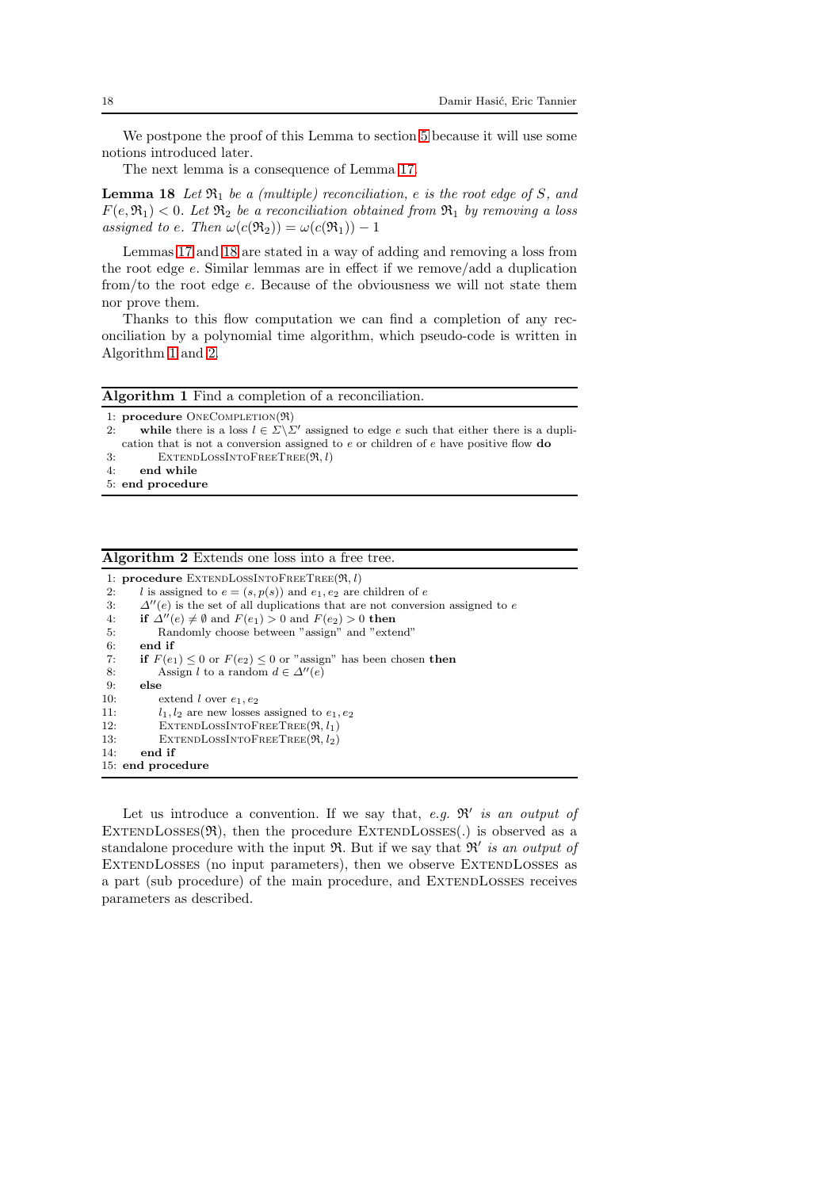We postpone the proof of this Lemma to section 5 because it will use some notions introduced later.

The next lemma is a consequence of Lemma 17.

**Lemma 18** *Let $\mathfrak{R}_1$ be a (multiple) reconciliation, $e$ is the root edge of $S$, and $F(e, \mathfrak{R}_1) < 0$. Let $\mathfrak{R}_2$ be a reconciliation obtained from $\mathfrak{R}_1$ by removing a loss assigned to $e$. Then $\omega(c(\mathfrak{R}_2)) = \omega(c(\mathfrak{R}_1)) - 1$*

Lemmas 17 and 18 are stated in a way of adding and removing a loss from the root edge $e$. Similar lemmas are in effect if we remove/add a duplication from/to the root edge $e$. Because of the obviousness we will not state them nor prove them.

Thanks to this flow computation we can find a completion of any reconciliation by a polynomial time algorithm, which pseudo-code is written in Algorithm 1 and 2.

**Algorithm 1** Find a completion of a reconciliation.

```
1: procedure OneCompletion(ℜ)
2:     while there is a loss l ∈ Σ\Σ′ assigned to edge e such that either there is a dupli-
       cation that is not a conversion assigned to e or children of e have positive flow do
3:         ExtendLossIntoFreeTree(ℜ, l)
4:     end while
5: end procedure
```

**Algorithm 2** Extends one loss into a free tree.

```
1: procedure ExtendLossIntoFreeTree(ℜ, l)
2:     l is assigned to e = (s, p(s)) and e1, e2 are children of e
3:     Δ″(e) is the set of all duplications that are not conversion assigned to e
4:     if Δ″(e) ≠ ∅ and F(e1) > 0 and F(e2) > 0 then
5:         Randomly choose between "assign" and "extend"
6:     end if
7:     if F(e1) ≤ 0 or F(e2) ≤ 0 or "assign" has been chosen then
8:         Assign l to a random d ∈ Δ″(e)
9:     else
10:        extend l over e1, e2
11:        l1, l2 are new losses assigned to e1, e2
12:        ExtendLossIntoFreeTree(ℜ, l1)
13:        ExtendLossIntoFreeTree(ℜ, l2)
14:    end if
15: end procedure
```

Let us introduce a convention. If we say that, *e.g.* $\mathfrak{R}'$ *is an output of* ExtendLosses($\mathfrak{R}$), then the procedure ExtendLosses(.) is observed as a standalone procedure with the input $\mathfrak{R}$. But if we say that $\mathfrak{R}'$ *is an output of* ExtendLosses (no input parameters), then we observe ExtendLosses as a part (sub procedure) of the main procedure, and ExtendLosses receives parameters as described.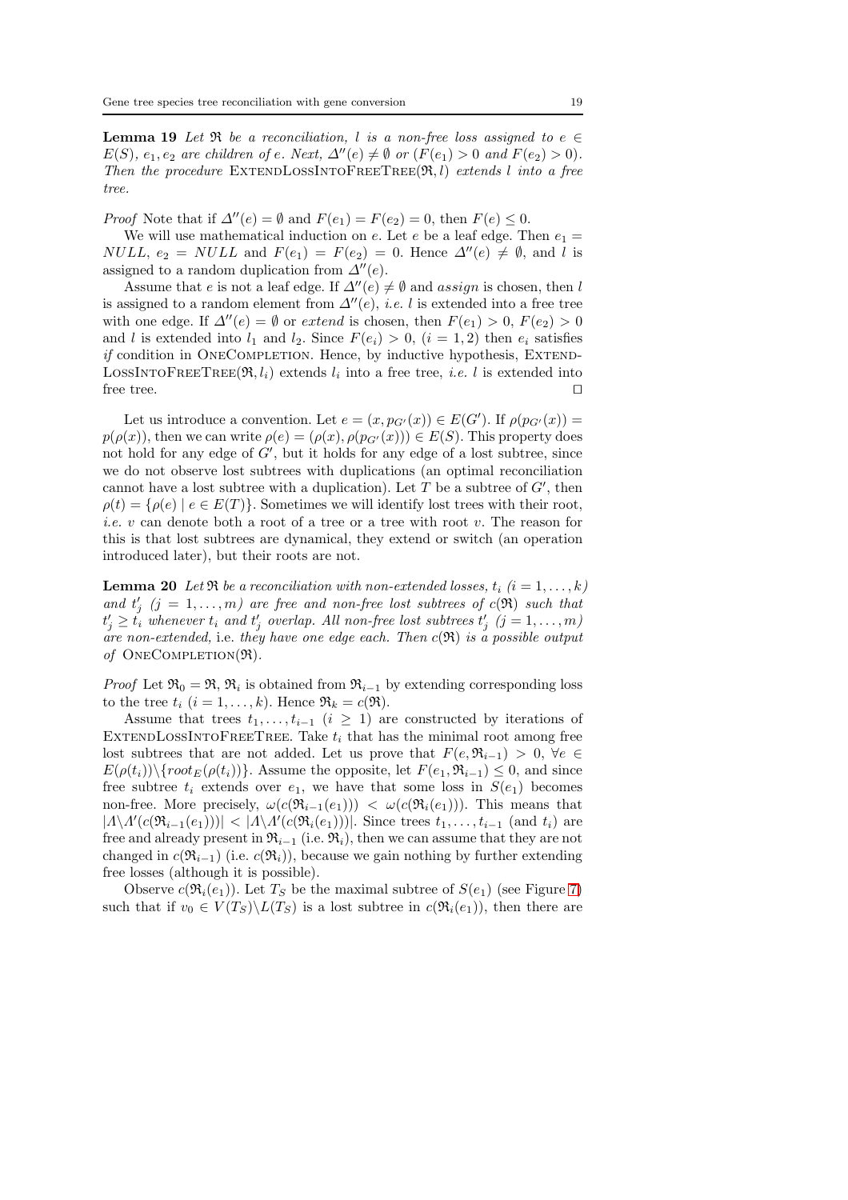**Lemma 19** *Let $\mathfrak{R}$ be a reconciliation, $l$ is a non-free loss assigned to $e \in E(S)$, $e_1, e_2$ are children of $e$. Next, $\Delta''(e) \neq \emptyset$ or ($F(e_1) > 0$ and $F(e_2) > 0$). Then the procedure* ExtendLossIntoFreeTree($\mathfrak{R}, l$) *extends $l$ into a free tree.*

*Proof* Note that if $\Delta''(e) = \emptyset$ and $F(e_1) = F(e_2) = 0$, then $F(e) \leq 0$.

We will use mathematical induction on $e$. Let $e$ be a leaf edge. Then $e_1 = NULL$, $e_2 = NULL$ and $F(e_1) = F(e_2) = 0$. Hence $\Delta''(e) \neq \emptyset$, and $l$ is assigned to a random duplication from $\Delta''(e)$.

Assume that $e$ is not a leaf edge. If $\Delta''(e) \neq \emptyset$ and *assign* is chosen, then $l$ is assigned to a random element from $\Delta''(e)$, *i.e.* $l$ is extended into a free tree with one edge. If $\Delta''(e) = \emptyset$ or *extend* is chosen, then $F(e_1) > 0$, $F(e_2) > 0$ and $l$ is extended into $l_1$ and $l_2$. Since $F(e_i) > 0$, $(i = 1, 2)$ then $e_i$ satisfies *if* condition in OneCompletion. Hence, by inductive hypothesis, ExtendLossIntoFreeTree($\mathfrak{R}, l_i$) extends $l_i$ into a free tree, *i.e.* $l$ is extended into free tree. ⊓⊔

Let us introduce a convention. Let $e = (x, p_{G'}(x)) \in E(G')$. If $\rho(p_{G'}(x)) = p(\rho(x))$, then we can write $\rho(e) = (\rho(x), \rho(p_{G'}(x))) \in E(S)$. This property does not hold for any edge of $G'$, but it holds for any edge of a lost subtree, since we do not observe lost subtrees with duplications (an optimal reconciliation cannot have a lost subtree with a duplication). Let $T$ be a subtree of $G'$, then $\rho(t) = \{\rho(e) \mid e \in E(T)\}$. Sometimes we will identify lost trees with their root, *i.e.* $v$ can denote both a root of a tree or a tree with root $v$. The reason for this is that lost subtrees are dynamical, they extend or switch (an operation introduced later), but their roots are not.

**Lemma 20** *Let $\mathfrak{R}$ be a reconciliation with non-extended losses, $t_i$ $(i = 1, \ldots, k)$ and $t'_j$ $(j = 1, \ldots, m)$ are free and non-free lost subtrees of $c(\mathfrak{R})$ such that $t'_j \geq t_i$ whenever $t_i$ and $t'_j$ overlap. All non-free lost subtrees $t'_j$ $(j = 1, \ldots, m)$ are non-extended,* i.e. *they have one edge each. Then $c(\mathfrak{R})$ is a possible output of* OneCompletion($\mathfrak{R}$).

*Proof* Let $\mathfrak{R}_0 = \mathfrak{R}$, $\mathfrak{R}_i$ is obtained from $\mathfrak{R}_{i-1}$ by extending corresponding loss to the tree $t_i$ $(i = 1, \ldots, k)$. Hence $\mathfrak{R}_k = c(\mathfrak{R})$.

Assume that trees $t_1, \ldots, t_{i-1}$ $(i \geq 1)$ are constructed by iterations of ExtendLossIntoFreeTree. Take $t_i$ that has the minimal root among free lost subtrees that are not added. Let us prove that $F(e, \mathfrak{R}_{i-1}) > 0$, $\forall e \in E(\rho(t_i)) \backslash \{root_E(\rho(t_i))\}$. Assume the opposite, let $F(e_1, \mathfrak{R}_{i-1}) \leq 0$, and since free subtree $t_i$ extends over $e_1$, we have that some loss in $S(e_1)$ becomes non-free. More precisely, $\omega(c(\mathfrak{R}_{i-1}(e_1))) < \omega(c(\mathfrak{R}_i(e_1)))$. This means that $|\Lambda \backslash \Lambda'(c(\mathfrak{R}_{i-1}(e_1)))| < |\Lambda \backslash \Lambda'(c(\mathfrak{R}_i(e_1)))|$. Since trees $t_1, \ldots, t_{i-1}$ (and $t_i$) are free and already present in $\mathfrak{R}_{i-1}$ (i.e. $\mathfrak{R}_i$), then we can assume that they are not changed in $c(\mathfrak{R}_{i-1})$ (i.e. $c(\mathfrak{R}_i)$), because we gain nothing by further extending free losses (although it is possible).

Observe $c(\mathfrak{R}_i(e_1))$. Let $T_S$ be the maximal subtree of $S(e_1)$ (see Figure 7) such that if $v_0 \in V(T_S) \backslash L(T_S)$ is a lost subtree in $c(\mathfrak{R}_i(e_1))$, then there are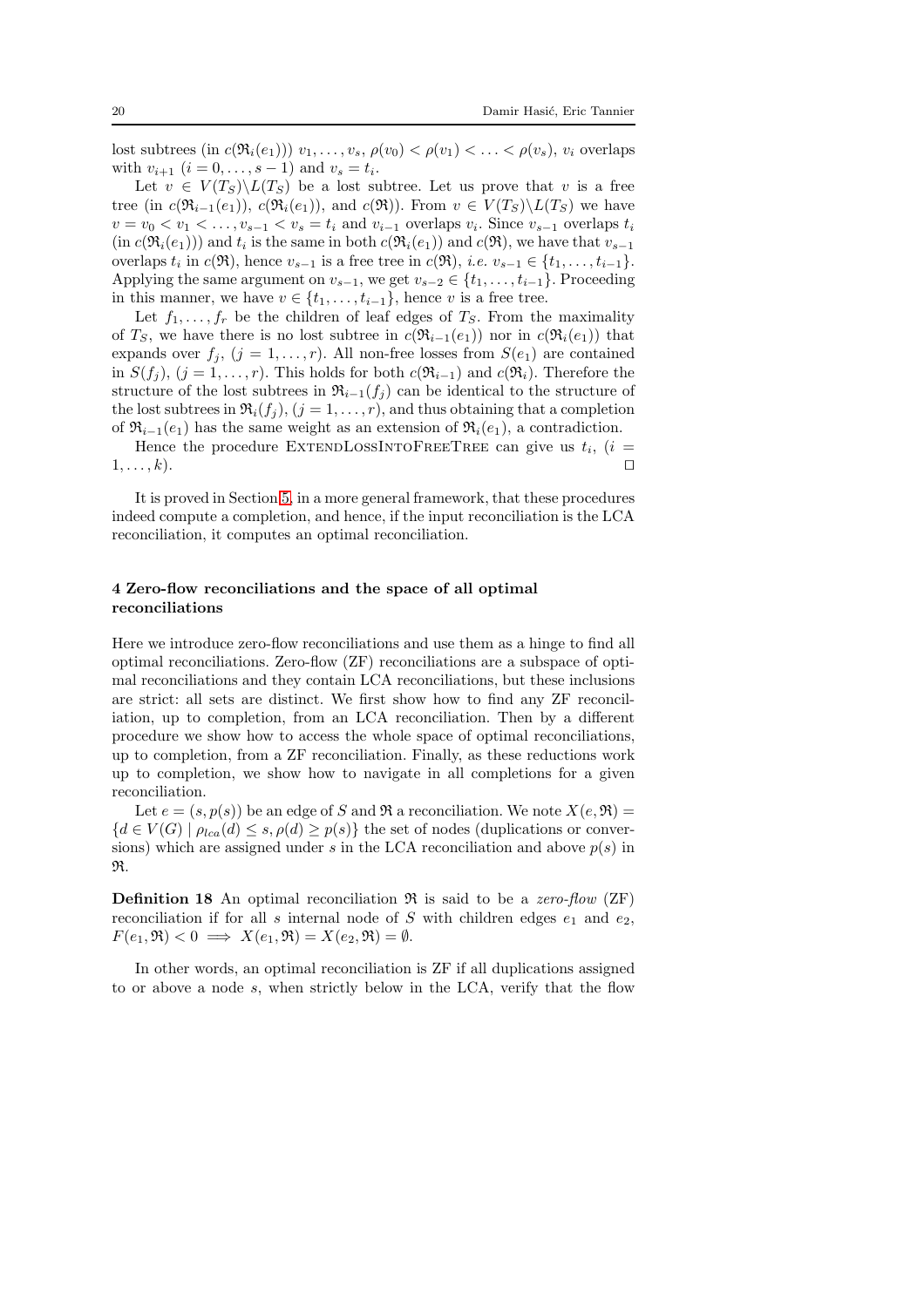lost subtrees (in $c(\mathfrak{R}_i(e_1))$) $v_1, \ldots, v_s$, $\rho(v_0) < \rho(v_1) < \ldots < \rho(v_s)$, $v_i$ overlaps with $v_{i+1}$ $(i = 0, \ldots, s-1)$ and $v_s = t_i$.

Let $v \in V(T_S) \backslash L(T_S)$ be a lost subtree. Let us prove that $v$ is a free tree (in $c(\mathfrak{R}_{i-1}(e_1))$, $c(\mathfrak{R}_i(e_1))$, and $c(\mathfrak{R})$). From $v \in V(T_S) \backslash L(T_S)$ we have $v = v_0 < v_1 < \ldots, v_{s-1} < v_s = t_i$ and $v_{i-1}$ overlaps $v_i$. Since $v_{s-1}$ overlaps $t_i$ (in $c(\mathfrak{R}_i(e_1))$) and $t_i$ is the same in both $c(\mathfrak{R}_i(e_1))$ and $c(\mathfrak{R})$, we have that $v_{s-1}$ overlaps $t_i$ in $c(\mathfrak{R})$, hence $v_{s-1}$ is a free tree in $c(\mathfrak{R})$, *i.e.* $v_{s-1} \in \{t_1, \ldots, t_{i-1}\}$. Applying the same argument on $v_{s-1}$, we get $v_{s-2} \in \{t_1, \ldots, t_{i-1}\}$. Proceeding in this manner, we have $v \in \{t_1, \ldots, t_{i-1}\}$, hence $v$ is a free tree.

Let $f_1, \ldots, f_r$ be the children of leaf edges of $T_S$. From the maximality of $T_S$, we have there is no lost subtree in $c(\mathfrak{R}_{i-1}(e_1))$ nor in $c(\mathfrak{R}_i(e_1))$ that expands over $f_j$, $(j = 1, \ldots, r)$. All non-free losses from $S(e_1)$ are contained in $S(f_j)$, $(j = 1, \ldots, r)$. This holds for both $c(\mathfrak{R}_{i-1})$ and $c(\mathfrak{R}_i)$. Therefore the structure of the lost subtrees in $\mathfrak{R}_{i-1}(f_j)$ can be identical to the structure of the lost subtrees in $\mathfrak{R}_i(f_j)$, $(j = 1, \ldots, r)$, and thus obtaining that a completion of $\mathfrak{R}_{i-1}(e_1)$ has the same weight as an extension of $\mathfrak{R}_i(e_1)$, a contradiction.

Hence the procedure ExtendLossIntoFreeTree can give us $t_i$, $(i = 1, \ldots, k)$. $\square$

It is proved in Section 5, in a more general framework, that these procedures indeed compute a completion, and hence, if the input reconciliation is the LCA reconciliation, it computes an optimal reconciliation.

## 4 Zero-flow reconciliations and the space of all optimal reconciliations

Here we introduce zero-flow reconciliations and use them as a hinge to find all optimal reconciliations. Zero-flow (ZF) reconciliations are a subspace of optimal reconciliations and they contain LCA reconciliations, but these inclusions are strict: all sets are distinct. We first show how to find any ZF reconciliation, up to completion, from an LCA reconciliation. Then by a different procedure we show how to access the whole space of optimal reconciliations, up to completion, from a ZF reconciliation. Finally, as these reductions work up to completion, we show how to navigate in all completions for a given reconciliation.

Let $e = (s, p(s))$ be an edge of $S$ and $\mathfrak{R}$ a reconciliation. We note $X(e, \mathfrak{R}) = \{d \in V(G) \mid \rho_{lca}(d) \leq s, \rho(d) \geq p(s)\}$ the set of nodes (duplications or conversions) which are assigned under $s$ in the LCA reconciliation and above $p(s)$ in $\mathfrak{R}$.

**Definition 18** An optimal reconciliation $\mathfrak{R}$ is said to be a *zero-flow* (ZF) reconciliation if for all $s$ internal node of $S$ with children edges $e_1$ and $e_2$, $F(e_1, \mathfrak{R}) < 0 \implies X(e_1, \mathfrak{R}) = X(e_2, \mathfrak{R}) = \emptyset$.

In other words, an optimal reconciliation is ZF if all duplications assigned to or above a node $s$, when strictly below in the LCA, verify that the flow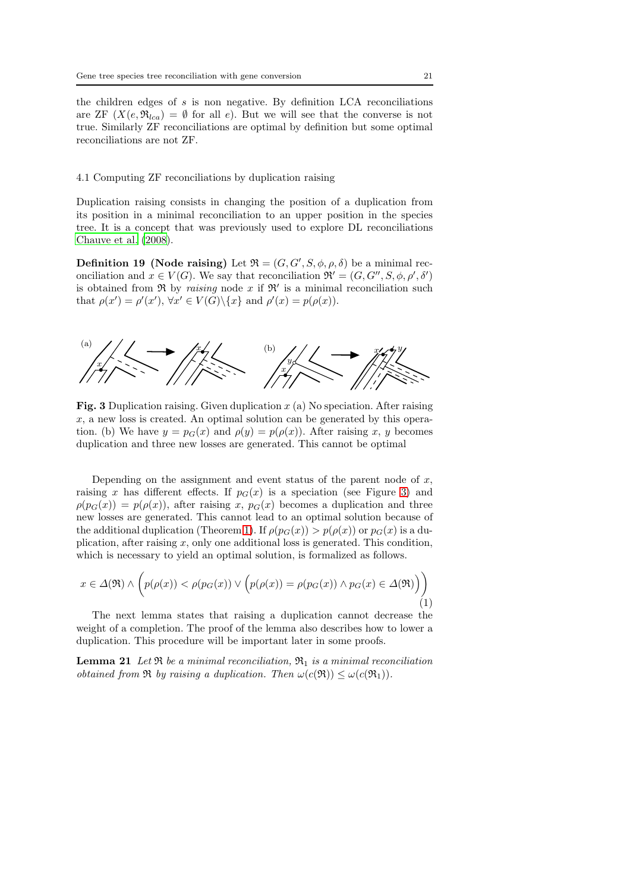the children edges of $s$ is non negative. By definition LCA reconciliations are ZF ($X(e, \mathfrak{R}_{lca}) = \emptyset$ for all $e$). But we will see that the converse is not true. Similarly ZF reconciliations are optimal by definition but some optimal reconciliations are not ZF.

### 4.1 Computing ZF reconciliations by duplication raising

Duplication raising consists in changing the position of a duplication from its position in a minimal reconciliation to an upper position in the species tree. It is a concept that was previously used to explore DL reconciliations Chauve et al (2008).

**Definition 19 (Node raising)** Let $\mathfrak{R} = (G, G', S, \phi, \rho, \delta)$ be a minimal reconciliation and $x \in V(G)$. We say that reconciliation $\mathfrak{R}' = (G, G'', S, \phi, \rho', \delta')$ is obtained from $\mathfrak{R}$ by *raising* node $x$ if $\mathfrak{R}'$ is a minimal reconciliation such that $\rho(x') = \rho'(x')$, $\forall x' \in V(G) \backslash \{x\}$ and $\rho'(x) = p(\rho(x))$.

**Fig. 3** Duplication raising. Given duplication $x$ (a) No speciation. After raising $x$, a new loss is created. An optimal solution can be generated by this operation. (b) We have $y = p_G(x)$ and $\rho(y) = p(\rho(x))$. After raising $x$, $y$ becomes duplication and three new losses are generated. This cannot be optimal

Depending on the assignment and event status of the parent node of $x$, raising $x$ has different effects. If $p_G(x)$ is a speciation (see Figure 3) and $\rho(p_G(x)) = p(\rho(x))$, after raising $x$, $p_G(x)$ becomes a duplication and three new losses are generated. This cannot lead to an optimal solution because of the additional duplication (Theorem 1). If $\rho(p_G(x)) > p(\rho(x))$ or $p_G(x)$ is a duplication, after raising $x$, only one additional loss is generated. This condition, which is necessary to yield an optimal solution, is formalized as follows.

$$x \in \Delta(\mathfrak{R}) \wedge \left(p(\rho(x)) < \rho(p_G(x)) \vee \left(p(\rho(x)) = \rho(p_G(x)) \wedge p_G(x) \in \Delta(\mathfrak{R})\right)\right) \tag{1}$$

The next lemma states that raising a duplication cannot decrease the weight of a completion. The proof of the lemma also describes how to lower a duplication. This procedure will be important later in some proofs.

**Lemma 21** *Let $\mathfrak{R}$ be a minimal reconciliation, $\mathfrak{R}_1$ is a minimal reconciliation obtained from $\mathfrak{R}$ by raising a duplication. Then $\omega(c(\mathfrak{R})) \leq \omega(c(\mathfrak{R}_1))$.*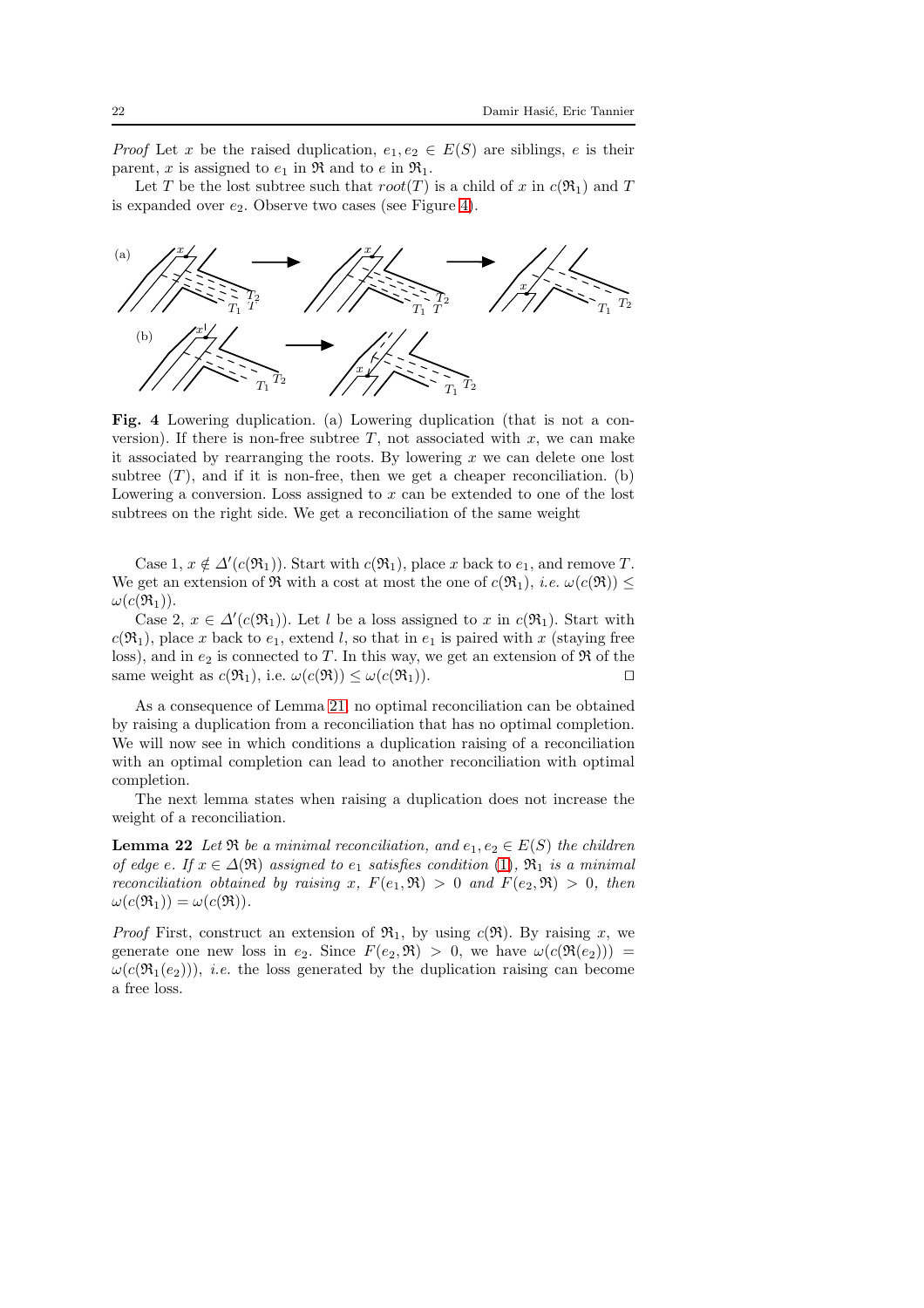*Proof* Let $x$ be the raised duplication, $e_1, e_2 \in E(S)$ are siblings, $e$ is their parent, $x$ is assigned to $e_1$ in $\mathfrak{R}$ and to $e$ in $\mathfrak{R}_1$.

Let $T$ be the lost subtree such that $root(T)$ is a child of $x$ in $c(\mathfrak{R}_1)$ and $T$ is expanded over $e_2$. Observe two cases (see Figure 4).

**Fig. 4** Lowering duplication. (a) Lowering duplication (that is not a conversion). If there is non-free subtree $T$, not associated with $x$, we can make it associated by rearranging the roots. By lowering $x$ we can delete one lost subtree ($T$), and if it is non-free, then we get a cheaper reconciliation. (b) Lowering a conversion. Loss assigned to $x$ can be extended to one of the lost subtrees on the right side. We get a reconciliation of the same weight

Case 1, $x \notin \Delta'(c(\mathfrak{R}_1))$. Start with $c(\mathfrak{R}_1)$, place $x$ back to $e_1$, and remove $T$. We get an extension of $\mathfrak{R}$ with a cost at most the one of $c(\mathfrak{R}_1)$, *i.e.* $\omega(c(\mathfrak{R})) \leq \omega(c(\mathfrak{R}_1))$.

Case 2, $x \in \Delta'(c(\mathfrak{R}_1))$. Let $l$ be a loss assigned to $x$ in $c(\mathfrak{R}_1)$. Start with $c(\mathfrak{R}_1)$, place $x$ back to $e_1$, extend $l$, so that in $e_1$ is paired with $x$ (staying free loss), and in $e_2$ is connected to $T$. In this way, we get an extension of $\mathfrak{R}$ of the same weight as $c(\mathfrak{R}_1)$, i.e. $\omega(c(\mathfrak{R})) \leq \omega(c(\mathfrak{R}_1))$. □

As a consequence of Lemma 21, no optimal reconciliation can be obtained by raising a duplication from a reconciliation that has no optimal completion. We will now see in which conditions a duplication raising of a reconciliation with an optimal completion can lead to another reconciliation with optimal completion.

The next lemma states when raising a duplication does not increase the weight of a reconciliation.

**Lemma 22** *Let $\mathfrak{R}$ be a minimal reconciliation, and $e_1, e_2 \in E(S)$ the children of edge $e$. If $x \in \Delta(\mathfrak{R})$ assigned to $e_1$ satisfies condition (1), $\mathfrak{R}_1$ is a minimal reconciliation obtained by raising $x$, $F(e_1, \mathfrak{R}) > 0$ and $F(e_2, \mathfrak{R}) > 0$, then $\omega(c(\mathfrak{R}_1)) = \omega(c(\mathfrak{R}))$.*

*Proof* First, construct an extension of $\mathfrak{R}_1$, by using $c(\mathfrak{R})$. By raising $x$, we generate one new loss in $e_2$. Since $F(e_2, \mathfrak{R}) > 0$, we have $\omega(c(\mathfrak{R}(e_2))) = \omega(c(\mathfrak{R}_1(e_2)))$, *i.e.* the loss generated by the duplication raising can become a free loss.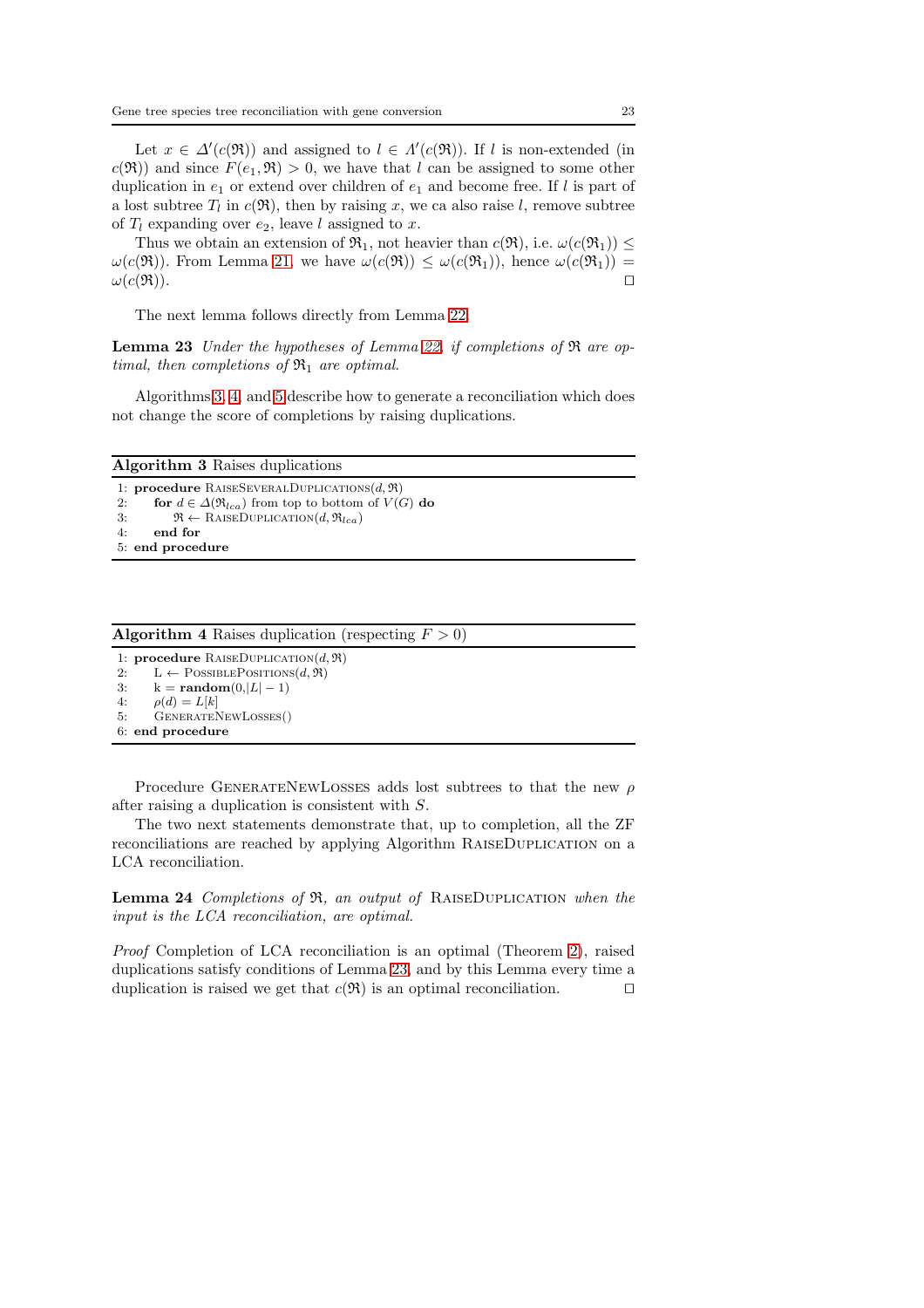Let $x \in \Delta'(c(\mathfrak{R}))$ and assigned to $l \in \Lambda'(c(\mathfrak{R}))$. If $l$ is non-extended (in $c(\mathfrak{R})$) and since $F(e_1, \mathfrak{R}) > 0$, we have that $l$ can be assigned to some other duplication in $e_1$ or extend over children of $e_1$ and become free. If $l$ is part of a lost subtree $T_l$ in $c(\mathfrak{R})$, then by raising $x$, we ca also raise $l$, remove subtree of $T_l$ expanding over $e_2$, leave $l$ assigned to $x$.

Thus we obtain an extension of $\mathfrak{R}_1$, not heavier than $c(\mathfrak{R})$, i.e. $\omega(c(\mathfrak{R}_1)) \leq \omega(c(\mathfrak{R}))$. From Lemma 21, we have $\omega(c(\mathfrak{R})) \leq \omega(c(\mathfrak{R}_1))$, hence $\omega(c(\mathfrak{R}_1)) = \omega(c(\mathfrak{R}))$. □

The next lemma follows directly from Lemma 22.

**Lemma 23** *Under the hypotheses of Lemma 22, if completions of $\mathfrak{R}$ are optimal, then completions of $\mathfrak{R}_1$ are optimal.*

Algorithms 3, 4, and 5 describe how to generate a reconciliation which does not change the score of completions by raising duplications.

**Algorithm 3** Raises duplications

```
1: procedure RaiseSeveralDuplications(d, ℜ)
2:     for d ∈ Δ(ℜ_lca) from top to bottom of V(G) do
3:         ℜ ← RaiseDuplication(d, ℜ_lca)
4:     end for
5: end procedure
```

**Algorithm 4** Raises duplication (respecting $F > 0$)

```
1: procedure RaiseDuplication(d, ℜ)
2:     L ← PossiblePositions(d, ℜ)
3:     k = random(0,|L| − 1)
4:     ρ(d) = L[k]
5:     GenerateNewLosses()
6: end procedure
```

Procedure GenerateNewLosses adds lost subtrees to that the new $\rho$ after raising a duplication is consistent with $S$.

The two next statements demonstrate that, up to completion, all the ZF reconciliations are reached by applying Algorithm RaiseDuplication on a LCA reconciliation.

**Lemma 24** *Completions of $\mathfrak{R}$, an output of* RaiseDuplication *when the input is the LCA reconciliation, are optimal.*

*Proof* Completion of LCA reconciliation is an optimal (Theorem 2), raised duplications satisfy conditions of Lemma 23, and by this Lemma every time a duplication is raised we get that $c(\mathfrak{R})$ is an optimal reconciliation. □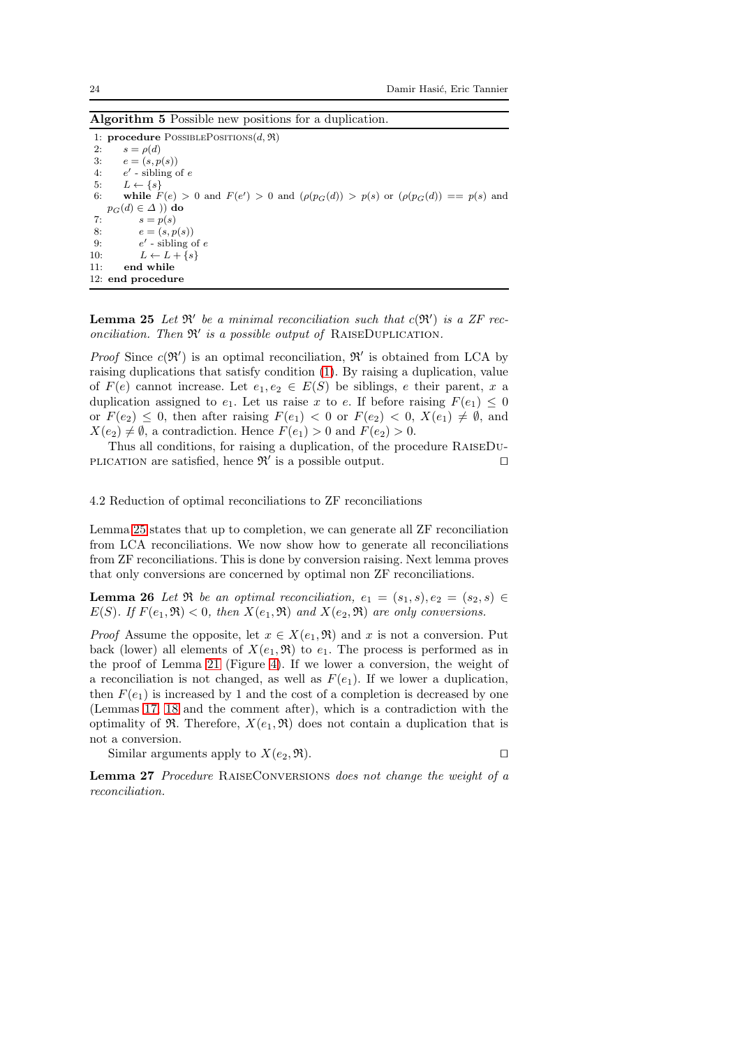**Algorithm 5** Possible new positions for a duplication.

```
1: procedure PossiblePositions(d, 𝔑)
2:     s = ρ(d)
3:     e = (s, p(s))
4:     e' - sibling of e
5:     L ← {s}
6:     while F(e) > 0 and F(e') > 0 and (ρ(p_G(d)) > p(s) or (ρ(p_G(d)) == p(s) and
       p_G(d) ∈ Δ )) do
7:         s = p(s)
8:         e = (s, p(s))
9:         e' - sibling of e
10:        L ← L + {s}
11:    end while
12: end procedure
```

**Lemma 25** *Let $\mathfrak{R}'$ be a minimal reconciliation such that $c(\mathfrak{R}')$ is a ZF reconciliation. Then $\mathfrak{R}'$ is a possible output of* RaiseDuplication.

*Proof* Since $c(\mathfrak{R}')$ is an optimal reconciliation, $\mathfrak{R}'$ is obtained from LCA by raising duplications that satisfy condition (1). By raising a duplication, value of $F(e)$ cannot increase. Let $e_1, e_2 \in E(S)$ be siblings, $e$ their parent, $x$ a duplication assigned to $e_1$. Let us raise $x$ to $e$. If before raising $F(e_1) \leq 0$ or $F(e_2) \leq 0$, then after raising $F(e_1) < 0$ or $F(e_2) < 0$, $X(e_1) \neq \emptyset$, and $X(e_2) \neq \emptyset$, a contradiction. Hence $F(e_1) > 0$ and $F(e_2) > 0$.

Thus all conditions, for raising a duplication, of the procedure RaiseDuplication are satisfied, hence $\mathfrak{R}'$ is a possible output. ◻

### 4.2 Reduction of optimal reconciliations to ZF reconciliations

Lemma 25 states that up to completion, we can generate all ZF reconciliation from LCA reconciliations. We now show how to generate all reconciliations from ZF reconciliations. This is done by conversion raising. Next lemma proves that only conversions are concerned by optimal non ZF reconciliations.

**Lemma 26** *Let $\mathfrak{R}$ be an optimal reconciliation, $e_1 = (s_1, s), e_2 = (s_2, s) \in E(S)$. If $F(e_1, \mathfrak{R}) < 0$, then $X(e_1, \mathfrak{R})$ and $X(e_2, \mathfrak{R})$ are only conversions.*

*Proof* Assume the opposite, let $x \in X(e_1, \mathfrak{R})$ and $x$ is not a conversion. Put back (lower) all elements of $X(e_1, \mathfrak{R})$ to $e_1$. The process is performed as in the proof of Lemma 21 (Figure 4). If we lower a conversion, the weight of a reconciliation is not changed, as well as $F(e_1)$. If we lower a duplication, then $F(e_1)$ is increased by 1 and the cost of a completion is decreased by one (Lemmas 17, 18 and the comment after), which is a contradiction with the optimality of $\mathfrak{R}$. Therefore, $X(e_1, \mathfrak{R})$ does not contain a duplication that is not a conversion.

Similar arguments apply to $X(e_2, \mathfrak{R})$. ◻

**Lemma 27** *Procedure* RaiseConversions *does not change the weight of a reconciliation.*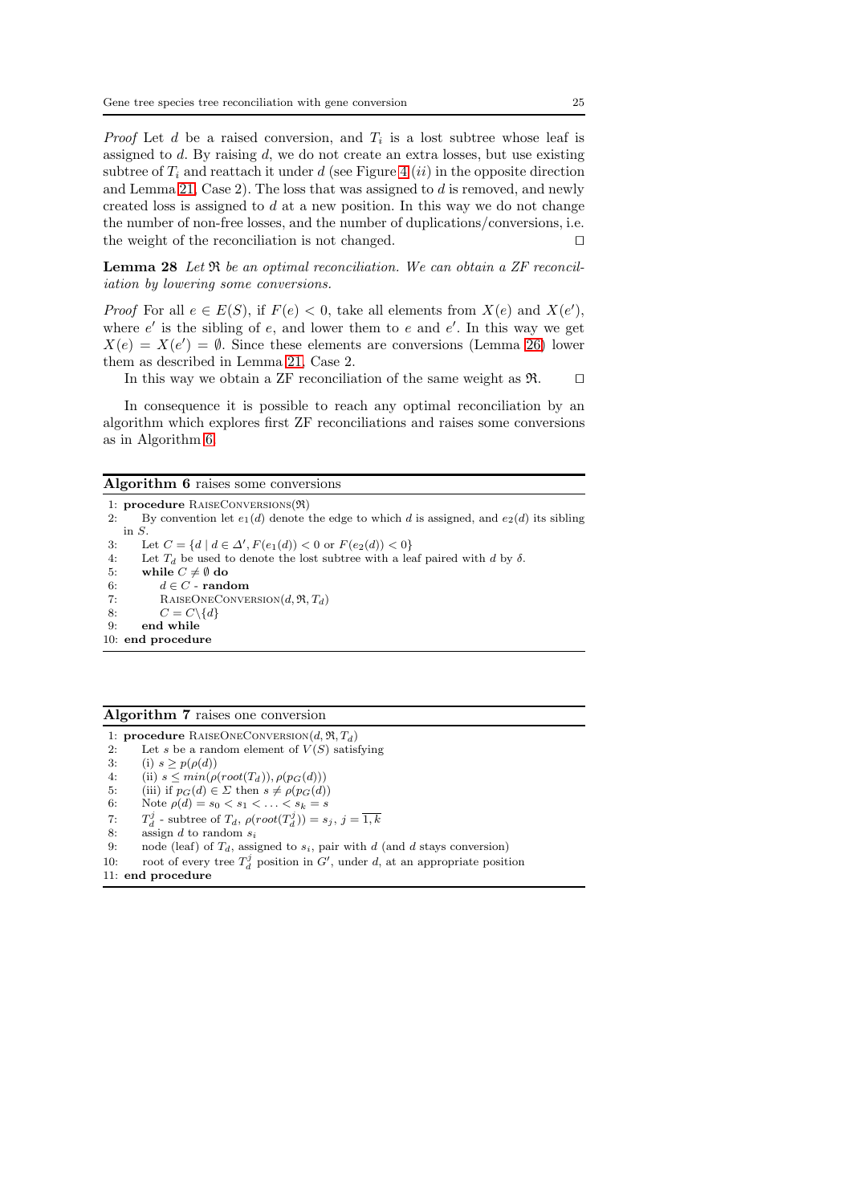*Proof* Let $d$ be a raised conversion, and $T_i$ is a lost subtree whose leaf is assigned to $d$. By raising $d$, we do not create an extra losses, but use existing subtree of $T_i$ and reattach it under $d$ (see Figure 4 $(ii)$ in the opposite direction and Lemma 21, Case 2). The loss that was assigned to $d$ is removed, and newly created loss is assigned to $d$ at a new position. In this way we do not change the number of non-free losses, and the number of duplications/conversions, i.e. the weight of the reconciliation is not changed. □

**Lemma 28** *Let $\mathfrak{R}$ be an optimal reconciliation. We can obtain a ZF reconciliation by lowering some conversions.*

*Proof* For all $e \in E(S)$, if $F(e) < 0$, take all elements from $X(e)$ and $X(e')$, where $e'$ is the sibling of $e$, and lower them to $e$ and $e'$. In this way we get $X(e) = X(e') = \emptyset$. Since these elements are conversions (Lemma 26) lower them as described in Lemma 21, Case 2.

In this way we obtain a ZF reconciliation of the same weight as $\mathfrak{R}$. □

In consequence it is possible to reach any optimal reconciliation by an algorithm which explores first ZF reconciliations and raises some conversions as in Algorithm 6.

**Algorithm 6** raises some conversions

```
1: procedure RaiseConversions(𝔑)
2:     By convention let e_1(d) denote the edge to which d is assigned, and e_2(d) its sibling
       in S.
3:     Let C = {d | d ∈ Δ', F(e_1(d)) < 0 or F(e_2(d)) < 0}
4:     Let T_d be used to denote the lost subtree with a leaf paired with d by δ.
5:     while C ≠ ∅ do
6:         d ∈ C - random
7:         RaiseOneConversion(d, 𝔑, T_d)
8:         C = C\{d}
9:     end while
10: end procedure
```

**Algorithm 7** raises one conversion

```
1: procedure RaiseOneConversion(d, 𝔑, T_d)
2:     Let s be a random element of V(S) satisfying
3:     (i) s ≥ p(ρ(d))
4:     (ii) s ≤ min(ρ(root(T_d)), ρ(p_G(d)))
5:     (iii) if p_G(d) ∈ Σ then s ≠ ρ(p_G(d))
6:     Note ρ(d) = s_0 < s_1 < ... < s_k = s
7:     T_d^j - subtree of T_d, ρ(root(T_d^j)) = s_j, j = 1,k (overlined)
8:     assign d to random s_i
9:     node (leaf) of T_d, assigned to s_i, pair with d (and d stays conversion)
10:    root of every tree T_d^j position in G', under d, at an appropriate position
11: end procedure
```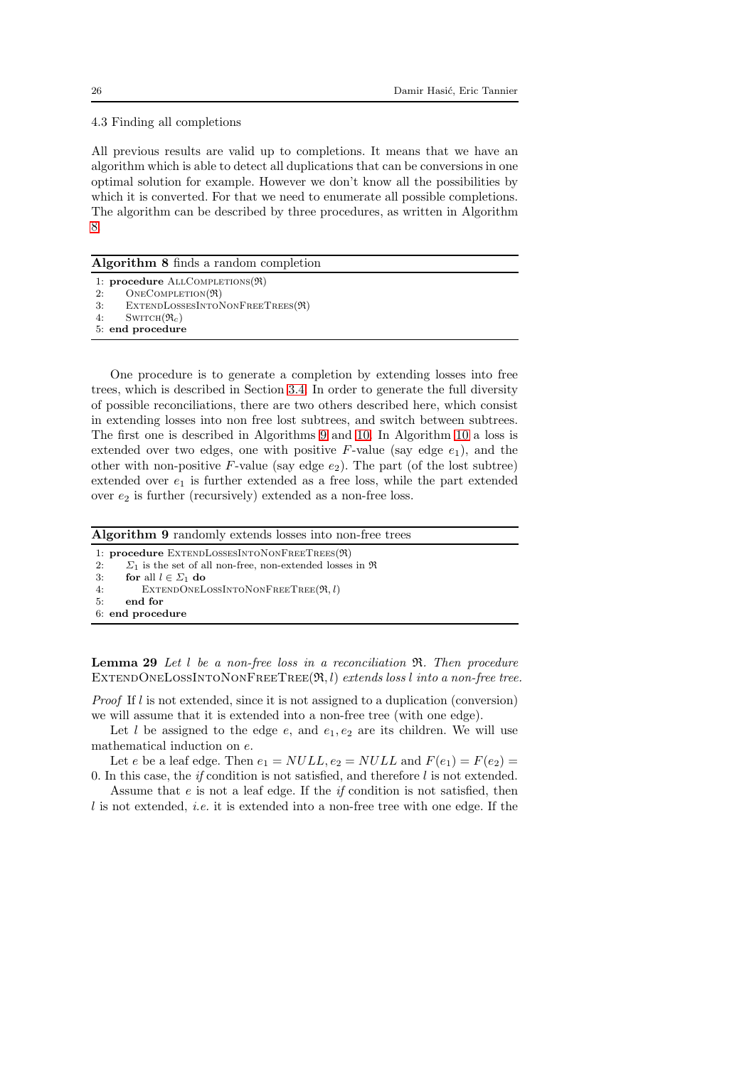### 4.3 Finding all completions

All previous results are valid up to completions. It means that we have an algorithm which is able to detect all duplications that can be conversions in one optimal solution for example. However we don't know all the possibilities by which it is converted. For that we need to enumerate all possible completions. The algorithm can be described by three procedures, as written in Algorithm 8.

**Algorithm 8** finds a random completion

```
1: procedure AllCompletions(ℜ)
2:     OneCompletion(ℜ)
3:     ExtendLossesIntoNonFreeTrees(ℜ)
4:     Switch(ℜ_c)
5: end procedure
```

One procedure is to generate a completion by extending losses into free trees, which is described in Section 3.4. In order to generate the full diversity of possible reconciliations, there are two others described here, which consist in extending losses into non free lost subtrees, and switch between subtrees. The first one is described in Algorithms 9 and 10. In Algorithm 10 a loss is extended over two edges, one with positive $F$-value (say edge $e_1$), and the other with non-positive $F$-value (say edge $e_2$). The part (of the lost subtree) extended over $e_1$ is further extended as a free loss, while the part extended over $e_2$ is further (recursively) extended as a non-free loss.

**Algorithm 9** randomly extends losses into non-free trees

```
1: procedure ExtendLossesIntoNonFreeTrees(ℜ)
2:     Σ_1 is the set of all non-free, non-extended losses in ℜ
3:     for all l ∈ Σ_1 do
4:         ExtendOneLossIntoNonFreeTree(ℜ, l)
5:     end for
6: end procedure
```

**Lemma 29** *Let $l$ be a non-free loss in a reconciliation $\mathfrak{R}$. Then procedure* ExtendOneLossIntoNonFreeTree$(\mathfrak{R}, l)$ *extends loss $l$ into a non-free tree.*

*Proof* If $l$ is not extended, since it is not assigned to a duplication (conversion) we will assume that it is extended into a non-free tree (with one edge).

Let $l$ be assigned to the edge $e$, and $e_1, e_2$ are its children. We will use mathematical induction on $e$.

Let $e$ be a leaf edge. Then $e_1 = NULL, e_2 = NULL$ and $F(e_1) = F(e_2) = 0$. In this case, the *if* condition is not satisfied, and therefore $l$ is not extended.

Assume that $e$ is not a leaf edge. If the *if* condition is not satisfied, then $l$ is not extended, *i.e.* it is extended into a non-free tree with one edge. If the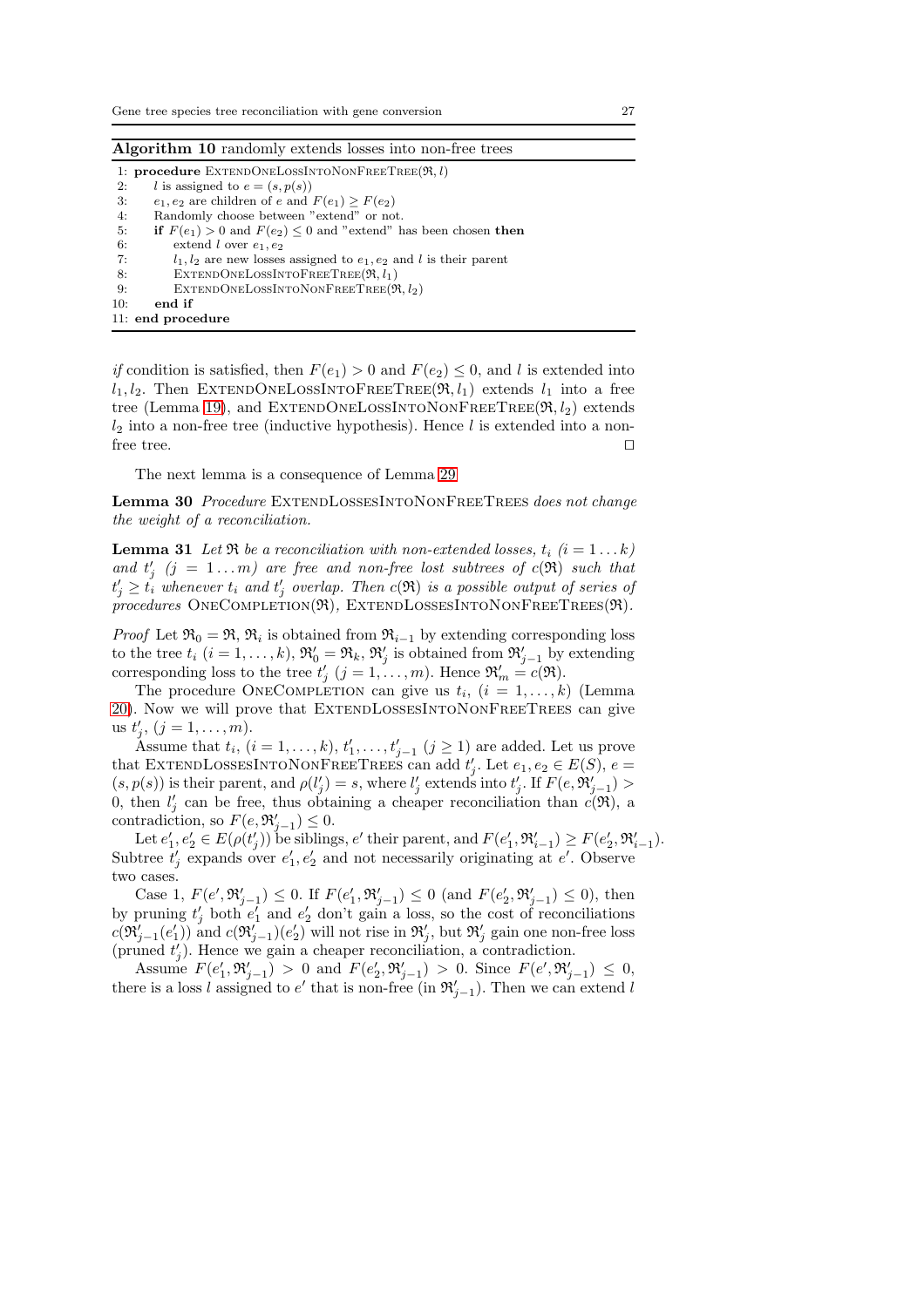**Algorithm 10** randomly extends losses into non-free trees

```
1: procedure ExtendOneLossIntoNonFreeTree(ℜ, l)
2:     l is assigned to e = (s, p(s))
3:     e1, e2 are children of e and F(e1) ≥ F(e2)
4:     Randomly choose between "extend" or not.
5:     if F(e1) > 0 and F(e2) ≤ 0 and "extend" has been chosen then
6:         extend l over e1, e2
7:         l1, l2 are new losses assigned to e1, e2 and l is their parent
8:         ExtendOneLossIntoFreeTree(ℜ, l1)
9:         ExtendOneLossIntoNonFreeTree(ℜ, l2)
10:    end if
11: end procedure
```

*if* condition is satisfied, then $F(e_1) > 0$ and $F(e_2) \leq 0$, and $l$ is extended into $l_1, l_2$. Then ExtendOneLossIntoFreeTree($\mathfrak{R}, l_1$) extends $l_1$ into a free tree (Lemma 19), and ExtendOneLossIntoNonFreeTree($\mathfrak{R}, l_2$) extends $l_2$ into a non-free tree (inductive hypothesis). Hence $l$ is extended into a non-free tree. □

The next lemma is a consequence of Lemma 29.

**Lemma 30** *Procedure* ExtendLossesIntoNonFreeTrees *does not change the weight of a reconciliation.*

**Lemma 31** *Let $\mathfrak{R}$ be a reconciliation with non-extended losses, $t_i$ $(i = 1 \dots k)$ and $t'_j$ $(j = 1 \dots m)$ are free and non-free lost subtrees of $c(\mathfrak{R})$ such that $t'_j \geq t_i$ whenever $t_i$ and $t'_j$ overlap. Then $c(\mathfrak{R})$ is a possible output of series of procedures* OneCompletion($\mathfrak{R}$), ExtendLossesIntoNonFreeTrees($\mathfrak{R}$).

*Proof* Let $\mathfrak{R}_0 = \mathfrak{R}$, $\mathfrak{R}_i$ is obtained from $\mathfrak{R}_{i-1}$ by extending corresponding loss to the tree $t_i$ $(i = 1, \dots, k)$, $\mathfrak{R}'_0 = \mathfrak{R}_k$, $\mathfrak{R}'_j$ is obtained from $\mathfrak{R}'_{j-1}$ by extending corresponding loss to the tree $t'_j$ $(j = 1, \dots, m)$. Hence $\mathfrak{R}'_m = c(\mathfrak{R})$.

The procedure OneCompletion can give us $t_i$, $(i = 1, \dots, k)$ (Lemma 20). Now we will prove that ExtendLossesIntoNonFreeTrees can give us $t'_j$, $(j = 1, \dots, m)$.

Assume that $t_i$, $(i = 1, \dots, k)$, $t'_1, \dots, t'_{j-1}$ $(j \geq 1)$ are added. Let us prove that ExtendLossesIntoNonFreeTrees can add $t'_j$. Let $e_1, e_2 \in E(S)$, $e = (s, p(s))$ is their parent, and $\rho(l'_j) = s$, where $l'_j$ extends into $t'_j$. If $F(e, \mathfrak{R}'_{j-1}) > 0$, then $l'_j$ can be free, thus obtaining a cheaper reconciliation than $c(\mathfrak{R})$, a contradiction, so $F(e, \mathfrak{R}'_{j-1}) \leq 0$.

Let $e'_1, e'_2 \in E(\rho(t'_j))$ be siblings, $e'$ their parent, and $F(e'_1, \mathfrak{R}'_{i-1}) \geq F(e'_2, \mathfrak{R}'_{i-1})$. Subtree $t'_j$ expands over $e'_1, e'_2$ and not necessarily originating at $e'$. Observe two cases.

Case 1, $F(e', \mathfrak{R}'_{j-1}) \leq 0$. If $F(e'_1, \mathfrak{R}'_{j-1}) \leq 0$ (and $F(e'_2, \mathfrak{R}'_{j-1}) \leq 0$), then by pruning $t'_j$ both $e'_1$ and $e'_2$ don't gain a loss, so the cost of reconciliations $c(\mathfrak{R}'_{j-1}(e'_1))$ and $c(\mathfrak{R}'_{j-1})(e'_2)$ will not rise in $\mathfrak{R}'_j$, but $\mathfrak{R}'_j$ gain one non-free loss (pruned $t'_j$). Hence we gain a cheaper reconciliation, a contradiction.

Assume $F(e'_1, \mathfrak{R}'_{j-1}) > 0$ and $F(e'_2, \mathfrak{R}'_{j-1}) > 0$. Since $F(e', \mathfrak{R}'_{j-1}) \leq 0$, there is a loss $l$ assigned to $e'$ that is non-free (in $\mathfrak{R}'_{j-1}$). Then we can extend $l$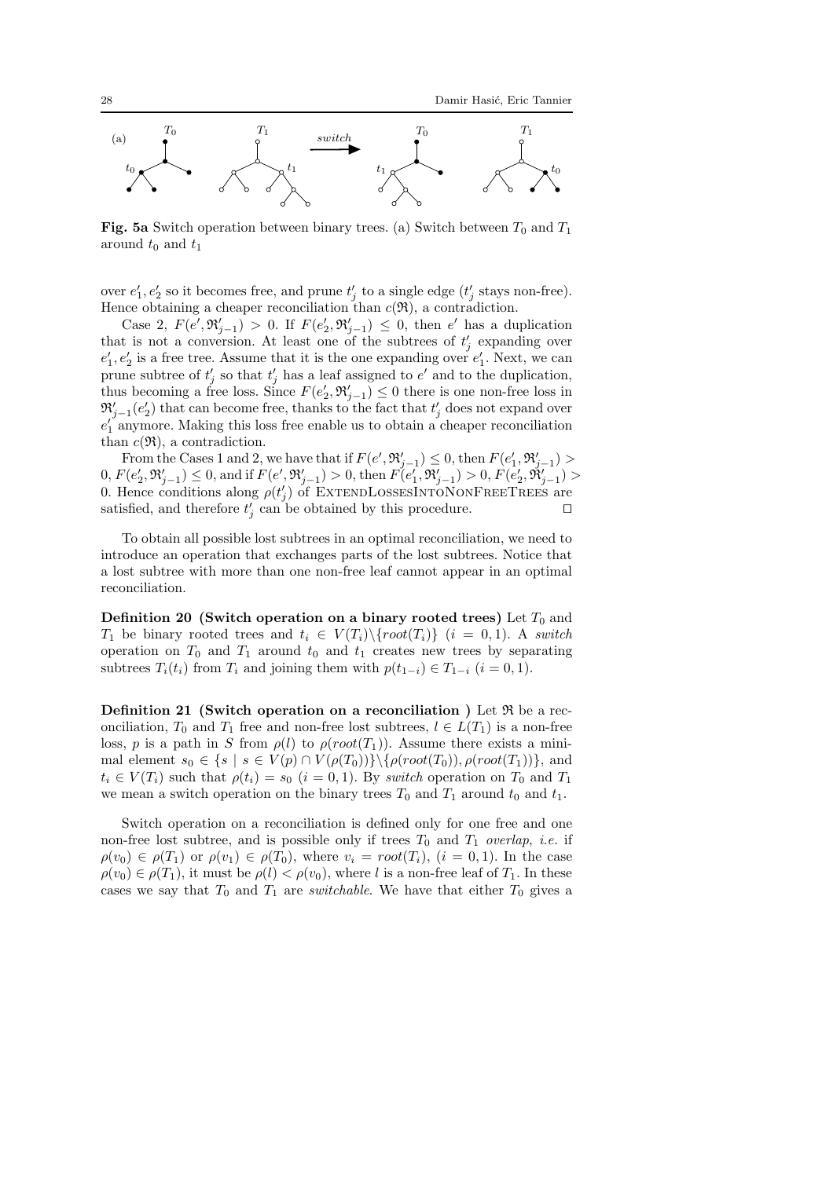**Fig. 5a** Switch operation between binary trees. (a) Switch between $T_0$ and $T_1$ around $t_0$ and $t_1$

over $e'_1, e'_2$ so it becomes free, and prune $t'_j$ to a single edge ($t'_j$ stays non-free). Hence obtaining a cheaper reconciliation than $c(\mathfrak{R})$, a contradiction.

Case 2, $F(e', \mathfrak{R}'_{j-1}) > 0$. If $F(e'_2, \mathfrak{R}'_{j-1}) \leq 0$, then $e'$ has a duplication that is not a conversion. At least one of the subtrees of $t'_j$ expanding over $e'_1, e'_2$ is a free tree. Assume that it is the one expanding over $e'_1$. Next, we can prune subtree of $t'_j$ so that $t'_j$ has a leaf assigned to $e'$ and to the duplication, thus becoming a free loss. Since $F(e'_2, \mathfrak{R}'_{j-1}) \leq 0$ there is one non-free loss in $\mathfrak{R}'_{j-1}(e'_2)$ that can become free, thanks to the fact that $t'_j$ does not expand over $e'_1$ anymore. Making this loss free enable us to obtain a cheaper reconciliation than $c(\mathfrak{R})$, a contradiction.

From the Cases 1 and 2, we have that if $F(e', \mathfrak{R}'_{j-1}) \leq 0$, then $F(e'_1, \mathfrak{R}'_{j-1}) > 0, F(e'_2, \mathfrak{R}'_{j-1}) \leq 0$, and if $F(e', \mathfrak{R}'_{j-1}) > 0$, then $F(e'_1, \mathfrak{R}'_{j-1}) > 0, F(e'_2, \mathfrak{R}'_{j-1}) > 0$. Hence conditions along $\rho(t'_j)$ of ExtendLossesIntoNonFreeTrees are satisfied, and therefore $t'_j$ can be obtained by this procedure. □

To obtain all possible lost subtrees in an optimal reconciliation, we need to introduce an operation that exchanges parts of the lost subtrees. Notice that a lost subtree with more than one non-free leaf cannot appear in an optimal reconciliation.

**Definition 20 (Switch operation on a binary rooted trees)** Let $T_0$ and $T_1$ be binary rooted trees and $t_i \in V(T_i) \backslash \{root(T_i)\}$ $(i = 0, 1)$. A *switch* operation on $T_0$ and $T_1$ around $t_0$ and $t_1$ creates new trees by separating subtrees $T_i(t_i)$ from $T_i$ and joining them with $p(t_{1-i}) \in T_{1-i}$ $(i = 0, 1)$.

**Definition 21 (Switch operation on a reconciliation )** Let $\mathfrak{R}$ be a reconciliation, $T_0$ and $T_1$ free and non-free lost subtrees, $l \in L(T_1)$ is a non-free loss, $p$ is a path in $S$ from $\rho(l)$ to $\rho(root(T_1))$. Assume there exists a minimal element $s_0 \in \{s \mid s \in V(p) \cap V(\rho(T_0))\} \backslash \{\rho(root(T_0)), \rho(root(T_1))\}$, and $t_i \in V(T_i)$ such that $\rho(t_i) = s_0$ $(i = 0, 1)$. By *switch* operation on $T_0$ and $T_1$ we mean a switch operation on the binary trees $T_0$ and $T_1$ around $t_0$ and $t_1$.

Switch operation on a reconciliation is defined only for one free and one non-free lost subtree, and is possible only if trees $T_0$ and $T_1$ *overlap*, *i.e.* if $\rho(v_0) \in \rho(T_1)$ or $\rho(v_1) \in \rho(T_0)$, where $v_i = root(T_i)$, $(i = 0, 1)$. In the case $\rho(v_0) \in \rho(T_1)$, it must be $\rho(l) < \rho(v_0)$, where $l$ is a non-free leaf of $T_1$. In these cases we say that $T_0$ and $T_1$ are *switchable*. We have that either $T_0$ gives a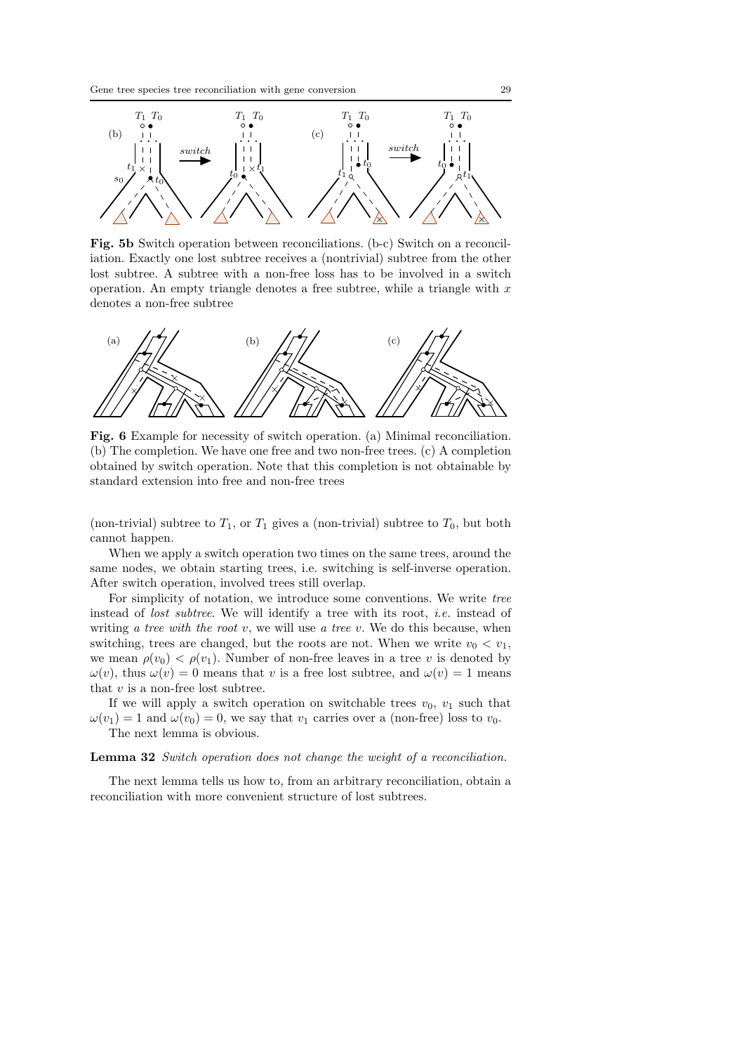**Fig. 5b** Switch operation between reconciliations. (b-c) Switch on a reconciliation. Exactly one lost subtree receives a (nontrivial) subtree from the other lost subtree. A subtree with a non-free loss has to be involved in a switch operation. An empty triangle denotes a free subtree, while a triangle with $x$ denotes a non-free subtree

**Fig. 6** Example for necessity of switch operation. (a) Minimal reconciliation. (b) The completion. We have one free and two non-free trees. (c) A completion obtained by switch operation. Note that this completion is not obtainable by standard extension into free and non-free trees

(non-trivial) subtree to $T_1$, or $T_1$ gives a (non-trivial) subtree to $T_0$, but both cannot happen.

When we apply a switch operation two times on the same trees, around the same nodes, we obtain starting trees, i.e. switching is self-inverse operation. After switch operation, involved trees still overlap.

For simplicity of notation, we introduce some conventions. We write *tree* instead of *lost subtree*. We will identify a tree with its root, *i.e.* instead of writing *a tree with the root v*, we will use *a tree v*. We do this because, when switching, trees are changed, but the roots are not. When we write $v_0 < v_1$, we mean $\rho(v_0) < \rho(v_1)$. Number of non-free leaves in a tree $v$ is denoted by $\omega(v)$, thus $\omega(v) = 0$ means that $v$ is a free lost subtree, and $\omega(v) = 1$ means that $v$ is a non-free lost subtree.

If we will apply a switch operation on switchable trees $v_0$, $v_1$ such that $\omega(v_1) = 1$ and $\omega(v_0) = 0$, we say that $v_1$ carries over a (non-free) loss to $v_0$.

The next lemma is obvious.

**Lemma 32** *Switch operation does not change the weight of a reconciliation.*

The next lemma tells us how to, from an arbitrary reconciliation, obtain a reconciliation with more convenient structure of lost subtrees.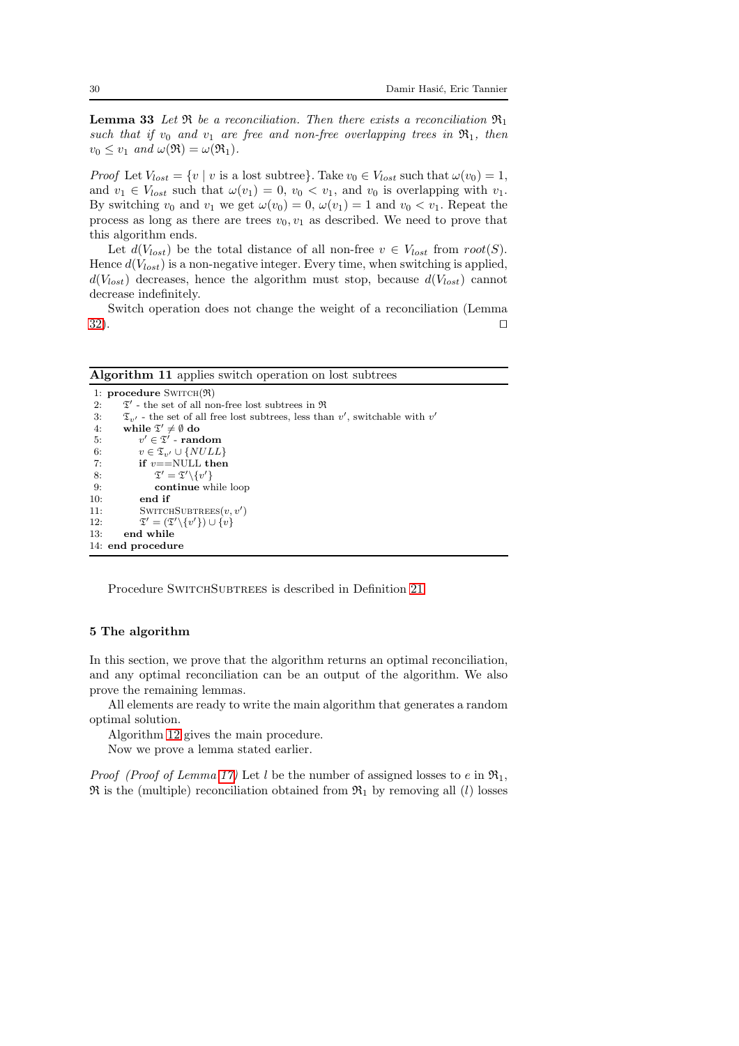**Lemma 33** *Let $\mathfrak{R}$ be a reconciliation. Then there exists a reconciliation $\mathfrak{R}_1$ such that if $v_0$ and $v_1$ are free and non-free overlapping trees in $\mathfrak{R}_1$, then $v_0 \leq v_1$ and $\omega(\mathfrak{R}) = \omega(\mathfrak{R}_1)$.*

*Proof* Let $V_{lost} = \{v \mid v \text{ is a lost subtree}\}$. Take $v_0 \in V_{lost}$ such that $\omega(v_0) = 1$, and $v_1 \in V_{lost}$ such that $\omega(v_1) = 0$, $v_0 < v_1$, and $v_0$ is overlapping with $v_1$. By switching $v_0$ and $v_1$ we get $\omega(v_0) = 0$, $\omega(v_1) = 1$ and $v_0 < v_1$. Repeat the process as long as there are trees $v_0, v_1$ as described. We need to prove that this algorithm ends.

Let $d(V_{lost})$ be the total distance of all non-free $v \in V_{lost}$ from $root(S)$. Hence $d(V_{lost})$ is a non-negative integer. Every time, when switching is applied, $d(V_{lost})$ decreases, hence the algorithm must stop, because $d(V_{lost})$ cannot decrease indefinitely.

Switch operation does not change the weight of a reconciliation (Lemma 32). □

**Algorithm 11** applies switch operation on lost subtrees

```
 1: procedure SWITCH(𝔑)
 2:     𝔗' - the set of all non-free lost subtrees in 𝔑
 3:     𝔗_v' - the set of all free lost subtrees, less than v', switchable with v'
 4:     while 𝔗' ≠ ∅ do
 5:         v' ∈ 𝔗' - random
 6:         v ∈ 𝔗_v' ∪ {NULL}
 7:         if v==NULL then
 8:             𝔗' = 𝔗'\{v'}
 9:             continue while loop
10:         end if
11:         SWITCHSUBTREES(v, v')
12:         𝔗' = (𝔗'\{v'}) ∪ {v}
13:     end while
14: end procedure
```

Procedure SwitchSubtrees is described in Definition 21.

## 5 The algorithm

In this section, we prove that the algorithm returns an optimal reconciliation, and any optimal reconciliation can be an output of the algorithm. We also prove the remaining lemmas.

All elements are ready to write the main algorithm that generates a random optimal solution.

Algorithm 12 gives the main procedure.

Now we prove a lemma stated earlier.

*Proof (Proof of Lemma 17)* Let $l$ be the number of assigned losses to $e$ in $\mathfrak{R}_1$, $\mathfrak{R}$ is the (multiple) reconciliation obtained from $\mathfrak{R}_1$ by removing all ($l$) losses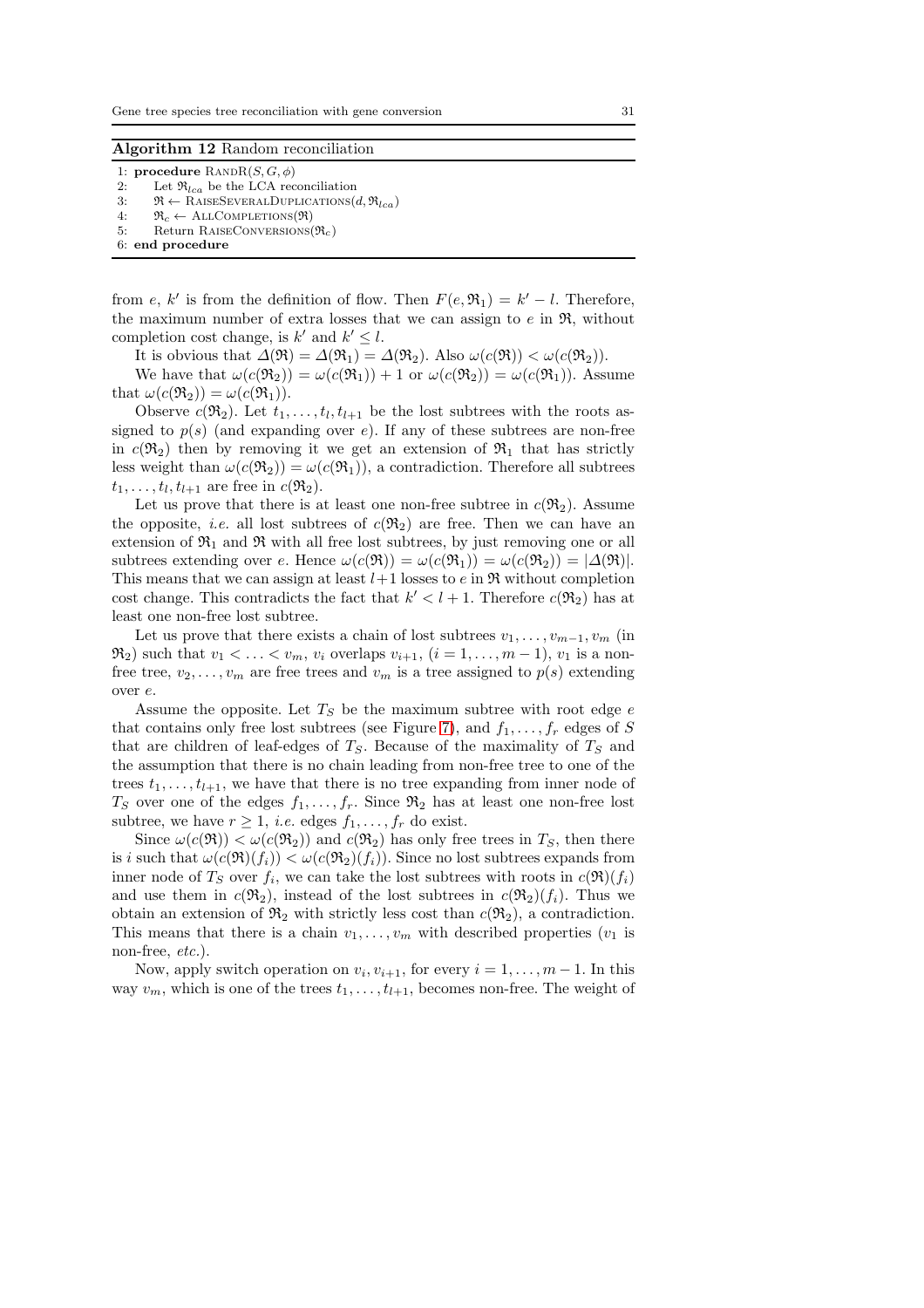**Algorithm 12** Random reconciliation

```
1: procedure RandR(S, G, φ)
2:     Let ℜ_lca be the LCA reconciliation
3:     ℜ ← RaiseSeveralDuplications(d, ℜ_lca)
4:     ℜ_c ← AllCompletions(ℜ)
5:     Return RaiseConversions(ℜ_c)
6: end procedure
```

from $e$, $k'$ is from the definition of flow. Then $F(e, \mathfrak{R}_1) = k' - l$. Therefore, the maximum number of extra losses that we can assign to $e$ in $\mathfrak{R}$, without completion cost change, is $k'$ and $k' \leq l$.

It is obvious that $\Delta(\mathfrak{R}) = \Delta(\mathfrak{R}_1) = \Delta(\mathfrak{R}_2)$. Also $\omega(c(\mathfrak{R})) < \omega(c(\mathfrak{R}_2))$.

We have that $\omega(c(\mathfrak{R}_2)) = \omega(c(\mathfrak{R}_1)) + 1$ or $\omega(c(\mathfrak{R}_2)) = \omega(c(\mathfrak{R}_1))$. Assume that $\omega(c(\mathfrak{R}_2)) = \omega(c(\mathfrak{R}_1))$.

Observe $c(\mathfrak{R}_2)$. Let $t_1, \ldots, t_l, t_{l+1}$ be the lost subtrees with the roots assigned to $p(s)$ (and expanding over $e$). If any of these subtrees are non-free in $c(\mathfrak{R}_2)$ then by removing it we get an extension of $\mathfrak{R}_1$ that has strictly less weight than $\omega(c(\mathfrak{R}_2)) = \omega(c(\mathfrak{R}_1))$, a contradiction. Therefore all subtrees $t_1, \ldots, t_l, t_{l+1}$ are free in $c(\mathfrak{R}_2)$.

Let us prove that there is at least one non-free subtree in $c(\mathfrak{R}_2)$. Assume the opposite, *i.e.* all lost subtrees of $c(\mathfrak{R}_2)$ are free. Then we can have an extension of $\mathfrak{R}_1$ and $\mathfrak{R}$ with all free lost subtrees, by just removing one or all subtrees extending over $e$. Hence $\omega(c(\mathfrak{R})) = \omega(c(\mathfrak{R}_1)) = \omega(c(\mathfrak{R}_2)) = |\Delta(\mathfrak{R})|$. This means that we can assign at least $l+1$ losses to $e$ in $\mathfrak{R}$ without completion cost change. This contradicts the fact that $k' < l+1$. Therefore $c(\mathfrak{R}_2)$ has at least one non-free lost subtree.

Let us prove that there exists a chain of lost subtrees $v_1, \ldots, v_{m-1}, v_m$ (in $\mathfrak{R}_2$) such that $v_1 < \ldots < v_m$, $v_i$ overlaps $v_{i+1}$, $(i = 1, \ldots, m-1)$, $v_1$ is a non-free tree, $v_2, \ldots, v_m$ are free trees and $v_m$ is a tree assigned to $p(s)$ extending over $e$.

Assume the opposite. Let $T_S$ be the maximum subtree with root edge $e$ that contains only free lost subtrees (see Figure 7), and $f_1, \ldots, f_r$ edges of $S$ that are children of leaf-edges of $T_S$. Because of the maximality of $T_S$ and the assumption that there is no chain leading from non-free tree to one of the trees $t_1, \ldots, t_{l+1}$, we have that there is no tree expanding from inner node of $T_S$ over one of the edges $f_1, \ldots, f_r$. Since $\mathfrak{R}_2$ has at least one non-free lost subtree, we have $r \geq 1$, *i.e.* edges $f_1, \ldots, f_r$ do exist.

Since $\omega(c(\mathfrak{R})) < \omega(c(\mathfrak{R}_2))$ and $c(\mathfrak{R}_2)$ has only free trees in $T_S$, then there is $i$ such that $\omega(c(\mathfrak{R})(f_i)) < \omega(c(\mathfrak{R}_2)(f_i))$. Since no lost subtrees expands from inner node of $T_S$ over $f_i$, we can take the lost subtrees with roots in $c(\mathfrak{R})(f_i)$ and use them in $c(\mathfrak{R}_2)$, instead of the lost subtrees in $c(\mathfrak{R}_2)(f_i)$. Thus we obtain an extension of $\mathfrak{R}_2$ with strictly less cost than $c(\mathfrak{R}_2)$, a contradiction. This means that there is a chain $v_1, \ldots, v_m$ with described properties ($v_1$ is non-free, *etc.*).

Now, apply switch operation on $v_i, v_{i+1}$, for every $i = 1, \ldots, m-1$. In this way $v_m$, which is one of the trees $t_1, \ldots, t_{l+1}$, becomes non-free. The weight of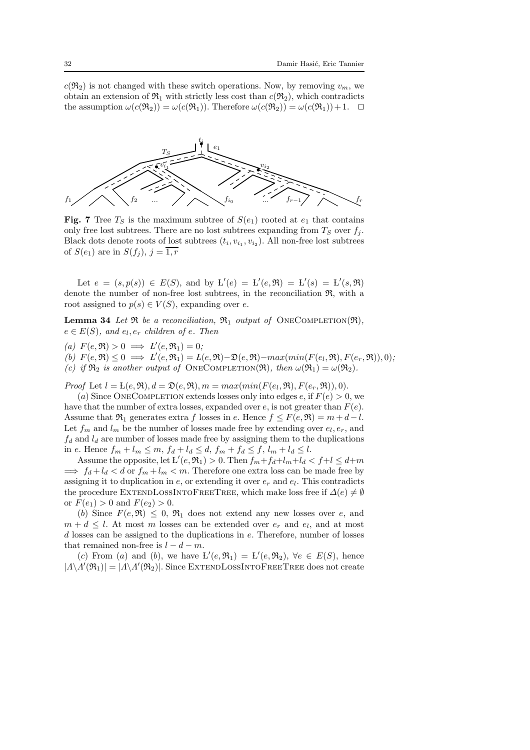$c(\mathfrak{R}_2)$ is not changed with these switch operations. Now, by removing $v_m$, we obtain an extension of $\mathfrak{R}_1$ with strictly less cost than $c(\mathfrak{R}_2)$, which contradicts the assumption $\omega(c(\mathfrak{R}_2)) = \omega(c(\mathfrak{R}_1))$. Therefore $\omega(c(\mathfrak{R}_2)) = \omega(c(\mathfrak{R}_1)) + 1$. $\square$

**Fig. 7** Tree $T_S$ is the maximum subtree of $S(e_1)$ rooted at $e_1$ that contains only free lost subtrees. There are no lost subtrees expanding from $T_S$ over $f_j$. Black dots denote roots of lost subtrees $(t_i, v_{i_1}, v_{i_2})$. All non-free lost subtrees of $S(e_1)$ are in $S(f_j)$, $j = \overline{1, r}$

Let $e = (s, p(s)) \in E(S)$, and by $\text{Ł}'(e) = \text{Ł}'(e, \mathfrak{R}) = \text{Ł}'(s) = \text{Ł}'(s, \mathfrak{R})$ denote the number of non-free lost subtrees, in the reconciliation $\mathfrak{R}$, with a root assigned to $p(s) \in V(S)$, expanding over $e$.

**Lemma 34** *Let $\mathfrak{R}$ be a reconciliation, $\mathfrak{R}_1$ output of* OneCompletion($\mathfrak{R}$), *$e \in E(S)$, and $e_l, e_r$ children of $e$. Then*

*(a) $F(e, \mathfrak{R}) > 0 \implies \text{Ł}'(e, \mathfrak{R}_1) = 0$;*
*(b) $F(e, \mathfrak{R}) \leq 0 \implies \text{Ł}'(e, \mathfrak{R}_1) = \text{Ł}(e, \mathfrak{R}) - \mathfrak{D}(e, \mathfrak{R}) - max(min(F(e_l, \mathfrak{R}), F(e_r, \mathfrak{R})), 0)$;*
*(c) if $\mathfrak{R}_2$ is another output of* OneCompletion($\mathfrak{R}$), *then $\omega(\mathfrak{R}_1) = \omega(\mathfrak{R}_2)$.*

*Proof* Let $l = \text{Ł}(e, \mathfrak{R}), d = \mathfrak{D}(e, \mathfrak{R}), m = max(min(F(e_l, \mathfrak{R}), F(e_r, \mathfrak{R})), 0)$.

($a$) Since OneCompletion extends losses only into edges $e$, if $F(e) > 0$, we have that the number of extra losses, expanded over $e$, is not greater than $F(e)$. Assume that $\mathfrak{R}_1$ generates extra $f$ losses in $e$. Hence $f \leq F(e, \mathfrak{R}) = m + d - l$. Let $f_m$ and $l_m$ be the number of losses made free by extending over $e_l, e_r$, and $f_d$ and $l_d$ are number of losses made free by assigning them to the duplications in $e$. Hence $f_m + l_m \leq m$, $f_d + l_d \leq d$, $f_m + f_d \leq f$, $l_m + l_d \leq l$.

Assume the opposite, let $\text{Ł}'(e, \mathfrak{R}_1) > 0$. Then $f_m + f_d + l_m + l_d < f + l \leq d + m \implies f_d + l_d < d$ or $f_m + l_m < m$. Therefore one extra loss can be made free by assigning it to duplication in $e$, or extending it over $e_r$ and $e_l$. This contradicts the procedure ExtendLossIntoFreeTree, which make loss free if $\Delta(e) \neq \emptyset$ or $F(e_1) > 0$ and $F(e_2) > 0$.

($b$) Since $F(e, \mathfrak{R}) \leq 0$, $\mathfrak{R}_1$ does not extend any new losses over $e$, and $m + d \leq l$. At most $m$ losses can be extended over $e_r$ and $e_l$, and at most $d$ losses can be assigned to the duplications in $e$. Therefore, number of losses that remained non-free is $l - d - m$.

($c$) From ($a$) and ($b$), we have $\text{Ł}'(e, \mathfrak{R}_1) = \text{Ł}'(e, \mathfrak{R}_2)$, $\forall e \in E(S)$, hence $|\Lambda \backslash \Lambda'(\mathfrak{R}_1)| = |\Lambda \backslash \Lambda'(\mathfrak{R}_2)|$. Since ExtendLossIntoFreeTree does not create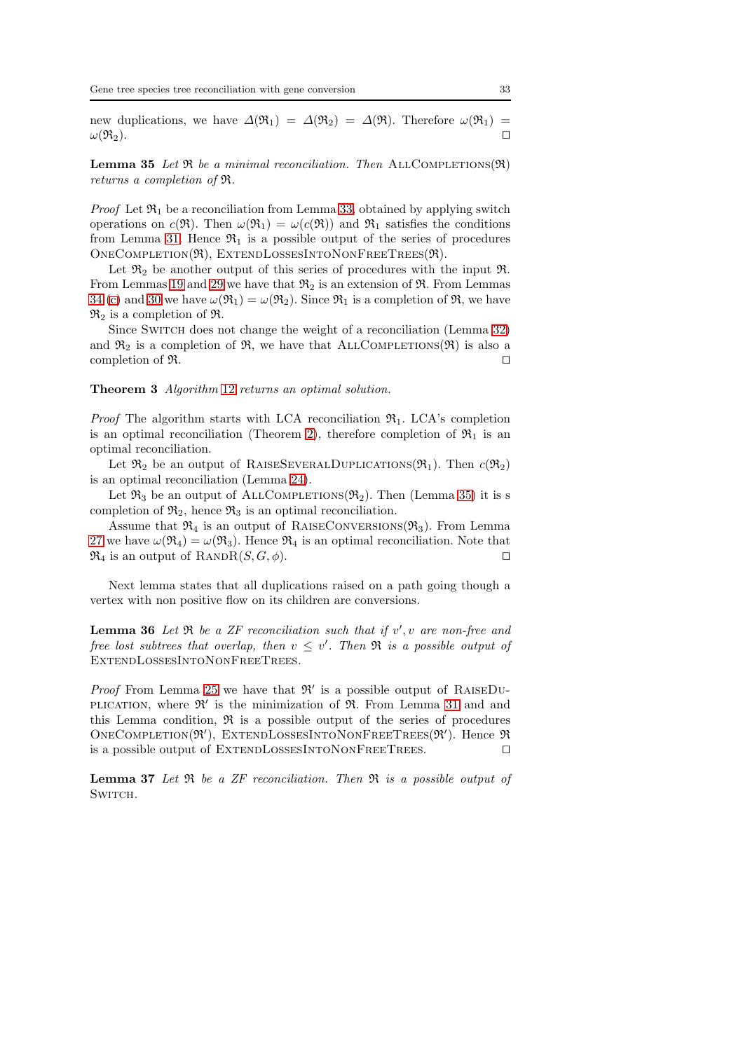new duplications, we have $\Delta(\mathfrak{R}_1) = \Delta(\mathfrak{R}_2) = \Delta(\mathfrak{R})$. Therefore $\omega(\mathfrak{R}_1) = \omega(\mathfrak{R}_2)$. □

**Lemma 35** *Let $\mathfrak{R}$ be a minimal reconciliation. Then* AllCompletions($\mathfrak{R}$) *returns a completion of $\mathfrak{R}$.*

*Proof* Let $\mathfrak{R}_1$ be a reconciliation from Lemma 33, obtained by applying switch operations on $c(\mathfrak{R})$. Then $\omega(\mathfrak{R}_1) = \omega(c(\mathfrak{R}))$ and $\mathfrak{R}_1$ satisfies the conditions from Lemma 31. Hence $\mathfrak{R}_1$ is a possible output of the series of procedures OneCompletion($\mathfrak{R}$), ExtendLossesIntoNonFreeTrees($\mathfrak{R}$).

Let $\mathfrak{R}_2$ be another output of this series of procedures with the input $\mathfrak{R}$. From Lemmas 19 and 29 we have that $\mathfrak{R}_2$ is an extension of $\mathfrak{R}$. From Lemmas 34 (c) and 30 we have $\omega(\mathfrak{R}_1) = \omega(\mathfrak{R}_2)$. Since $\mathfrak{R}_1$ is a completion of $\mathfrak{R}$, we have $\mathfrak{R}_2$ is a completion of $\mathfrak{R}$.

Since Switch does not change the weight of a reconciliation (Lemma 32) and $\mathfrak{R}_2$ is a completion of $\mathfrak{R}$, we have that AllCompletions($\mathfrak{R}$) is also a completion of $\mathfrak{R}$. □

**Theorem 3** *Algorithm 12 returns an optimal solution.*

*Proof* The algorithm starts with LCA reconciliation $\mathfrak{R}_1$. LCA's completion is an optimal reconciliation (Theorem 2), therefore completion of $\mathfrak{R}_1$ is an optimal reconciliation.

Let $\mathfrak{R}_2$ be an output of RaiseSeveralDuplications($\mathfrak{R}_1$). Then $c(\mathfrak{R}_2)$ is an optimal reconciliation (Lemma 24).

Let $\mathfrak{R}_3$ be an output of AllCompletions($\mathfrak{R}_2$). Then (Lemma 35) it is s completion of $\mathfrak{R}_2$, hence $\mathfrak{R}_3$ is an optimal reconciliation.

Assume that $\mathfrak{R}_4$ is an output of RaiseConversions($\mathfrak{R}_3$). From Lemma 27 we have $\omega(\mathfrak{R}_4) = \omega(\mathfrak{R}_3)$. Hence $\mathfrak{R}_4$ is an optimal reconciliation. Note that $\mathfrak{R}_4$ is an output of RandR($S, G, \phi$). □

Next lemma states that all duplications raised on a path going though a vertex with non positive flow on its children are conversions.

**Lemma 36** *Let $\mathfrak{R}$ be a ZF reconciliation such that if $v', v$ are non-free and free lost subtrees that overlap, then $v \leq v'$. Then $\mathfrak{R}$ is a possible output of* ExtendLossesIntoNonFreeTrees.

*Proof* From Lemma 25 we have that $\mathfrak{R}'$ is a possible output of RaiseDuplication, where $\mathfrak{R}'$ is the minimization of $\mathfrak{R}$. From Lemma 31 and and this Lemma condition, $\mathfrak{R}$ is a possible output of the series of procedures OneCompletion($\mathfrak{R}'$), ExtendLossesIntoNonFreeTrees($\mathfrak{R}'$). Hence $\mathfrak{R}$ is a possible output of ExtendLossesIntoNonFreeTrees. □

**Lemma 37** *Let $\mathfrak{R}$ be a ZF reconciliation. Then $\mathfrak{R}$ is a possible output of* Switch.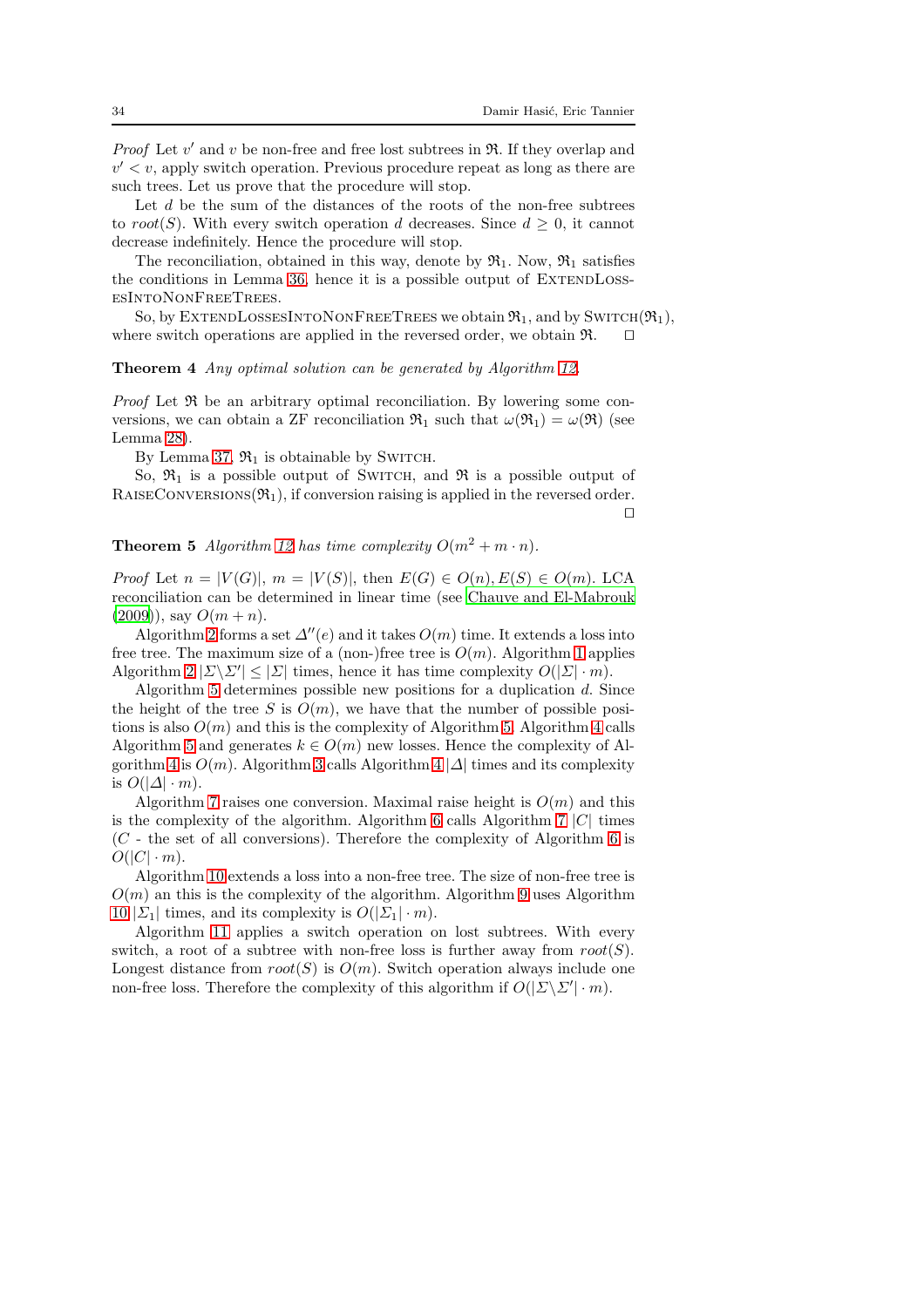*Proof* Let $v'$ and $v$ be non-free and free lost subtrees in $\mathfrak{R}$. If they overlap and $v' < v$, apply switch operation. Previous procedure repeat as long as there are such trees. Let us prove that the procedure will stop.

Let $d$ be the sum of the distances of the roots of the non-free subtrees to $root(S)$. With every switch operation $d$ decreases. Since $d \geq 0$, it cannot decrease indefinitely. Hence the procedure will stop.

The reconciliation, obtained in this way, denote by $\mathfrak{R}_1$. Now, $\mathfrak{R}_1$ satisfies the conditions in Lemma 36, hence it is a possible output of ExtendLossesIntoNonFreeTrees.

So, by ExtendLossesIntoNonFreeTrees we obtain $\mathfrak{R}_1$, and by Switch($\mathfrak{R}_1$), where switch operations are applied in the reversed order, we obtain $\mathfrak{R}$. □

**Theorem 4** *Any optimal solution can be generated by Algorithm 12.*

*Proof* Let $\mathfrak{R}$ be an arbitrary optimal reconciliation. By lowering some conversions, we can obtain a ZF reconciliation $\mathfrak{R}_1$ such that $\omega(\mathfrak{R}_1) = \omega(\mathfrak{R})$ (see Lemma 28).

By Lemma 37, $\mathfrak{R}_1$ is obtainable by Switch.

So, $\mathfrak{R}_1$ is a possible output of Switch, and $\mathfrak{R}$ is a possible output of RaiseConversions($\mathfrak{R}_1$), if conversion raising is applied in the reversed order. □

**Theorem 5** *Algorithm 12 has time complexity $O(m^2 + m \cdot n)$.*

*Proof* Let $n = |V(G)|$, $m = |V(S)|$, then $E(G) \in O(n), E(S) \in O(m)$. LCA reconciliation can be determined in linear time (see Chauve and El-Mabrouk (2009)), say $O(m + n)$.

Algorithm 2 forms a set $\Delta''(e)$ and it takes $O(m)$ time. It extends a loss into free tree. The maximum size of a (non-)free tree is $O(m)$. Algorithm 1 applies Algorithm 2 $|\Sigma \backslash \Sigma'| \leq |\Sigma|$ times, hence it has time complexity $O(|\Sigma| \cdot m)$.

Algorithm 5 determines possible new positions for a duplication $d$. Since the height of the tree $S$ is $O(m)$, we have that the number of possible positions is also $O(m)$ and this is the complexity of Algorithm 5. Algorithm 4 calls Algorithm 5 and generates $k \in O(m)$ new losses. Hence the complexity of Algorithm 4 is $O(m)$. Algorithm 3 calls Algorithm 4 $|\Delta|$ times and its complexity is $O(|\Delta| \cdot m)$.

Algorithm 7 raises one conversion. Maximal raise height is $O(m)$ and this is the complexity of the algorithm. Algorithm 6 calls Algorithm 7 $|C|$ times ($C$ - the set of all conversions). Therefore the complexity of Algorithm 6 is $O(|C| \cdot m)$.

Algorithm 10 extends a loss into a non-free tree. The size of non-free tree is $O(m)$ an this is the complexity of the algorithm. Algorithm 9 uses Algorithm 10 $|\Sigma_1|$ times, and its complexity is $O(|\Sigma_1| \cdot m)$.

Algorithm 11 applies a switch operation on lost subtrees. With every switch, a root of a subtree with non-free loss is further away from $root(S)$. Longest distance from $root(S)$ is $O(m)$. Switch operation always include one non-free loss. Therefore the complexity of this algorithm if $O(|\Sigma \backslash \Sigma'| \cdot m)$.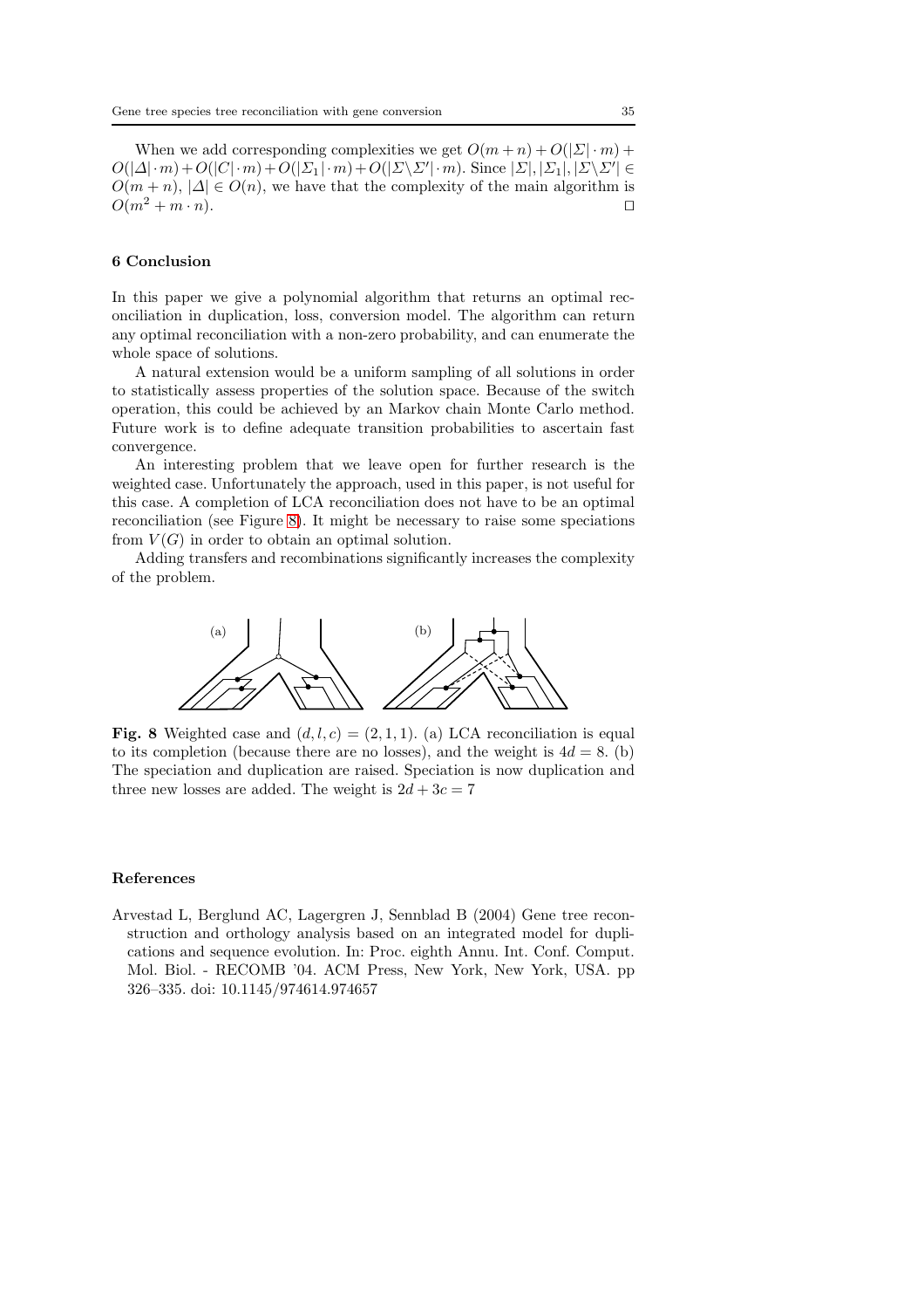When we add corresponding complexities we get $O(m+n) + O(|\Sigma| \cdot m) + O(|\Delta| \cdot m) + O(|C| \cdot m) + O(|\Sigma_1| \cdot m) + O(|\Sigma \backslash \Sigma'| \cdot m)$. Since $|\Sigma|, |\Sigma_1|, |\Sigma \backslash \Sigma'| \in O(m+n)$, $|\Delta| \in O(n)$, we have that the complexity of the main algorithm is $O(m^2 + m \cdot n)$. □

## 6 Conclusion

In this paper we give a polynomial algorithm that returns an optimal reconciliation in duplication, loss, conversion model. The algorithm can return any optimal reconciliation with a non-zero probability, and can enumerate the whole space of solutions.

A natural extension would be a uniform sampling of all solutions in order to statistically assess properties of the solution space. Because of the switch operation, this could be achieved by an Markov chain Monte Carlo method. Future work is to define adequate transition probabilities to ascertain fast convergence.

An interesting problem that we leave open for further research is the weighted case. Unfortunately the approach, used in this paper, is not useful for this case. A completion of LCA reconciliation does not have to be an optimal reconciliation (see Figure 8). It might be necessary to raise some speciations from $V(G)$ in order to obtain an optimal solution.

Adding transfers and recombinations significantly increases the complexity of the problem.

**Fig. 8** Weighted case and $(d, l, c) = (2, 1, 1)$. (a) LCA reconciliation is equal to its completion (because there are no losses), and the weight is $4d = 8$. (b) The speciation and duplication are raised. Speciation is now duplication and three new losses are added. The weight is $2d + 3c = 7$

## References

Arvestad L, Berglund AC, Lagergren J, Sennblad B (2004) Gene tree reconstruction and orthology analysis based on an integrated model for duplications and sequence evolution. In: Proc. eighth Annu. Int. Conf. Comput. Mol. Biol. - RECOMB '04. ACM Press, New York, New York, USA. pp 326–335. doi: 10.1145/974614.974657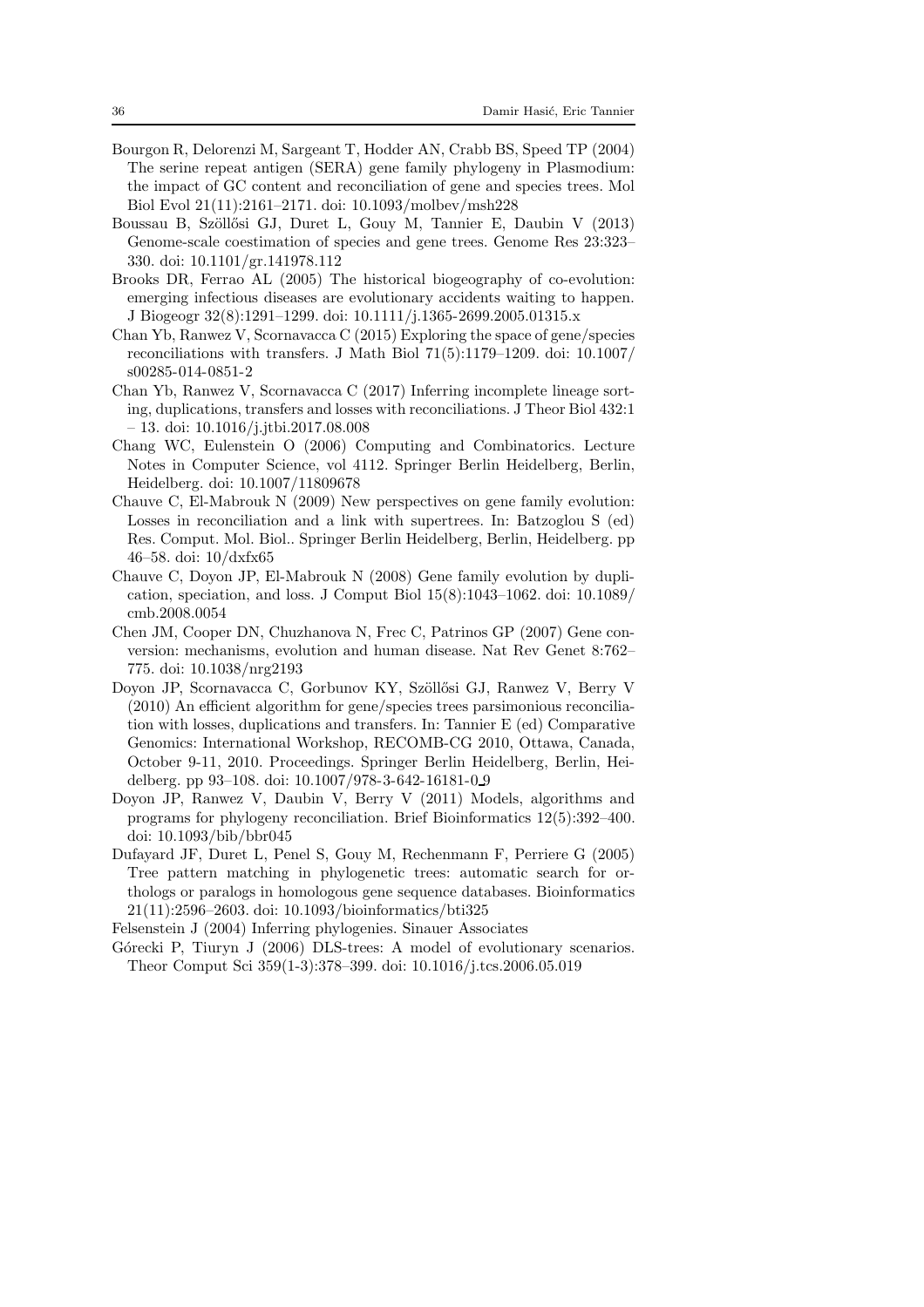Bourgon R, Delorenzi M, Sargeant T, Hodder AN, Crabb BS, Speed TP (2004) The serine repeat antigen (SERA) gene family phylogeny in Plasmodium: the impact of GC content and reconciliation of gene and species trees. Mol Biol Evol 21(11):2161–2171. doi: 10.1093/molbev/msh228

Boussau B, Szöllősi GJ, Duret L, Gouy M, Tannier E, Daubin V (2013) Genome-scale coestimation of species and gene trees. Genome Res 23:323–330. doi: 10.1101/gr.141978.112

Brooks DR, Ferrao AL (2005) The historical biogeography of co-evolution: emerging infectious diseases are evolutionary accidents waiting to happen. J Biogeogr 32(8):1291–1299. doi: 10.1111/j.1365-2699.2005.01315.x

Chan Yb, Ranwez V, Scornavacca C (2015) Exploring the space of gene/species reconciliations with transfers. J Math Biol 71(5):1179–1209. doi: 10.1007/s00285-014-0851-2

Chan Yb, Ranwez V, Scornavacca C (2017) Inferring incomplete lineage sorting, duplications, transfers and losses with reconciliations. J Theor Biol 432:1 – 13. doi: 10.1016/j.jtbi.2017.08.008

Chang WC, Eulenstein O (2006) Computing and Combinatorics. Lecture Notes in Computer Science, vol 4112. Springer Berlin Heidelberg, Berlin, Heidelberg. doi: 10.1007/11809678

Chauve C, El-Mabrouk N (2009) New perspectives on gene family evolution: Losses in reconciliation and a link with supertrees. In: Batzoglou S (ed) Res. Comput. Mol. Biol.. Springer Berlin Heidelberg, Berlin, Heidelberg. pp 46–58. doi: 10/dxfx65

Chauve C, Doyon JP, El-Mabrouk N (2008) Gene family evolution by duplication, speciation, and loss. J Comput Biol 15(8):1043–1062. doi: 10.1089/cmb.2008.0054

Chen JM, Cooper DN, Chuzhanova N, Frec C, Patrinos GP (2007) Gene conversion: mechanisms, evolution and human disease. Nat Rev Genet 8:762–775. doi: 10.1038/nrg2193

Doyon JP, Scornavacca C, Gorbunov KY, Szöllősi GJ, Ranwez V, Berry V (2010) An efficient algorithm for gene/species trees parsimonious reconciliation with losses, duplications and transfers. In: Tannier E (ed) Comparative Genomics: International Workshop, RECOMB-CG 2010, Ottawa, Canada, October 9-11, 2010. Proceedings. Springer Berlin Heidelberg, Berlin, Heidelberg. pp 93–108. doi: 10.1007/978-3-642-16181-0_9

Doyon JP, Ranwez V, Daubin V, Berry V (2011) Models, algorithms and programs for phylogeny reconciliation. Brief Bioinformatics 12(5):392–400. doi: 10.1093/bib/bbr045

Dufayard JF, Duret L, Penel S, Gouy M, Rechenmann F, Perriere G (2005) Tree pattern matching in phylogenetic trees: automatic search for orthologs or paralogs in homologous gene sequence databases. Bioinformatics 21(11):2596–2603. doi: 10.1093/bioinformatics/bti325

Felsenstein J (2004) Inferring phylogenies. Sinauer Associates

Górecki P, Tiuryn J (2006) DLS-trees: A model of evolutionary scenarios. Theor Comput Sci 359(1-3):378–399. doi: 10.1016/j.tcs.2006.05.019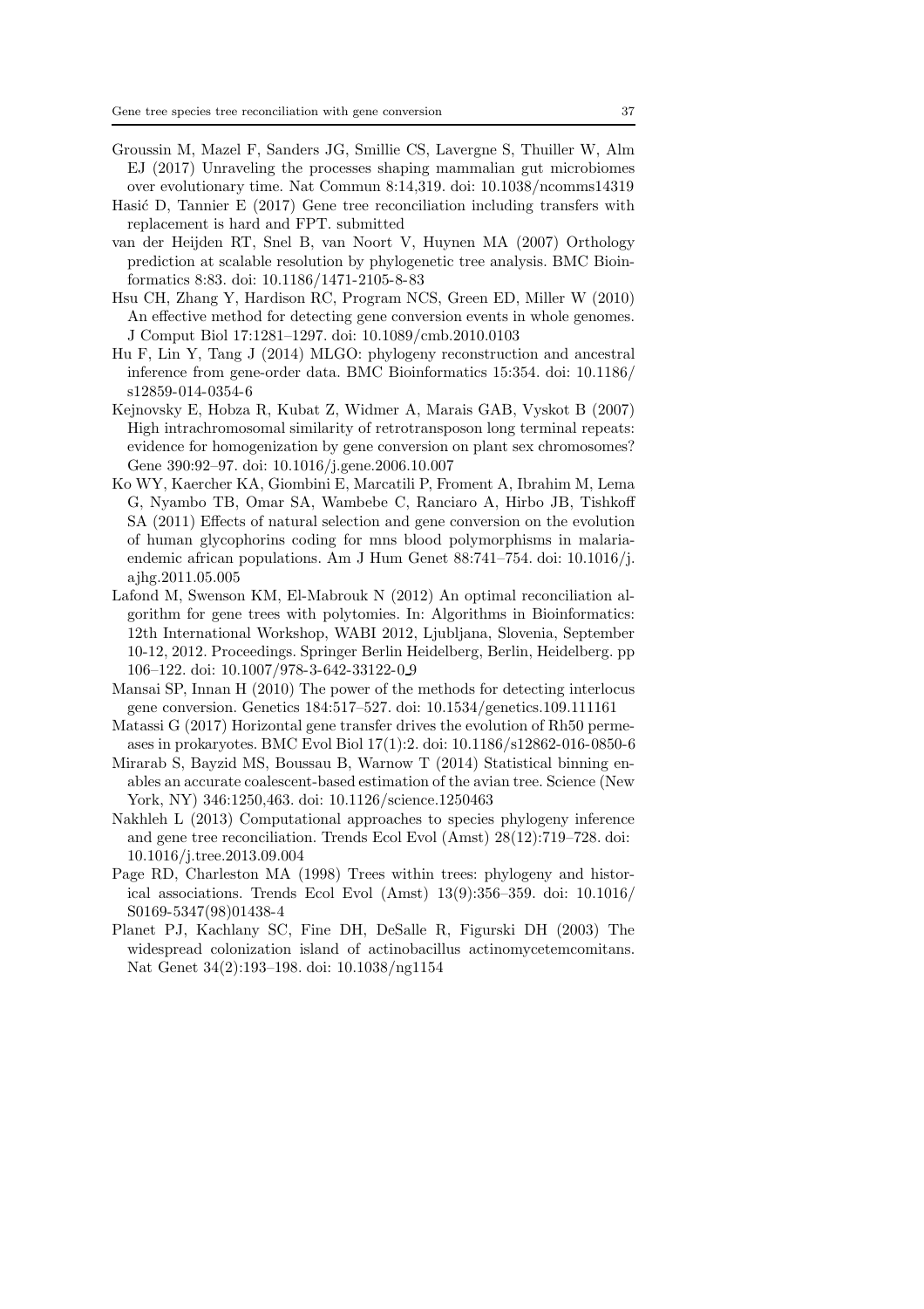Groussin M, Mazel F, Sanders JG, Smillie CS, Lavergne S, Thuiller W, Alm EJ (2017) Unraveling the processes shaping mammalian gut microbiomes over evolutionary time. Nat Commun 8:14,319. doi: 10.1038/ncomms14319

Hasić D, Tannier E (2017) Gene tree reconciliation including transfers with replacement is hard and FPT. submitted

van der Heijden RT, Snel B, van Noort V, Huynen MA (2007) Orthology prediction at scalable resolution by phylogenetic tree analysis. BMC Bioinformatics 8:83. doi: 10.1186/1471-2105-8-83

Hsu CH, Zhang Y, Hardison RC, Program NCS, Green ED, Miller W (2010) An effective method for detecting gene conversion events in whole genomes. J Comput Biol 17:1281–1297. doi: 10.1089/cmb.2010.0103

Hu F, Lin Y, Tang J (2014) MLGO: phylogeny reconstruction and ancestral inference from gene-order data. BMC Bioinformatics 15:354. doi: 10.1186/s12859-014-0354-6

Kejnovsky E, Hobza R, Kubat Z, Widmer A, Marais GAB, Vyskot B (2007) High intrachromosomal similarity of retrotransposon long terminal repeats: evidence for homogenization by gene conversion on plant sex chromosomes? Gene 390:92–97. doi: 10.1016/j.gene.2006.10.007

Ko WY, Kaercher KA, Giombini E, Marcatili P, Froment A, Ibrahim M, Lema G, Nyambo TB, Omar SA, Wambebe C, Ranciaro A, Hirbo JB, Tishkoff SA (2011) Effects of natural selection and gene conversion on the evolution of human glycophorins coding for mns blood polymorphisms in malaria-endemic african populations. Am J Hum Genet 88:741–754. doi: 10.1016/j.ajhg.2011.05.005

Lafond M, Swenson KM, El-Mabrouk N (2012) An optimal reconciliation algorithm for gene trees with polytomies. In: Algorithms in Bioinformatics: 12th International Workshop, WABI 2012, Ljubljana, Slovenia, September 10-12, 2012. Proceedings. Springer Berlin Heidelberg, Berlin, Heidelberg. pp 106–122. doi: 10.1007/978-3-642-33122-0_9

Mansai SP, Innan H (2010) The power of the methods for detecting interlocus gene conversion. Genetics 184:517–527. doi: 10.1534/genetics.109.111161

Matassi G (2017) Horizontal gene transfer drives the evolution of Rh50 permeases in prokaryotes. BMC Evol Biol 17(1):2. doi: 10.1186/s12862-016-0850-6

Mirarab S, Bayzid MS, Boussau B, Warnow T (2014) Statistical binning enables an accurate coalescent-based estimation of the avian tree. Science (New York, NY) 346:1250,463. doi: 10.1126/science.1250463

Nakhleh L (2013) Computational approaches to species phylogeny inference and gene tree reconciliation. Trends Ecol Evol (Amst) 28(12):719–728. doi: 10.1016/j.tree.2013.09.004

Page RD, Charleston MA (1998) Trees within trees: phylogeny and historical associations. Trends Ecol Evol (Amst) 13(9):356–359. doi: 10.1016/S0169-5347(98)01438-4

Planet PJ, Kachlany SC, Fine DH, DeSalle R, Figurski DH (2003) The widespread colonization island of actinobacillus actinomycetemcomitans. Nat Genet 34(2):193–198. doi: 10.1038/ng1154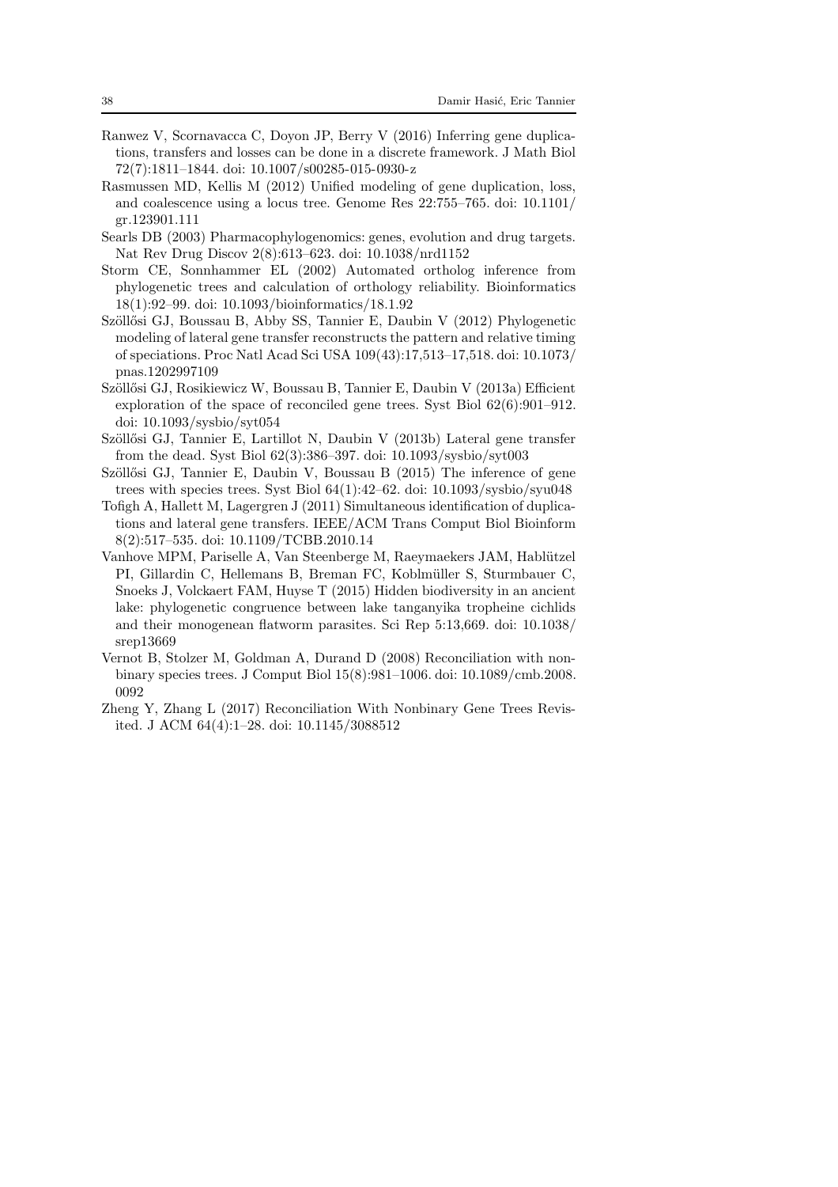Ranwez V, Scornavacca C, Doyon JP, Berry V (2016) Inferring gene duplications, transfers and losses can be done in a discrete framework. J Math Biol 72(7):1811–1844. doi: 10.1007/s00285-015-0930-z

Rasmussen MD, Kellis M (2012) Unified modeling of gene duplication, loss, and coalescence using a locus tree. Genome Res 22:755–765. doi: 10.1101/gr.123901.111

Searls DB (2003) Pharmacophylogenomics: genes, evolution and drug targets. Nat Rev Drug Discov 2(8):613–623. doi: 10.1038/nrd1152

Storm CE, Sonnhammer EL (2002) Automated ortholog inference from phylogenetic trees and calculation of orthology reliability. Bioinformatics 18(1):92–99. doi: 10.1093/bioinformatics/18.1.92

Szöllősi GJ, Boussau B, Abby SS, Tannier E, Daubin V (2012) Phylogenetic modeling of lateral gene transfer reconstructs the pattern and relative timing of speciations. Proc Natl Acad Sci USA 109(43):17,513–17,518. doi: 10.1073/pnas.1202997109

Szöllősi GJ, Rosikiewicz W, Boussau B, Tannier E, Daubin V (2013a) Efficient exploration of the space of reconciled gene trees. Syst Biol 62(6):901–912. doi: 10.1093/sysbio/syt054

Szöllősi GJ, Tannier E, Lartillot N, Daubin V (2013b) Lateral gene transfer from the dead. Syst Biol 62(3):386–397. doi: 10.1093/sysbio/syt003

Szöllősi GJ, Tannier E, Daubin V, Boussau B (2015) The inference of gene trees with species trees. Syst Biol 64(1):42–62. doi: 10.1093/sysbio/syu048

Tofigh A, Hallett M, Lagergren J (2011) Simultaneous identification of duplications and lateral gene transfers. IEEE/ACM Trans Comput Biol Bioinform 8(2):517–535. doi: 10.1109/TCBB.2010.14

Vanhove MPM, Pariselle A, Van Steenberge M, Raeymaekers JAM, Hablützel PI, Gillardin C, Hellemans B, Breman FC, Koblmüller S, Sturmbauer C, Snoeks J, Volckaert FAM, Huyse T (2015) Hidden biodiversity in an ancient lake: phylogenetic congruence between lake tanganyika tropheine cichlids and their monogenean flatworm parasites. Sci Rep 5:13,669. doi: 10.1038/srep13669

Vernot B, Stolzer M, Goldman A, Durand D (2008) Reconciliation with nonbinary species trees. J Comput Biol 15(8):981–1006. doi: 10.1089/cmb.2008.0092

Zheng Y, Zhang L (2017) Reconciliation With Nonbinary Gene Trees Revisited. J ACM 64(4):1–28. doi: 10.1145/3088512